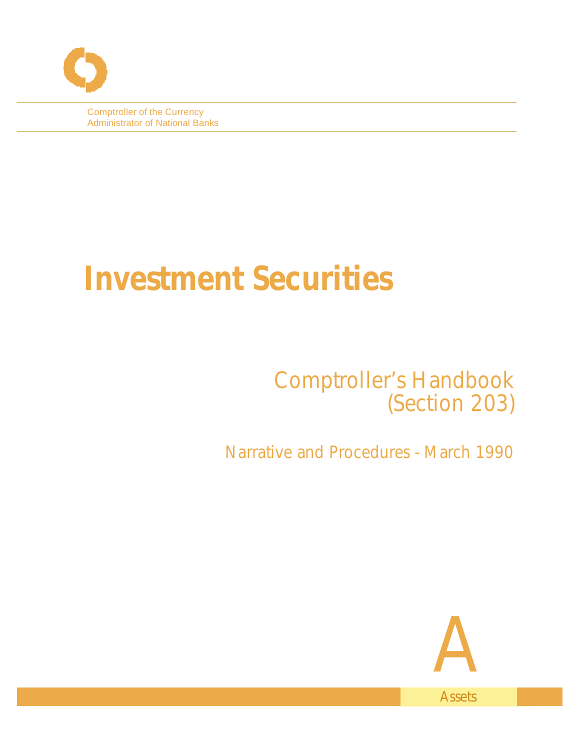Comptroller of the Currency
Administrator of National Banks

# Investment Securities

Comptroller's Handbook
(Section 203)

Narrative and Procedures - March 1990

A

Assets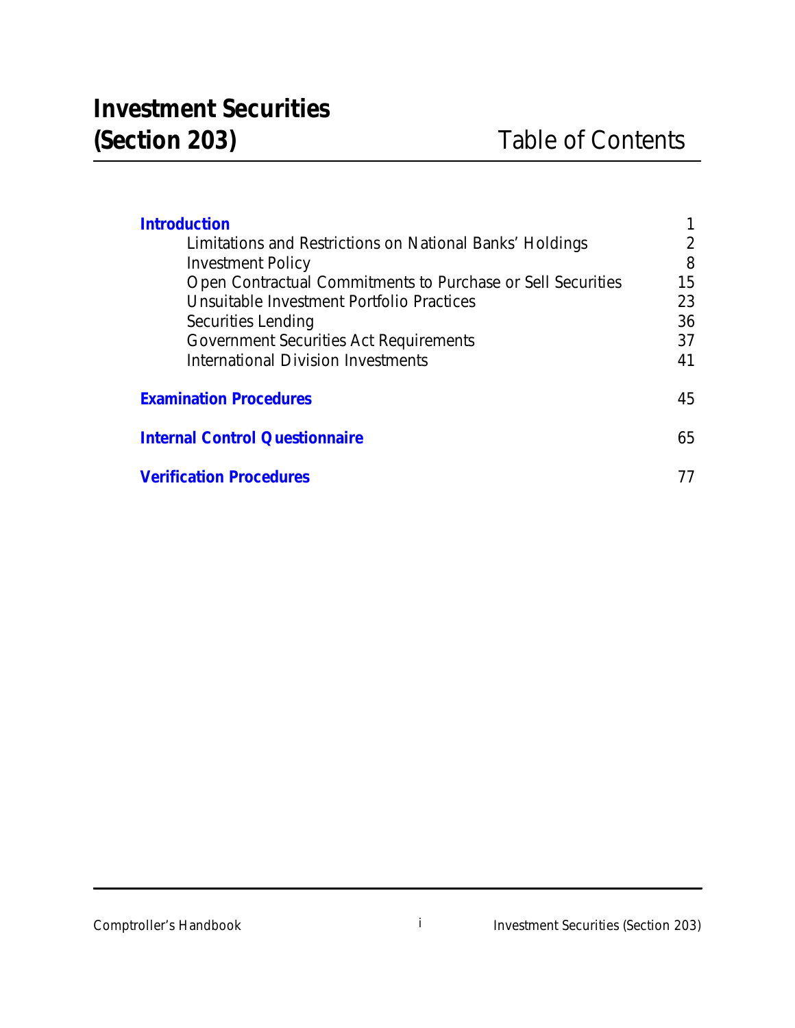# Investment Securities (Section 203)

## Table of Contents

| | |
|---|---|
| **Introduction** | 1 |
| Limitations and Restrictions on National Banks' Holdings | 2 |
| Investment Policy | 8 |
| Open Contractual Commitments to Purchase or Sell Securities | 15 |
| Unsuitable Investment Portfolio Practices | 23 |
| Securities Lending | 36 |
| Government Securities Act Requirements | 37 |
| International Division Investments | 41 |
| **Examination Procedures** | 45 |
| **Internal Control Questionnaire** | 65 |
| **Verification Procedures** | 77 |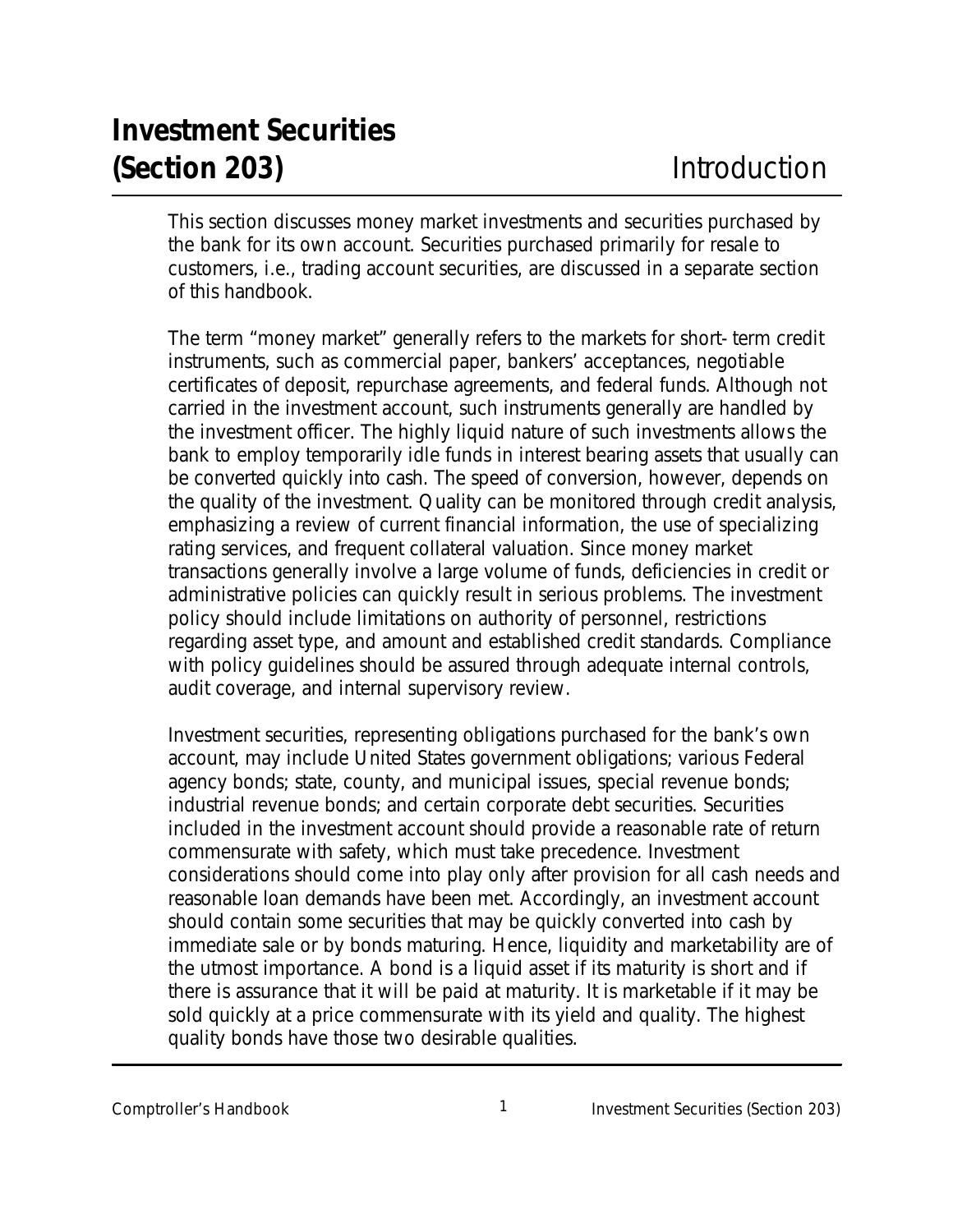# Investment Securities (Section 203)

## Introduction

This section discusses money market investments and securities purchased by the bank for its own account. Securities purchased primarily for resale to customers, i.e., trading account securities, are discussed in a separate section of this handbook.

The term "money market" generally refers to the markets for short- term credit instruments, such as commercial paper, bankers' acceptances, negotiable certificates of deposit, repurchase agreements, and federal funds. Although not carried in the investment account, such instruments generally are handled by the investment officer. The highly liquid nature of such investments allows the bank to employ temporarily idle funds in interest bearing assets that usually can be converted quickly into cash. The speed of conversion, however, depends on the quality of the investment. Quality can be monitored through credit analysis, emphasizing a review of current financial information, the use of specializing rating services, and frequent collateral valuation. Since money market transactions generally involve a large volume of funds, deficiencies in credit or administrative policies can quickly result in serious problems. The investment policy should include limitations on authority of personnel, restrictions regarding asset type, and amount and established credit standards. Compliance with policy guidelines should be assured through adequate internal controls, audit coverage, and internal supervisory review.

Investment securities, representing obligations purchased for the bank's own account, may include United States government obligations; various Federal agency bonds; state, county, and municipal issues, special revenue bonds; industrial revenue bonds; and certain corporate debt securities. Securities included in the investment account should provide a reasonable rate of return commensurate with safety, which must take precedence. Investment considerations should come into play only after provision for all cash needs and reasonable loan demands have been met. Accordingly, an investment account should contain some securities that may be quickly converted into cash by immediate sale or by bonds maturing. Hence, liquidity and marketability are of the utmost importance. A bond is a liquid asset if its maturity is short and if there is assurance that it will be paid at maturity. It is marketable if it may be sold quickly at a price commensurate with its yield and quality. The highest quality bonds have those two desirable qualities.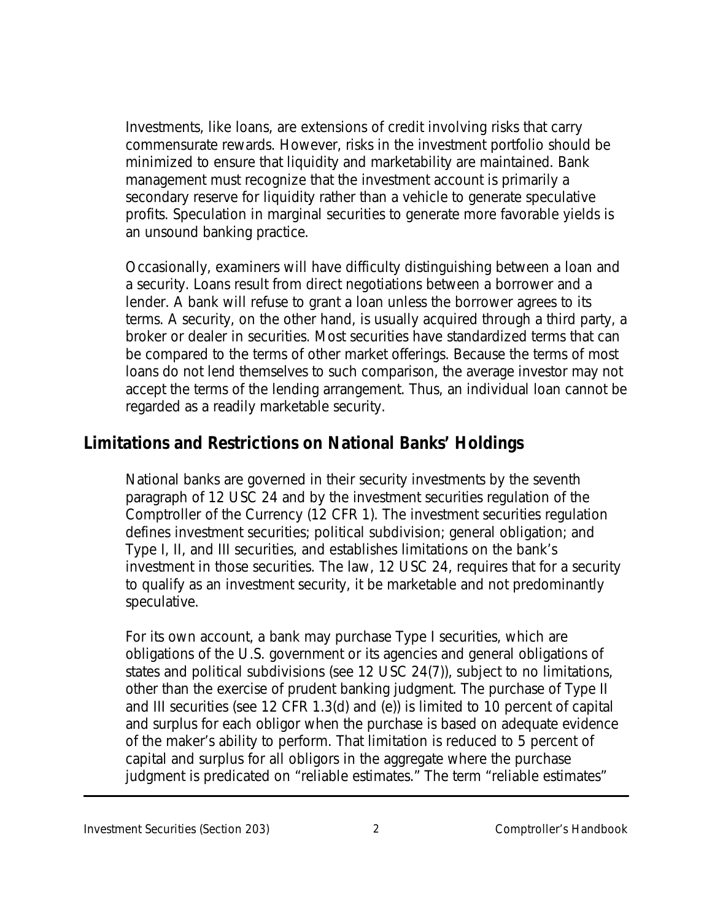Investments, like loans, are extensions of credit involving risks that carry commensurate rewards. However, risks in the investment portfolio should be minimized to ensure that liquidity and marketability are maintained. Bank management must recognize that the investment account is primarily a secondary reserve for liquidity rather than a vehicle to generate speculative profits. Speculation in marginal securities to generate more favorable yields is an unsound banking practice.

Occasionally, examiners will have difficulty distinguishing between a loan and a security. Loans result from direct negotiations between a borrower and a lender. A bank will refuse to grant a loan unless the borrower agrees to its terms. A security, on the other hand, is usually acquired through a third party, a broker or dealer in securities. Most securities have standardized terms that can be compared to the terms of other market offerings. Because the terms of most loans do not lend themselves to such comparison, the average investor may not accept the terms of the lending arrangement. Thus, an individual loan cannot be regarded as a readily marketable security.

## Limitations and Restrictions on National Banks' Holdings

National banks are governed in their security investments by the seventh paragraph of 12 USC 24 and by the investment securities regulation of the Comptroller of the Currency (12 CFR 1). The investment securities regulation defines investment securities; political subdivision; general obligation; and Type I, II, and III securities, and establishes limitations on the bank's investment in those securities. The law, 12 USC 24, requires that for a security to qualify as an investment security, it be marketable and not predominantly speculative.

For its own account, a bank may purchase Type I securities, which are obligations of the U.S. government or its agencies and general obligations of states and political subdivisions (see 12 USC 24(7)), subject to no limitations, other than the exercise of prudent banking judgment. The purchase of Type II and III securities (see 12 CFR 1.3(d) and (e)) is limited to 10 percent of capital and surplus for each obligor when the purchase is based on adequate evidence of the maker's ability to perform. That limitation is reduced to 5 percent of capital and surplus for all obligors in the aggregate where the purchase judgment is predicated on "reliable estimates." The term "reliable estimates"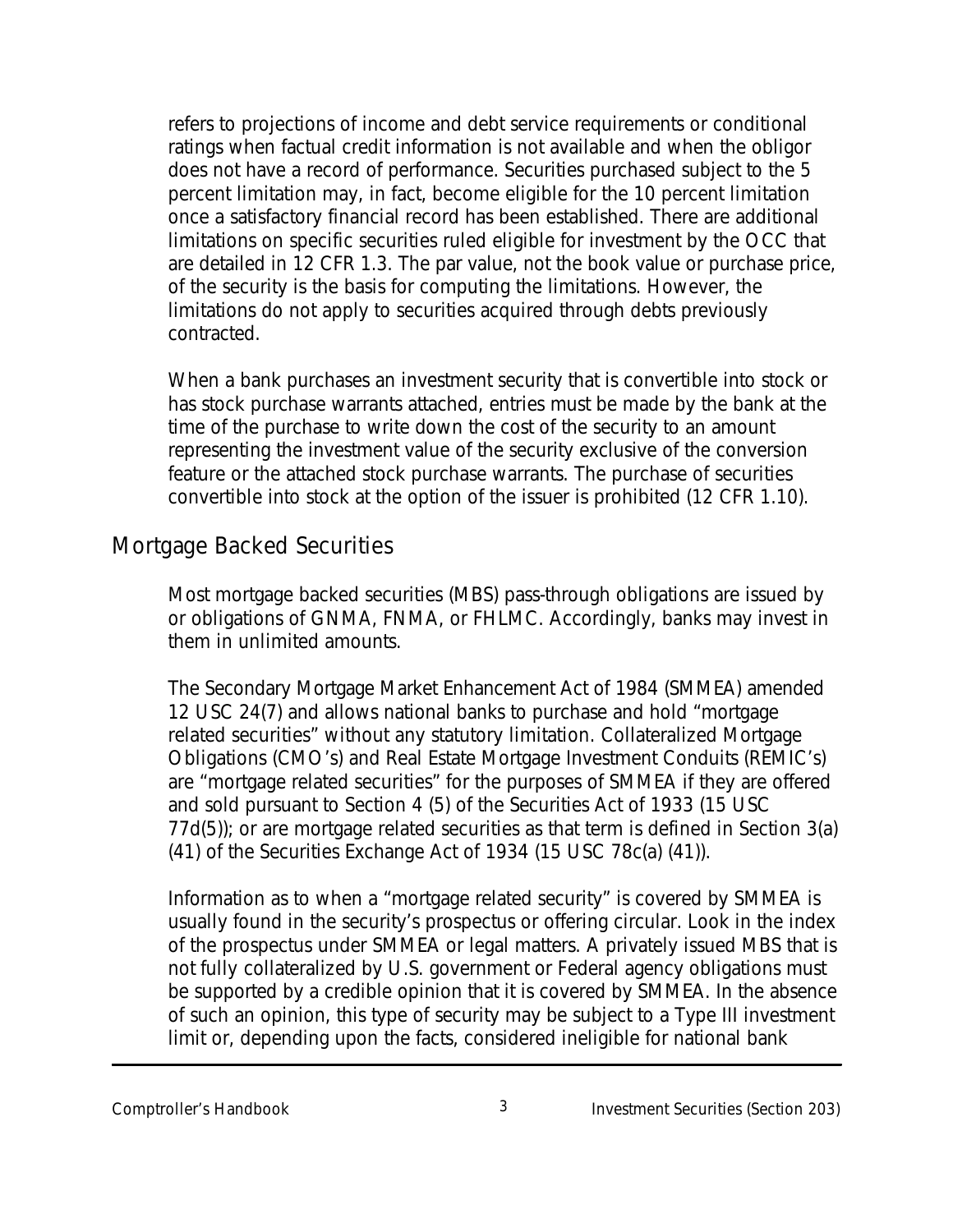refers to projections of income and debt service requirements or conditional ratings when factual credit information is not available and when the obligor does not have a record of performance. Securities purchased subject to the 5 percent limitation may, in fact, become eligible for the 10 percent limitation once a satisfactory financial record has been established. There are additional limitations on specific securities ruled eligible for investment by the OCC that are detailed in 12 CFR 1.3. The par value, not the book value or purchase price, of the security is the basis for computing the limitations. However, the limitations do not apply to securities acquired through debts previously contracted.

When a bank purchases an investment security that is convertible into stock or has stock purchase warrants attached, entries must be made by the bank at the time of the purchase to write down the cost of the security to an amount representing the investment value of the security exclusive of the conversion feature or the attached stock purchase warrants. The purchase of securities convertible into stock at the option of the issuer is prohibited (12 CFR 1.10).

## Mortgage Backed Securities

Most mortgage backed securities (MBS) pass-through obligations are issued by or obligations of GNMA, FNMA, or FHLMC. Accordingly, banks may invest in them in unlimited amounts.

The Secondary Mortgage Market Enhancement Act of 1984 (SMMEA) amended 12 USC 24(7) and allows national banks to purchase and hold "mortgage related securities" without any statutory limitation. Collateralized Mortgage Obligations (CMO's) and Real Estate Mortgage Investment Conduits (REMIC's) are "mortgage related securities" for the purposes of SMMEA if they are offered and sold pursuant to Section 4 (5) of the Securities Act of 1933 (15 USC 77d(5)); or are mortgage related securities as that term is defined in Section 3(a) (41) of the Securities Exchange Act of 1934 (15 USC 78c(a) (41)).

Information as to when a "mortgage related security" is covered by SMMEA is usually found in the security's prospectus or offering circular. Look in the index of the prospectus under SMMEA or legal matters. A privately issued MBS that is not fully collateralized by U.S. government or Federal agency obligations must be supported by a credible opinion that it is covered by SMMEA. In the absence of such an opinion, this type of security may be subject to a Type III investment limit or, depending upon the facts, considered ineligible for national bank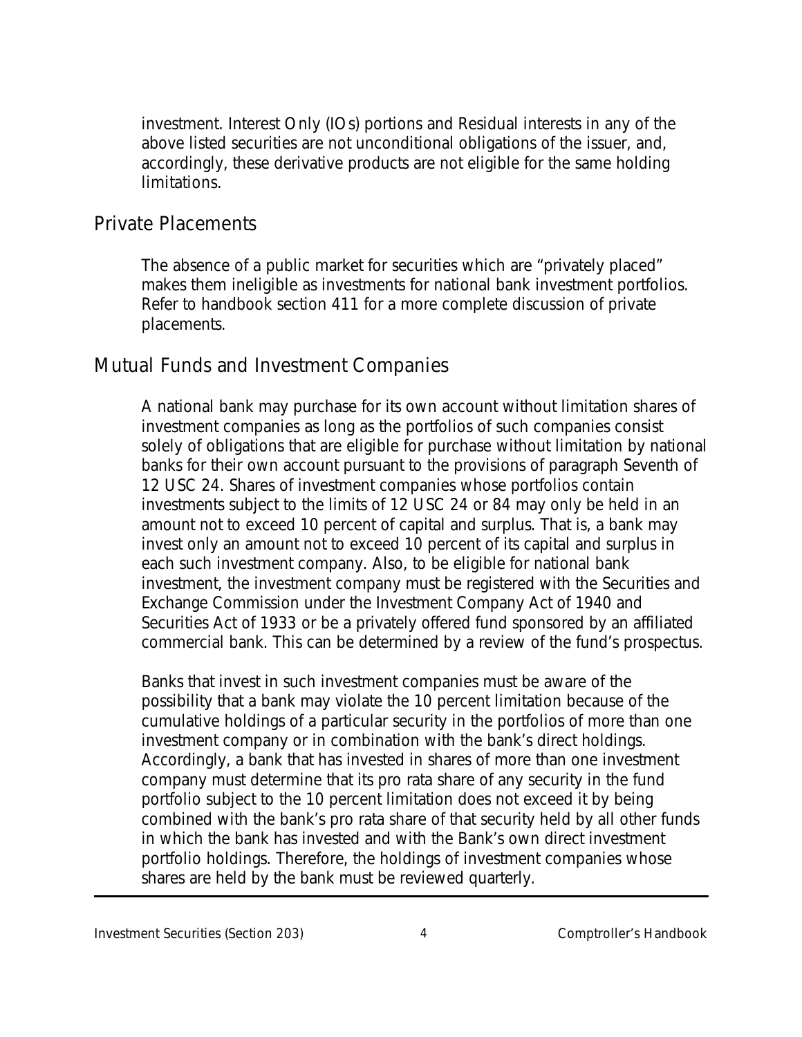investment. Interest Only (IOs) portions and Residual interests in any of the above listed securities are not unconditional obligations of the issuer, and, accordingly, these derivative products are not eligible for the same holding limitations.

## Private Placements

The absence of a public market for securities which are "privately placed" makes them ineligible as investments for national bank investment portfolios. Refer to handbook section 411 for a more complete discussion of private placements.

## Mutual Funds and Investment Companies

A national bank may purchase for its own account without limitation shares of investment companies as long as the portfolios of such companies consist solely of obligations that are eligible for purchase without limitation by national banks for their own account pursuant to the provisions of paragraph Seventh of 12 USC 24. Shares of investment companies whose portfolios contain investments subject to the limits of 12 USC 24 or 84 may only be held in an amount not to exceed 10 percent of capital and surplus. That is, a bank may invest only an amount not to exceed 10 percent of its capital and surplus in each such investment company. Also, to be eligible for national bank investment, the investment company must be registered with the Securities and Exchange Commission under the Investment Company Act of 1940 and Securities Act of 1933 or be a privately offered fund sponsored by an affiliated commercial bank. This can be determined by a review of the fund's prospectus.

Banks that invest in such investment companies must be aware of the possibility that a bank may violate the 10 percent limitation because of the cumulative holdings of a particular security in the portfolios of more than one investment company or in combination with the bank's direct holdings. Accordingly, a bank that has invested in shares of more than one investment company must determine that its pro rata share of any security in the fund portfolio subject to the 10 percent limitation does not exceed it by being combined with the bank's pro rata share of that security held by all other funds in which the bank has invested and with the Bank's own direct investment portfolio holdings. Therefore, the holdings of investment companies whose shares are held by the bank must be reviewed quarterly.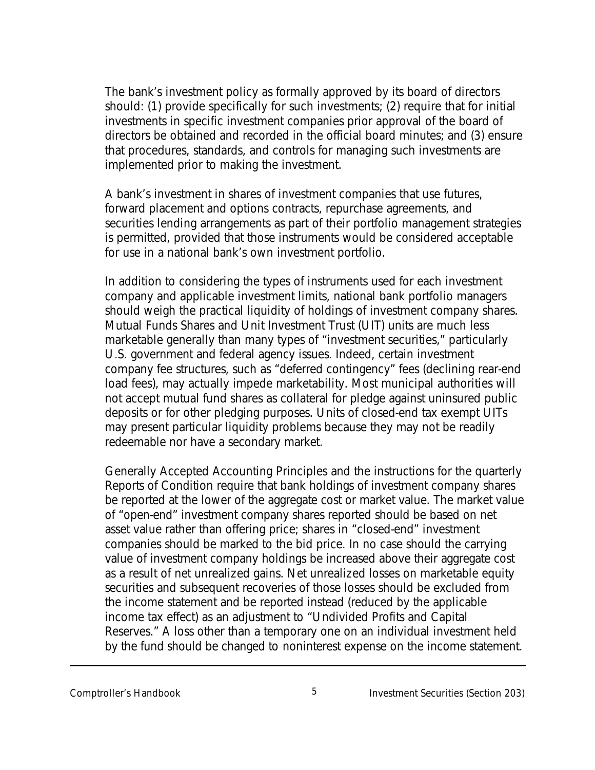The bank's investment policy as formally approved by its board of directors should: (1) provide specifically for such investments; (2) require that for initial investments in specific investment companies prior approval of the board of directors be obtained and recorded in the official board minutes; and (3) ensure that procedures, standards, and controls for managing such investments are implemented prior to making the investment.

A bank's investment in shares of investment companies that use futures, forward placement and options contracts, repurchase agreements, and securities lending arrangements as part of their portfolio management strategies is permitted, provided that those instruments would be considered acceptable for use in a national bank's own investment portfolio.

In addition to considering the types of instruments used for each investment company and applicable investment limits, national bank portfolio managers should weigh the practical liquidity of holdings of investment company shares. Mutual Funds Shares and Unit Investment Trust (UIT) units are much less marketable generally than many types of "investment securities," particularly U.S. government and federal agency issues. Indeed, certain investment company fee structures, such as "deferred contingency" fees (declining rear-end load fees), may actually impede marketability. Most municipal authorities will not accept mutual fund shares as collateral for pledge against uninsured public deposits or for other pledging purposes. Units of closed-end tax exempt UITs may present particular liquidity problems because they may not be readily redeemable nor have a secondary market.

Generally Accepted Accounting Principles and the instructions for the quarterly Reports of Condition require that bank holdings of investment company shares be reported at the lower of the aggregate cost or market value. The market value of "open-end" investment company shares reported should be based on net asset value rather than offering price; shares in "closed-end" investment companies should be marked to the bid price. In no case should the carrying value of investment company holdings be increased above their aggregate cost as a result of net unrealized gains. Net unrealized losses on marketable equity securities and subsequent recoveries of those losses should be excluded from the income statement and be reported instead (reduced by the applicable income tax effect) as an adjustment to "Undivided Profits and Capital Reserves." A loss other than a temporary one on an individual investment held by the fund should be changed to noninterest expense on the income statement.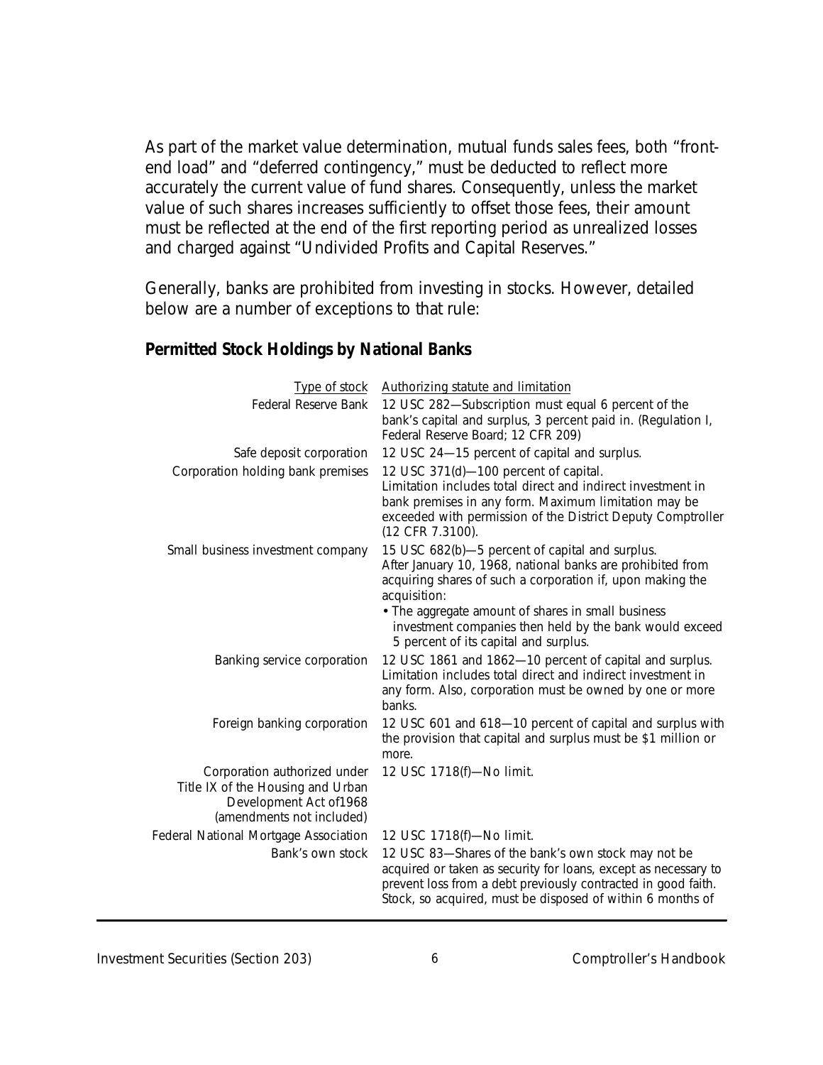As part of the market value determination, mutual funds sales fees, both "front-end load" and "deferred contingency," must be deducted to reflect more accurately the current value of fund shares. Consequently, unless the market value of such shares increases sufficiently to offset those fees, their amount must be reflected at the end of the first reporting period as unrealized losses and charged against "Undivided Profits and Capital Reserves."

Generally, banks are prohibited from investing in stocks. However, detailed below are a number of exceptions to that rule:

### Permitted Stock Holdings by National Banks

| Type of stock | Authorizing statute and limitation |
| --- | --- |
| Federal Reserve Bank | 12 USC 282—Subscription must equal 6 percent of the bank's capital and surplus, 3 percent paid in. (Regulation I, Federal Reserve Board; 12 CFR 209) |
| Safe deposit corporation | 12 USC 24—15 percent of capital and surplus. |
| Corporation holding bank premises | 12 USC 371(d)—100 percent of capital. Limitation includes total direct and indirect investment in bank premises in any form. Maximum limitation may be exceeded with permission of the District Deputy Comptroller (12 CFR 7.3100). |
| Small business investment company | 15 USC 682(b)—5 percent of capital and surplus. After January 10, 1968, national banks are prohibited from acquiring shares of such a corporation if, upon making the acquisition: • The aggregate amount of shares in small business investment companies then held by the bank would exceed 5 percent of its capital and surplus. |
| Banking service corporation | 12 USC 1861 and 1862—10 percent of capital and surplus. Limitation includes total direct and indirect investment in any form. Also, corporation must be owned by one or more banks. |
| Foreign banking corporation | 12 USC 601 and 618—10 percent of capital and surplus with the provision that capital and surplus must be $1 million or more. |
| Corporation authorized under Title IX of the Housing and Urban Development Act of1968 (amendments not included) | 12 USC 1718(f)—No limit. |
| Federal National Mortgage Association | 12 USC 1718(f)—No limit. |
| Bank's own stock | 12 USC 83—Shares of the bank's own stock may not be acquired or taken as security for loans, except as necessary to prevent loss from a debt previously contracted in good faith. Stock, so acquired, must be disposed of within 6 months of |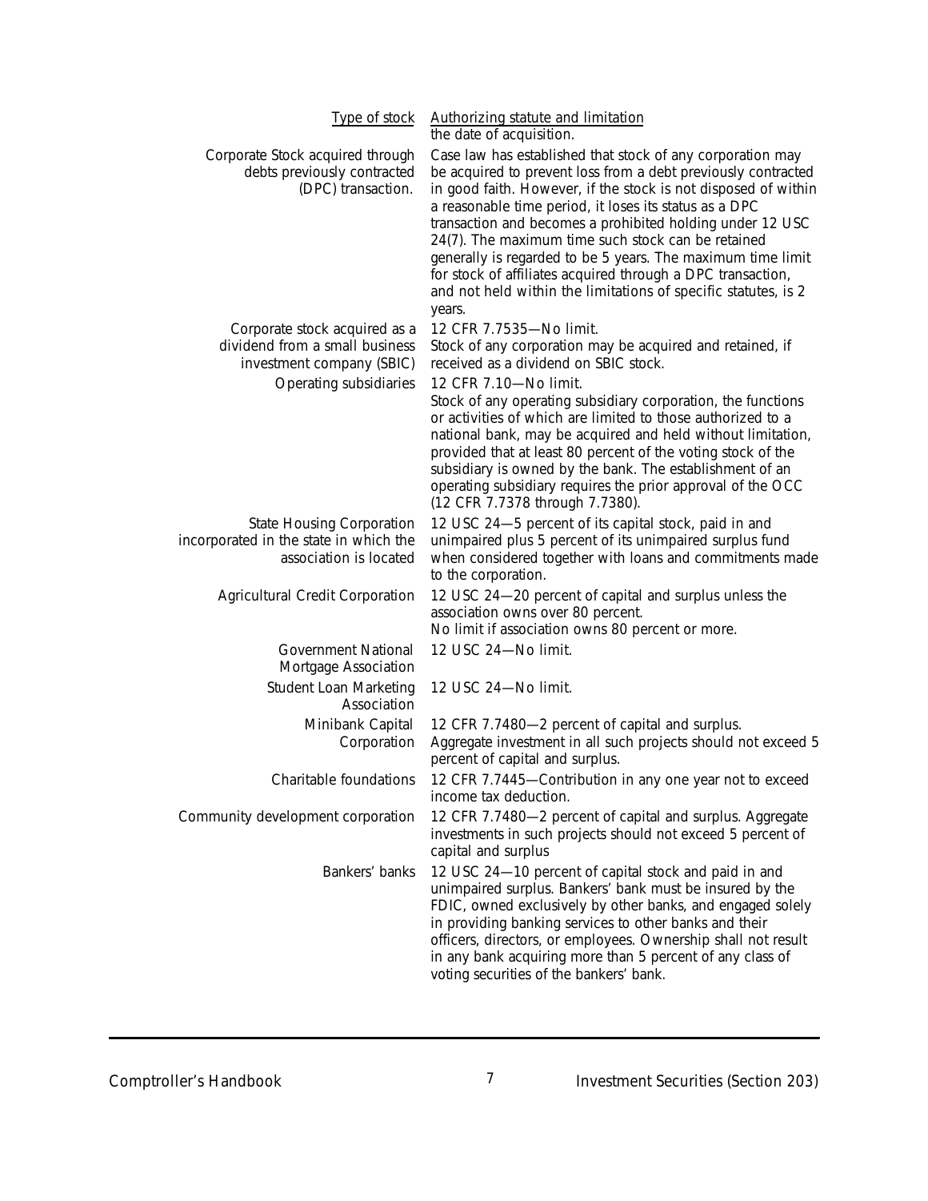| Type of stock | Authorizing statute and limitation |
| --- | --- |
| | the date of acquisition. |
| Corporate Stock acquired through debts previously contracted (DPC) transaction. | Case law has established that stock of any corporation may be acquired to prevent loss from a debt previously contracted in good faith. However, if the stock is not disposed of within a reasonable time period, it loses its status as a DPC transaction and becomes a prohibited holding under 12 USC 24(7). The maximum time such stock can be retained generally is regarded to be 5 years. The maximum time limit for stock of affiliates acquired through a DPC transaction, and not held within the limitations of specific statutes, is 2 years. |
| Corporate stock acquired as a dividend from a small business investment company (SBIC) | 12 CFR 7.7535—No limit. Stock of any corporation may be acquired and retained, if received as a dividend on SBIC stock. |
| Operating subsidiaries | 12 CFR 7.10—No limit. Stock of any operating subsidiary corporation, the functions or activities of which are limited to those authorized to a national bank, may be acquired and held without limitation, provided that at least 80 percent of the voting stock of the subsidiary is owned by the bank. The establishment of an operating subsidiary requires the prior approval of the OCC (12 CFR 7.7378 through 7.7380). |
| State Housing Corporation incorporated in the state in which the association is located | 12 USC 24—5 percent of its capital stock, paid in and unimpaired plus 5 percent of its unimpaired surplus fund when considered together with loans and commitments made to the corporation. |
| Agricultural Credit Corporation | 12 USC 24—20 percent of capital and surplus unless the association owns over 80 percent. No limit if association owns 80 percent or more. |
| Government National Mortgage Association | 12 USC 24—No limit. |
| Student Loan Marketing Association | 12 USC 24—No limit. |
| Minibank Capital Corporation | 12 CFR 7.7480—2 percent of capital and surplus. Aggregate investment in all such projects should not exceed 5 percent of capital and surplus. |
| Charitable foundations | 12 CFR 7.7445—Contribution in any one year not to exceed income tax deduction. |
| Community development corporation | 12 CFR 7.7480—2 percent of capital and surplus. Aggregate investments in such projects should not exceed 5 percent of capital and surplus |
| Bankers' banks | 12 USC 24—10 percent of capital stock and paid in and unimpaired surplus. Bankers' bank must be insured by the FDIC, owned exclusively by other banks, and engaged solely in providing banking services to other banks and their officers, directors, or employees. Ownership shall not result in any bank acquiring more than 5 percent of any class of voting securities of the bankers' bank. |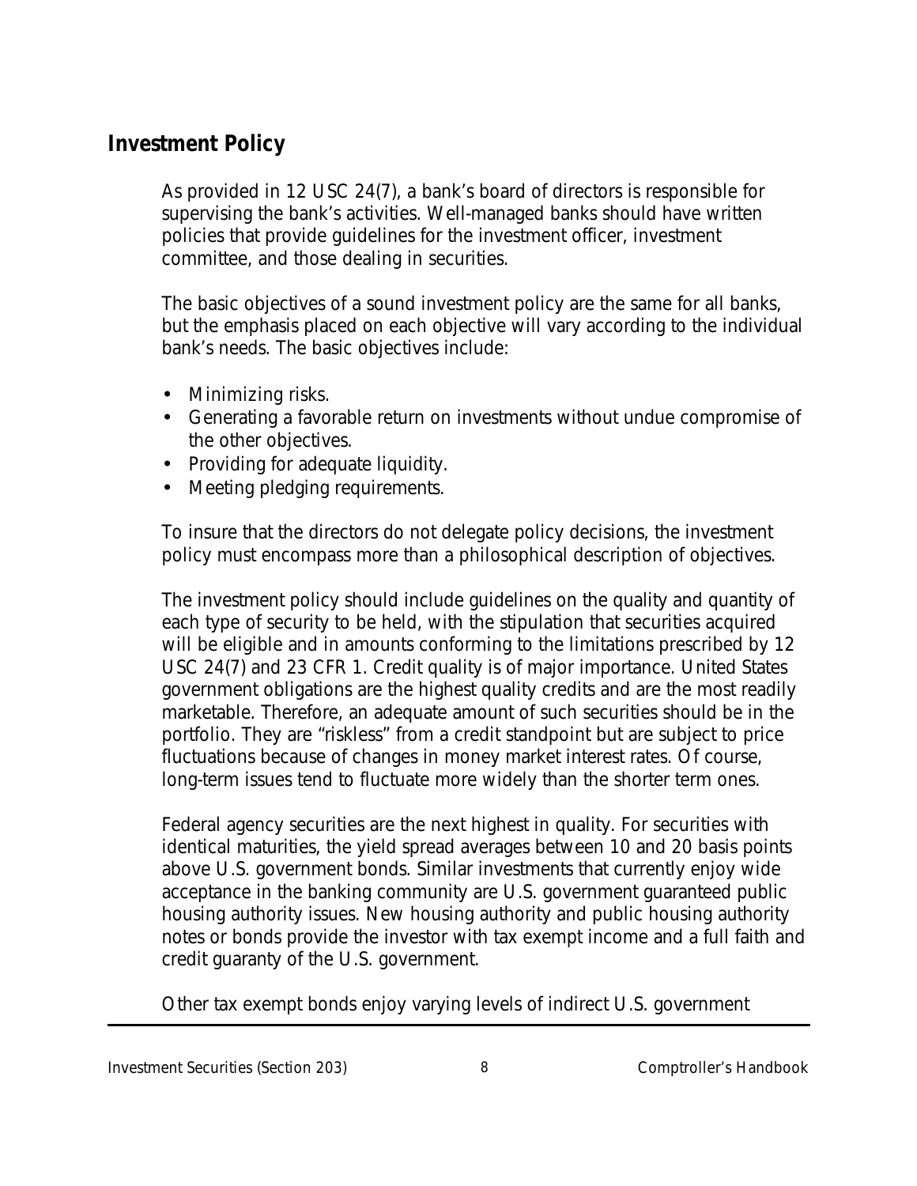## Investment Policy

As provided in 12 USC 24(7), a bank's board of directors is responsible for supervising the bank's activities. Well-managed banks should have written policies that provide guidelines for the investment officer, investment committee, and those dealing in securities.

The basic objectives of a sound investment policy are the same for all banks, but the emphasis placed on each objective will vary according to the individual bank's needs. The basic objectives include:

- Minimizing risks.
- Generating a favorable return on investments without undue compromise of the other objectives.
- Providing for adequate liquidity.
- Meeting pledging requirements.

To insure that the directors do not delegate policy decisions, the investment policy must encompass more than a philosophical description of objectives.

The investment policy should include guidelines on the quality and quantity of each type of security to be held, with the stipulation that securities acquired will be eligible and in amounts conforming to the limitations prescribed by 12 USC 24(7) and 23 CFR 1. Credit quality is of major importance. United States government obligations are the highest quality credits and are the most readily marketable. Therefore, an adequate amount of such securities should be in the portfolio. They are "riskless" from a credit standpoint but are subject to price fluctuations because of changes in money market interest rates. Of course, long-term issues tend to fluctuate more widely than the shorter term ones.

Federal agency securities are the next highest in quality. For securities with identical maturities, the yield spread averages between 10 and 20 basis points above U.S. government bonds. Similar investments that currently enjoy wide acceptance in the banking community are U.S. government guaranteed public housing authority issues. New housing authority and public housing authority notes or bonds provide the investor with tax exempt income and a full faith and credit guaranty of the U.S. government.

Other tax exempt bonds enjoy varying levels of indirect U.S. government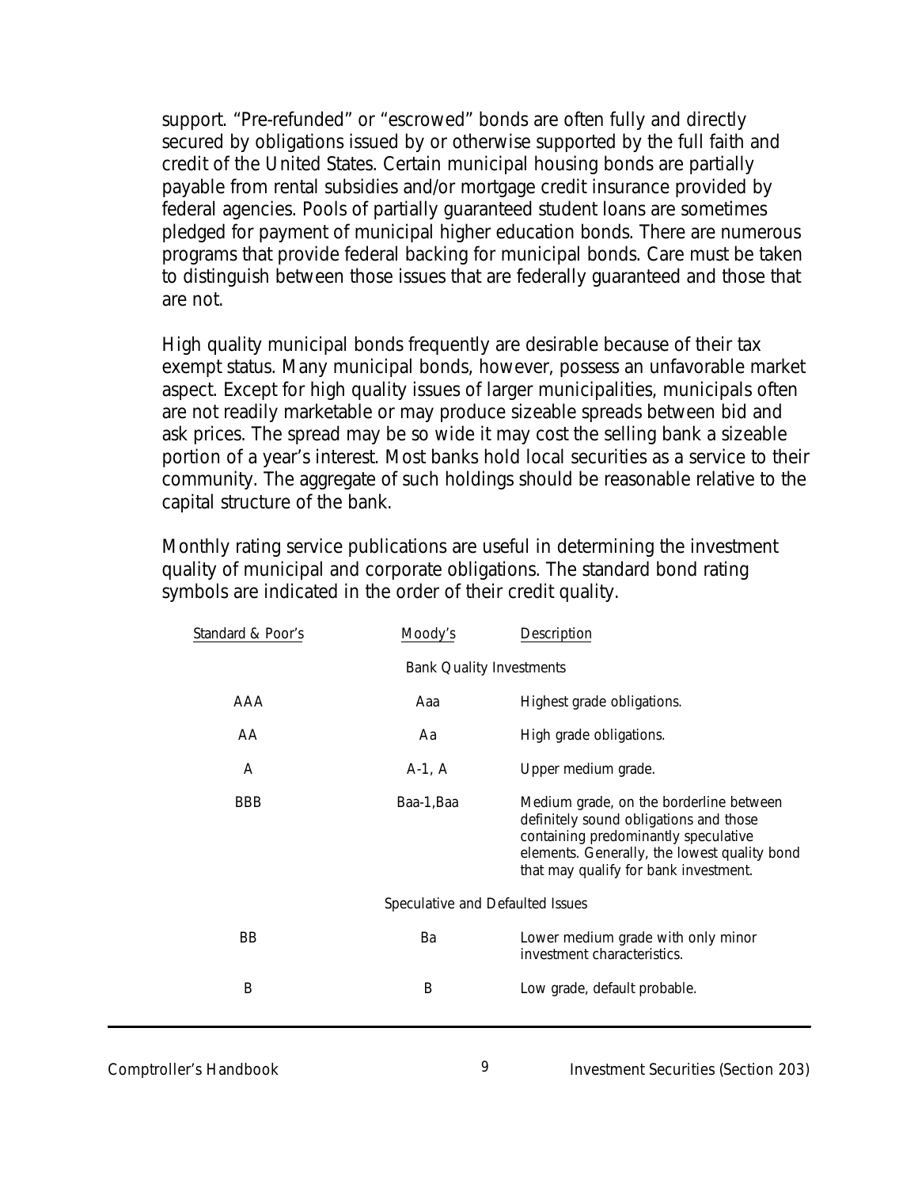support. "Pre-refunded" or "escrowed" bonds are often fully and directly secured by obligations issued by or otherwise supported by the full faith and credit of the United States. Certain municipal housing bonds are partially payable from rental subsidies and/or mortgage credit insurance provided by federal agencies. Pools of partially guaranteed student loans are sometimes pledged for payment of municipal higher education bonds. There are numerous programs that provide federal backing for municipal bonds. Care must be taken to distinguish between those issues that are federally guaranteed and those that are not.

High quality municipal bonds frequently are desirable because of their tax exempt status. Many municipal bonds, however, possess an unfavorable market aspect. Except for high quality issues of larger municipalities, municipals often are not readily marketable or may produce sizeable spreads between bid and ask prices. The spread may be so wide it may cost the selling bank a sizeable portion of a year's interest. Most banks hold local securities as a service to their community. The aggregate of such holdings should be reasonable relative to the capital structure of the bank.

Monthly rating service publications are useful in determining the investment quality of municipal and corporate obligations. The standard bond rating symbols are indicated in the order of their credit quality.

| Standard & Poor's | Moody's | Description |
|---|---|---|
| | Bank Quality Investments | |
| AAA | Aaa | Highest grade obligations. |
| AA | Aa | High grade obligations. |
| A | A-1, A | Upper medium grade. |
| BBB | Baa-1,Baa | Medium grade, on the borderline between definitely sound obligations and those containing predominantly speculative elements. Generally, the lowest quality bond that may qualify for bank investment. |
| | Speculative and Defaulted Issues | |
| BB | Ba | Lower medium grade with only minor investment characteristics. |
| B | B | Low grade, default probable. |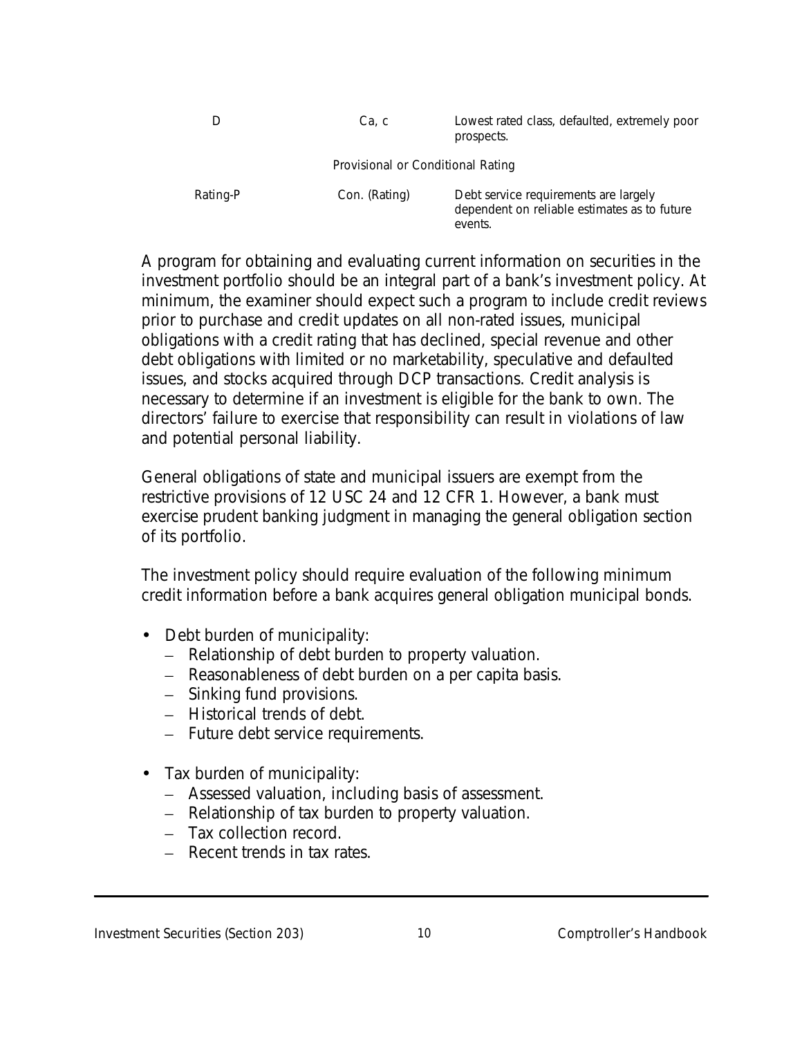| | | |
|---|---|---|
| D | Ca, c | Lowest rated class, defaulted, extremely poor prospects. |
| | Provisional or Conditional Rating | |
| Rating-P | Con. (Rating) | Debt service requirements are largely dependent on reliable estimates as to future events. |

A program for obtaining and evaluating current information on securities in the investment portfolio should be an integral part of a bank's investment policy. At minimum, the examiner should expect such a program to include credit reviews prior to purchase and credit updates on all non-rated issues, municipal obligations with a credit rating that has declined, special revenue and other debt obligations with limited or no marketability, speculative and defaulted issues, and stocks acquired through DCP transactions. Credit analysis is necessary to determine if an investment is eligible for the bank to own. The directors' failure to exercise that responsibility can result in violations of law and potential personal liability.

General obligations of state and municipal issuers are exempt from the restrictive provisions of 12 USC 24 and 12 CFR 1. However, a bank must exercise prudent banking judgment in managing the general obligation section of its portfolio.

The investment policy should require evaluation of the following minimum credit information before a bank acquires general obligation municipal bonds.

- Debt burden of municipality:
  - Relationship of debt burden to property valuation.
  - Reasonableness of debt burden on a per capita basis.
  - Sinking fund provisions.
  - Historical trends of debt.
  - Future debt service requirements.

- Tax burden of municipality:
  - Assessed valuation, including basis of assessment.
  - Relationship of tax burden to property valuation.
  - Tax collection record.
  - Recent trends in tax rates.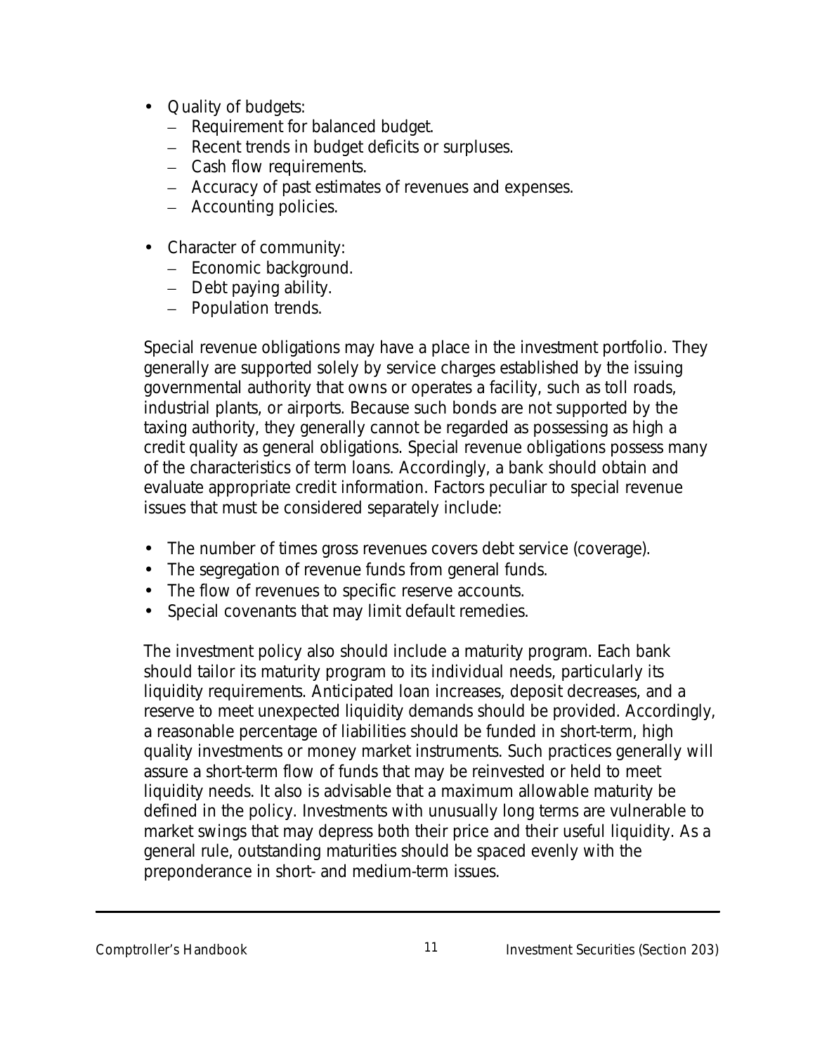- Quality of budgets:
  - Requirement for balanced budget.
  - Recent trends in budget deficits or surpluses.
  - Cash flow requirements.
  - Accuracy of past estimates of revenues and expenses.
  - Accounting policies.

- Character of community:
  - Economic background.
  - Debt paying ability.
  - Population trends.

Special revenue obligations may have a place in the investment portfolio. They generally are supported solely by service charges established by the issuing governmental authority that owns or operates a facility, such as toll roads, industrial plants, or airports. Because such bonds are not supported by the taxing authority, they generally cannot be regarded as possessing as high a credit quality as general obligations. Special revenue obligations possess many of the characteristics of term loans. Accordingly, a bank should obtain and evaluate appropriate credit information. Factors peculiar to special revenue issues that must be considered separately include:

- The number of times gross revenues covers debt service (coverage).
- The segregation of revenue funds from general funds.
- The flow of revenues to specific reserve accounts.
- Special covenants that may limit default remedies.

The investment policy also should include a maturity program. Each bank should tailor its maturity program to its individual needs, particularly its liquidity requirements. Anticipated loan increases, deposit decreases, and a reserve to meet unexpected liquidity demands should be provided. Accordingly, a reasonable percentage of liabilities should be funded in short-term, high quality investments or money market instruments. Such practices generally will assure a short-term flow of funds that may be reinvested or held to meet liquidity needs. It also is advisable that a maximum allowable maturity be defined in the policy. Investments with unusually long terms are vulnerable to market swings that may depress both their price and their useful liquidity. As a general rule, outstanding maturities should be spaced evenly with the preponderance in short- and medium-term issues.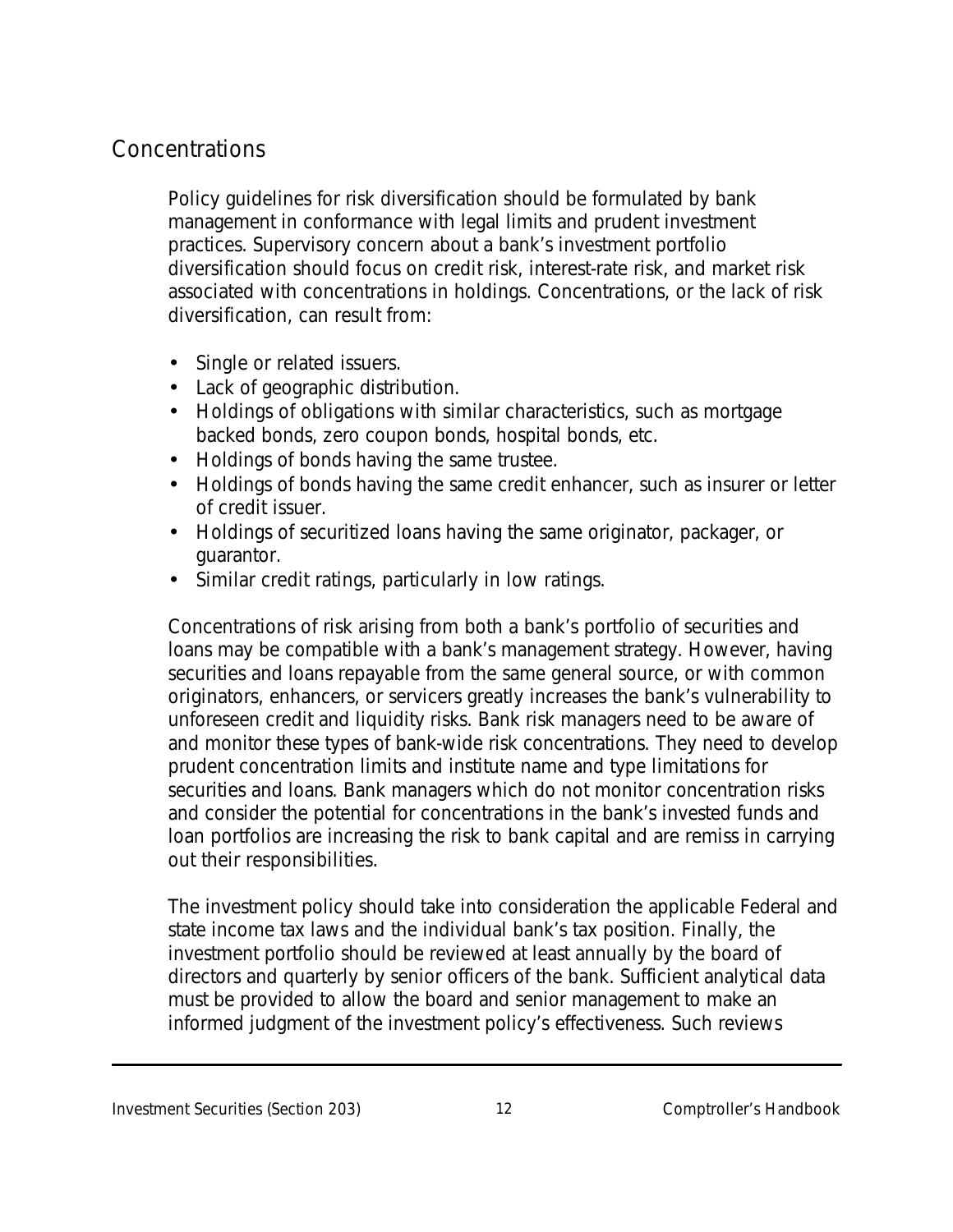## Concentrations

Policy guidelines for risk diversification should be formulated by bank management in conformance with legal limits and prudent investment practices. Supervisory concern about a bank's investment portfolio diversification should focus on credit risk, interest-rate risk, and market risk associated with concentrations in holdings. Concentrations, or the lack of risk diversification, can result from:

- Single or related issuers.
- Lack of geographic distribution.
- Holdings of obligations with similar characteristics, such as mortgage backed bonds, zero coupon bonds, hospital bonds, etc.
- Holdings of bonds having the same trustee.
- Holdings of bonds having the same credit enhancer, such as insurer or letter of credit issuer.
- Holdings of securitized loans having the same originator, packager, or guarantor.
- Similar credit ratings, particularly in low ratings.

Concentrations of risk arising from both a bank's portfolio of securities and loans may be compatible with a bank's management strategy. However, having securities and loans repayable from the same general source, or with common originators, enhancers, or servicers greatly increases the bank's vulnerability to unforeseen credit and liquidity risks. Bank risk managers need to be aware of and monitor these types of bank-wide risk concentrations. They need to develop prudent concentration limits and institute name and type limitations for securities and loans. Bank managers which do not monitor concentration risks and consider the potential for concentrations in the bank's invested funds and loan portfolios are increasing the risk to bank capital and are remiss in carrying out their responsibilities.

The investment policy should take into consideration the applicable Federal and state income tax laws and the individual bank's tax position. Finally, the investment portfolio should be reviewed at least annually by the board of directors and quarterly by senior officers of the bank. Sufficient analytical data must be provided to allow the board and senior management to make an informed judgment of the investment policy's effectiveness. Such reviews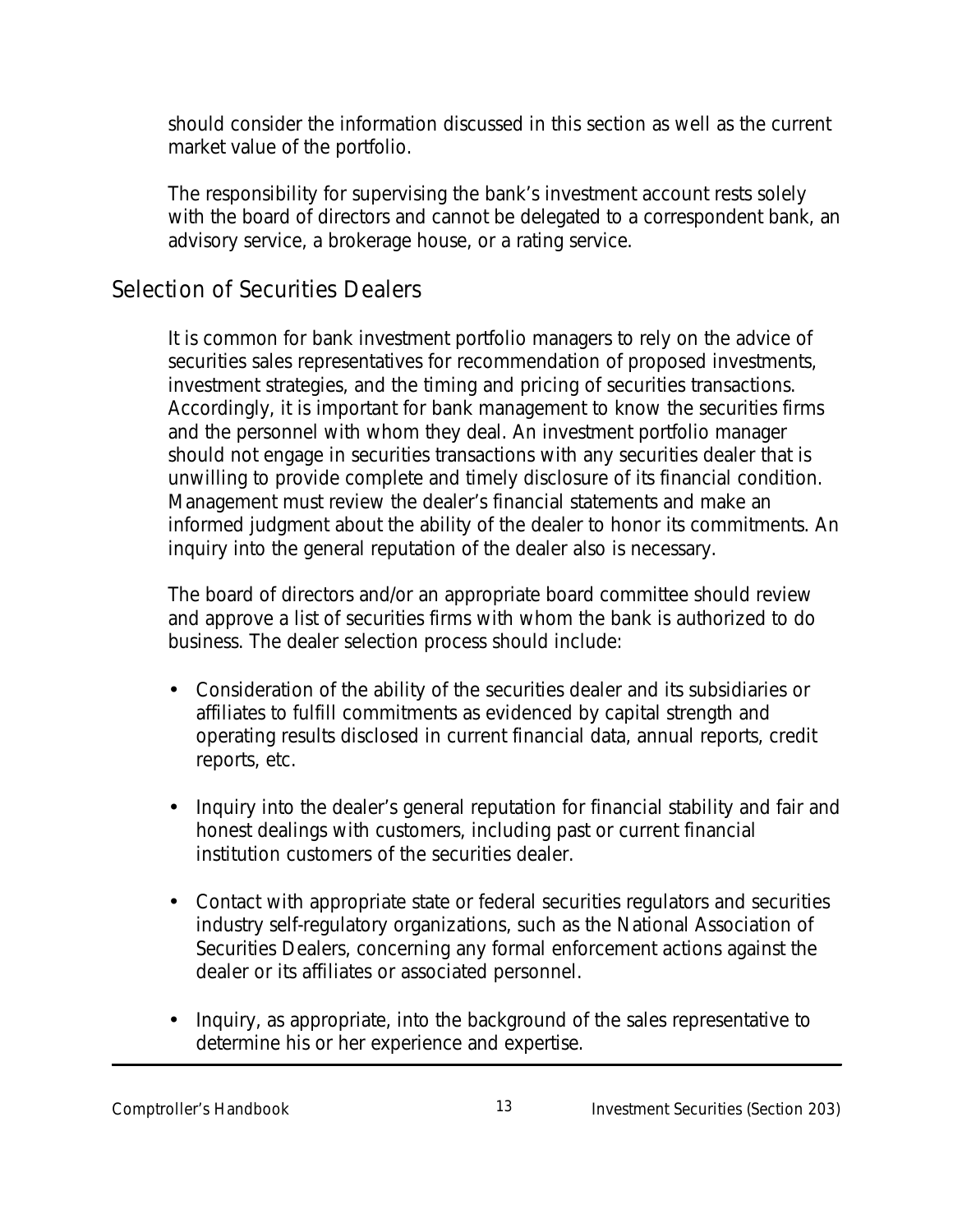should consider the information discussed in this section as well as the current market value of the portfolio.

The responsibility for supervising the bank's investment account rests solely with the board of directors and cannot be delegated to a correspondent bank, an advisory service, a brokerage house, or a rating service.

## Selection of Securities Dealers

It is common for bank investment portfolio managers to rely on the advice of securities sales representatives for recommendation of proposed investments, investment strategies, and the timing and pricing of securities transactions. Accordingly, it is important for bank management to know the securities firms and the personnel with whom they deal. An investment portfolio manager should not engage in securities transactions with any securities dealer that is unwilling to provide complete and timely disclosure of its financial condition. Management must review the dealer's financial statements and make an informed judgment about the ability of the dealer to honor its commitments. An inquiry into the general reputation of the dealer also is necessary.

The board of directors and/or an appropriate board committee should review and approve a list of securities firms with whom the bank is authorized to do business. The dealer selection process should include:

- Consideration of the ability of the securities dealer and its subsidiaries or affiliates to fulfill commitments as evidenced by capital strength and operating results disclosed in current financial data, annual reports, credit reports, etc.
- Inquiry into the dealer's general reputation for financial stability and fair and honest dealings with customers, including past or current financial institution customers of the securities dealer.
- Contact with appropriate state or federal securities regulators and securities industry self-regulatory organizations, such as the National Association of Securities Dealers, concerning any formal enforcement actions against the dealer or its affiliates or associated personnel.
- Inquiry, as appropriate, into the background of the sales representative to determine his or her experience and expertise.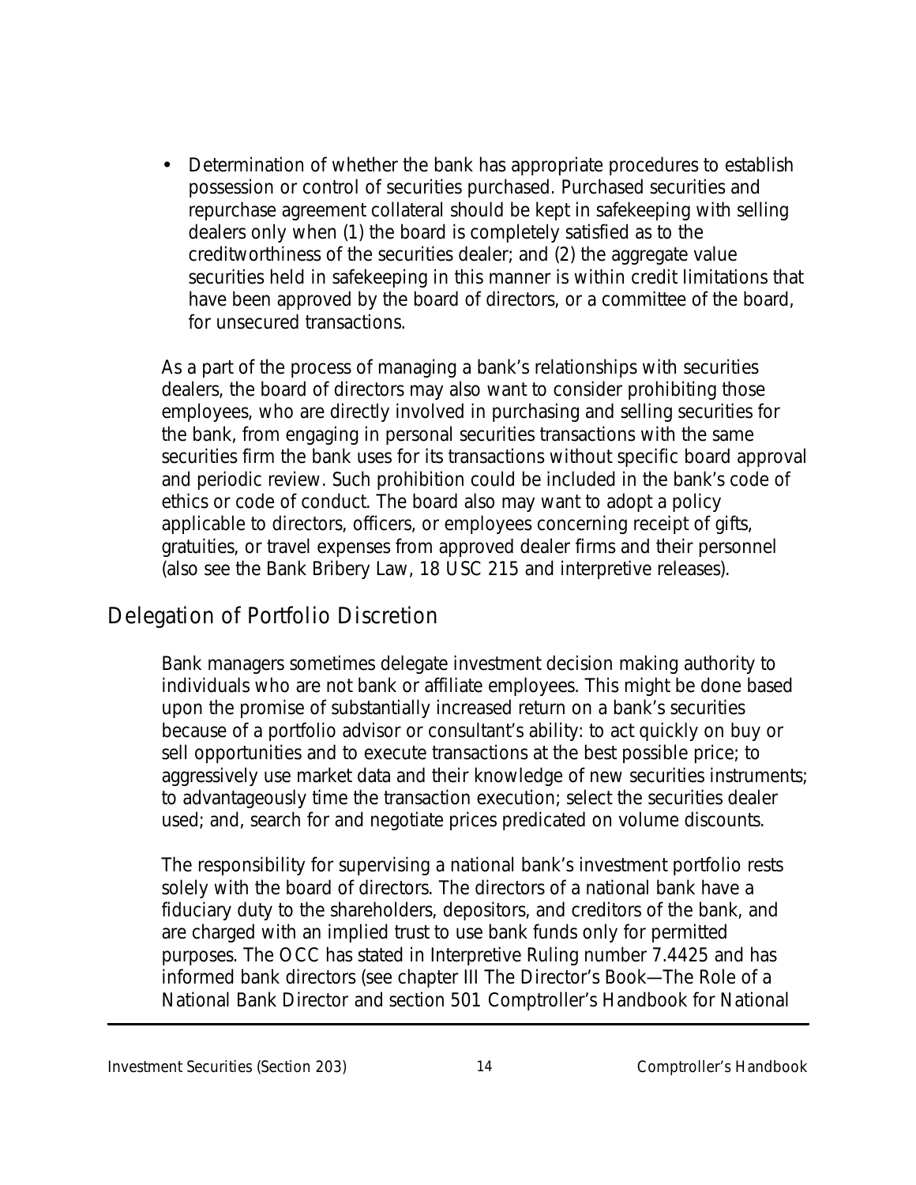- Determination of whether the bank has appropriate procedures to establish possession or control of securities purchased. Purchased securities and repurchase agreement collateral should be kept in safekeeping with selling dealers only when (1) the board is completely satisfied as to the creditworthiness of the securities dealer; and (2) the aggregate value securities held in safekeeping in this manner is within credit limitations that have been approved by the board of directors, or a committee of the board, for unsecured transactions.

As a part of the process of managing a bank's relationships with securities dealers, the board of directors may also want to consider prohibiting those employees, who are directly involved in purchasing and selling securities for the bank, from engaging in personal securities transactions with the same securities firm the bank uses for its transactions without specific board approval and periodic review. Such prohibition could be included in the bank's code of ethics or code of conduct. The board also may want to adopt a policy applicable to directors, officers, or employees concerning receipt of gifts, gratuities, or travel expenses from approved dealer firms and their personnel (also see the Bank Bribery Law, 18 USC 215 and interpretive releases).

## Delegation of Portfolio Discretion

Bank managers sometimes delegate investment decision making authority to individuals who are not bank or affiliate employees. This might be done based upon the promise of substantially increased return on a bank's securities because of a portfolio advisor or consultant's ability: to act quickly on buy or sell opportunities and to execute transactions at the best possible price; to aggressively use market data and their knowledge of new securities instruments; to advantageously time the transaction execution; select the securities dealer used; and, search for and negotiate prices predicated on volume discounts.

The responsibility for supervising a national bank's investment portfolio rests solely with the board of directors. The directors of a national bank have a fiduciary duty to the shareholders, depositors, and creditors of the bank, and are charged with an implied trust to use bank funds only for permitted purposes. The OCC has stated in Interpretive Ruling number 7.4425 and has informed bank directors (see chapter III The Director's Book—The Role of a National Bank Director and section 501 Comptroller's Handbook for National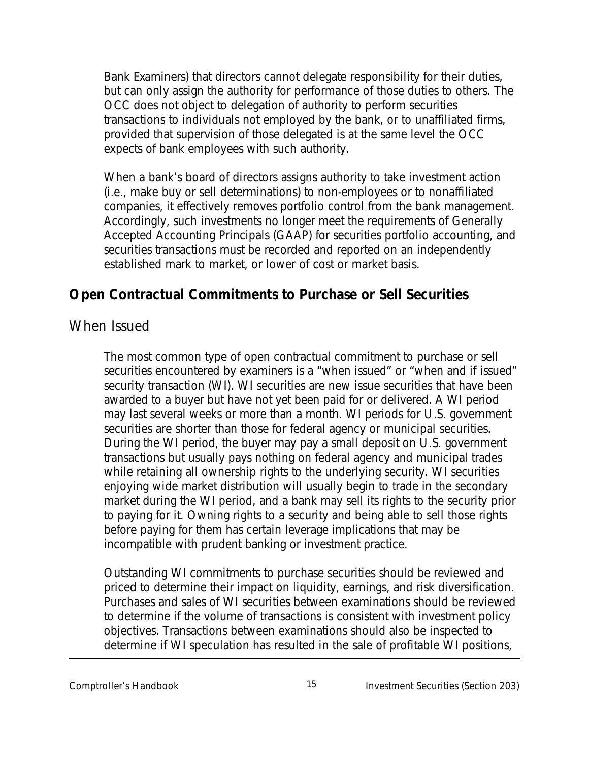Bank Examiners) that directors cannot delegate responsibility for their duties, but can only assign the authority for performance of those duties to others. The OCC does not object to delegation of authority to perform securities transactions to individuals not employed by the bank, or to unaffiliated firms, provided that supervision of those delegated is at the same level the OCC expects of bank employees with such authority.

When a bank's board of directors assigns authority to take investment action (i.e., make buy or sell determinations) to non-employees or to nonaffiliated companies, it effectively removes portfolio control from the bank management. Accordingly, such investments no longer meet the requirements of Generally Accepted Accounting Principals (GAAP) for securities portfolio accounting, and securities transactions must be recorded and reported on an independently established mark to market, or lower of cost or market basis.

## Open Contractual Commitments to Purchase or Sell Securities

### When Issued

The most common type of open contractual commitment to purchase or sell securities encountered by examiners is a "when issued" or "when and if issued" security transaction (WI). WI securities are new issue securities that have been awarded to a buyer but have not yet been paid for or delivered. A WI period may last several weeks or more than a month. WI periods for U.S. government securities are shorter than those for federal agency or municipal securities. During the WI period, the buyer may pay a small deposit on U.S. government transactions but usually pays nothing on federal agency and municipal trades while retaining all ownership rights to the underlying security. WI securities enjoying wide market distribution will usually begin to trade in the secondary market during the WI period, and a bank may sell its rights to the security prior to paying for it. Owning rights to a security and being able to sell those rights before paying for them has certain leverage implications that may be incompatible with prudent banking or investment practice.

Outstanding WI commitments to purchase securities should be reviewed and priced to determine their impact on liquidity, earnings, and risk diversification. Purchases and sales of WI securities between examinations should be reviewed to determine if the volume of transactions is consistent with investment policy objectives. Transactions between examinations should also be inspected to determine if WI speculation has resulted in the sale of profitable WI positions,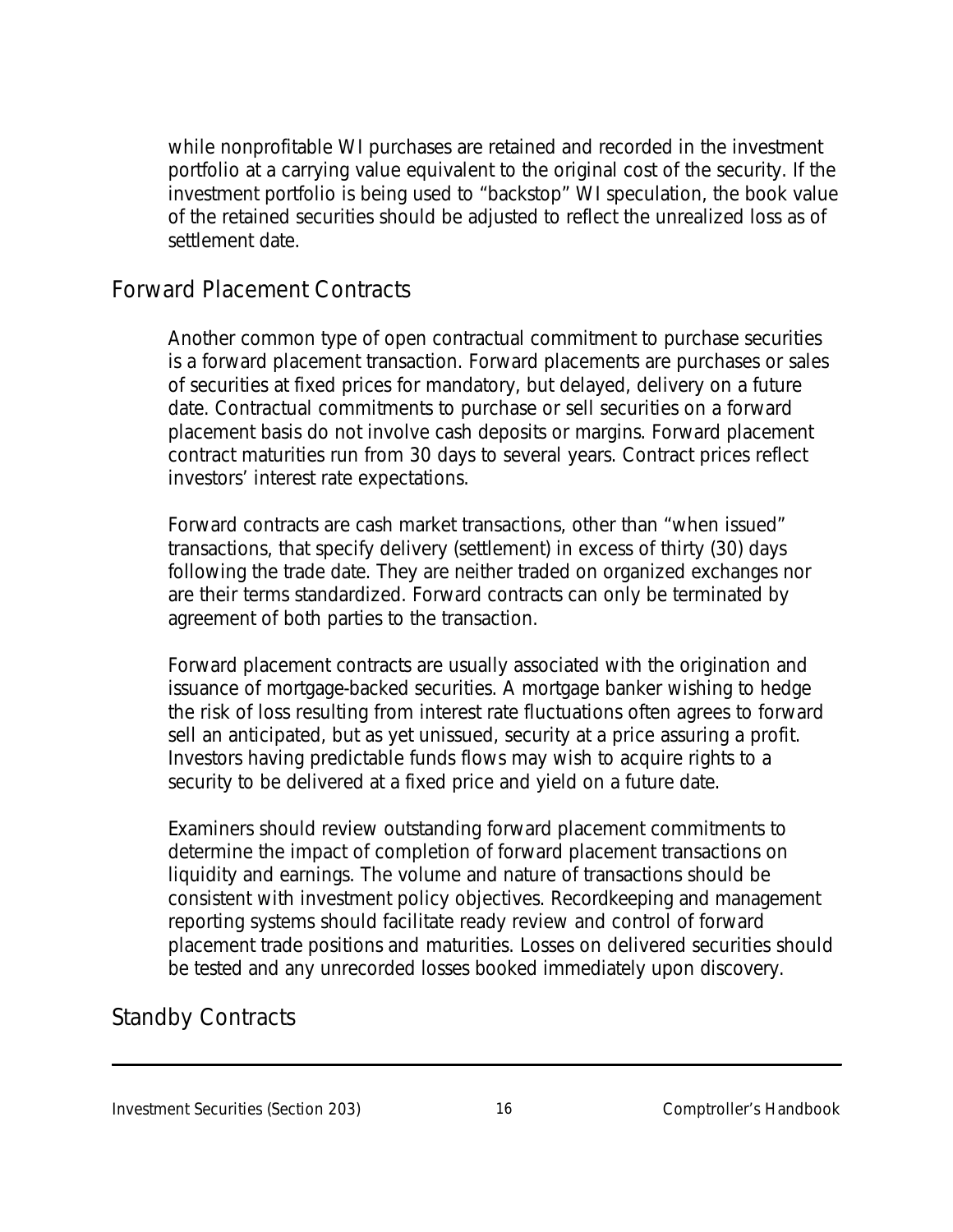while nonprofitable WI purchases are retained and recorded in the investment portfolio at a carrying value equivalent to the original cost of the security. If the investment portfolio is being used to "backstop" WI speculation, the book value of the retained securities should be adjusted to reflect the unrealized loss as of settlement date.

## Forward Placement Contracts

Another common type of open contractual commitment to purchase securities is a forward placement transaction. Forward placements are purchases or sales of securities at fixed prices for mandatory, but delayed, delivery on a future date. Contractual commitments to purchase or sell securities on a forward placement basis do not involve cash deposits or margins. Forward placement contract maturities run from 30 days to several years. Contract prices reflect investors' interest rate expectations.

Forward contracts are cash market transactions, other than "when issued" transactions, that specify delivery (settlement) in excess of thirty (30) days following the trade date. They are neither traded on organized exchanges nor are their terms standardized. Forward contracts can only be terminated by agreement of both parties to the transaction.

Forward placement contracts are usually associated with the origination and issuance of mortgage-backed securities. A mortgage banker wishing to hedge the risk of loss resulting from interest rate fluctuations often agrees to forward sell an anticipated, but as yet unissued, security at a price assuring a profit. Investors having predictable funds flows may wish to acquire rights to a security to be delivered at a fixed price and yield on a future date.

Examiners should review outstanding forward placement commitments to determine the impact of completion of forward placement transactions on liquidity and earnings. The volume and nature of transactions should be consistent with investment policy objectives. Recordkeeping and management reporting systems should facilitate ready review and control of forward placement trade positions and maturities. Losses on delivered securities should be tested and any unrecorded losses booked immediately upon discovery.

## Standby Contracts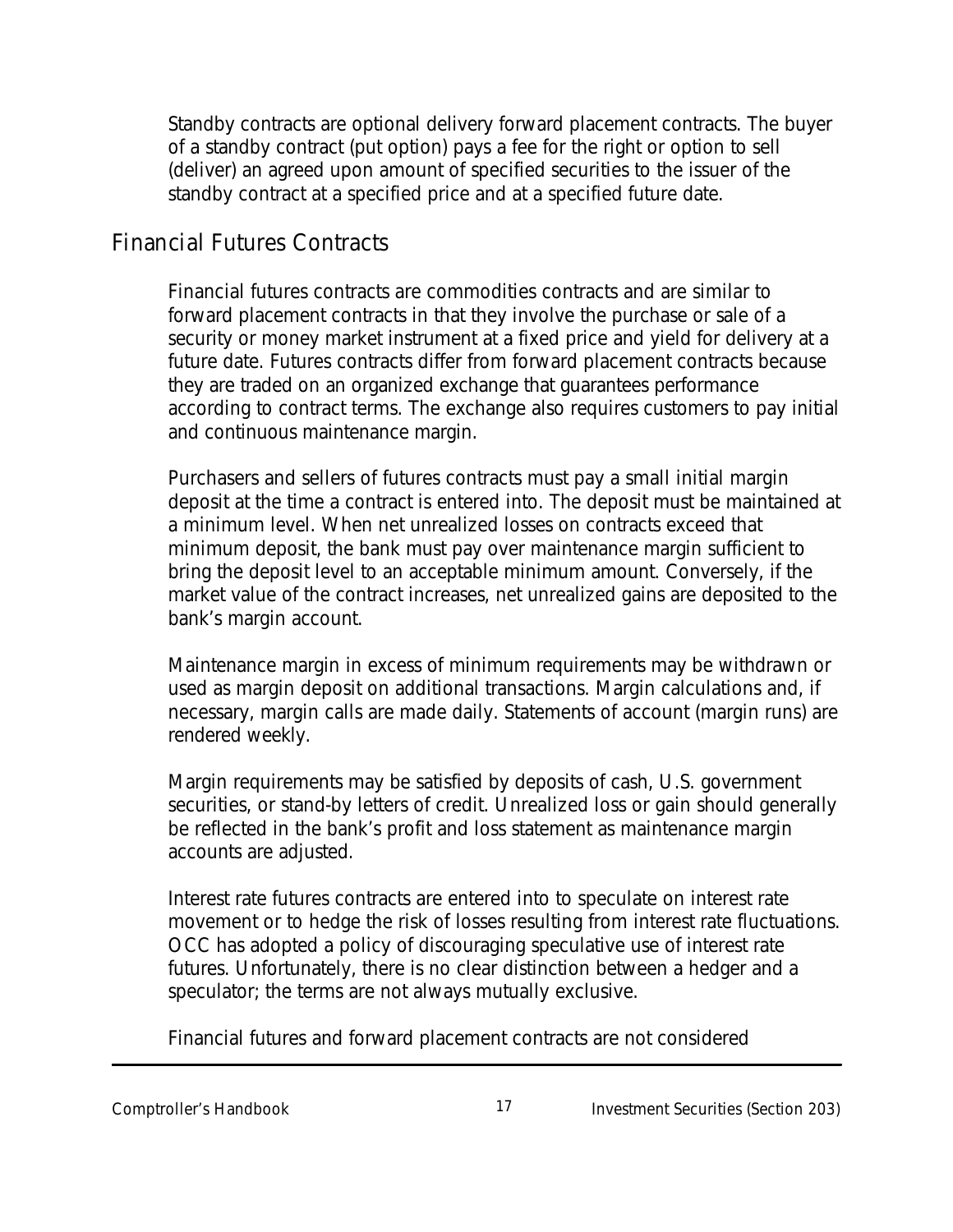Standby contracts are optional delivery forward placement contracts. The buyer of a standby contract (put option) pays a fee for the right or option to sell (deliver) an agreed upon amount of specified securities to the issuer of the standby contract at a specified price and at a specified future date.

## Financial Futures Contracts

Financial futures contracts are commodities contracts and are similar to forward placement contracts in that they involve the purchase or sale of a security or money market instrument at a fixed price and yield for delivery at a future date. Futures contracts differ from forward placement contracts because they are traded on an organized exchange that guarantees performance according to contract terms. The exchange also requires customers to pay initial and continuous maintenance margin.

Purchasers and sellers of futures contracts must pay a small initial margin deposit at the time a contract is entered into. The deposit must be maintained at a minimum level. When net unrealized losses on contracts exceed that minimum deposit, the bank must pay over maintenance margin sufficient to bring the deposit level to an acceptable minimum amount. Conversely, if the market value of the contract increases, net unrealized gains are deposited to the bank's margin account.

Maintenance margin in excess of minimum requirements may be withdrawn or used as margin deposit on additional transactions. Margin calculations and, if necessary, margin calls are made daily. Statements of account (margin runs) are rendered weekly.

Margin requirements may be satisfied by deposits of cash, U.S. government securities, or stand-by letters of credit. Unrealized loss or gain should generally be reflected in the bank's profit and loss statement as maintenance margin accounts are adjusted.

Interest rate futures contracts are entered into to speculate on interest rate movement or to hedge the risk of losses resulting from interest rate fluctuations. OCC has adopted a policy of discouraging speculative use of interest rate futures. Unfortunately, there is no clear distinction between a hedger and a speculator; the terms are not always mutually exclusive.

Financial futures and forward placement contracts are not considered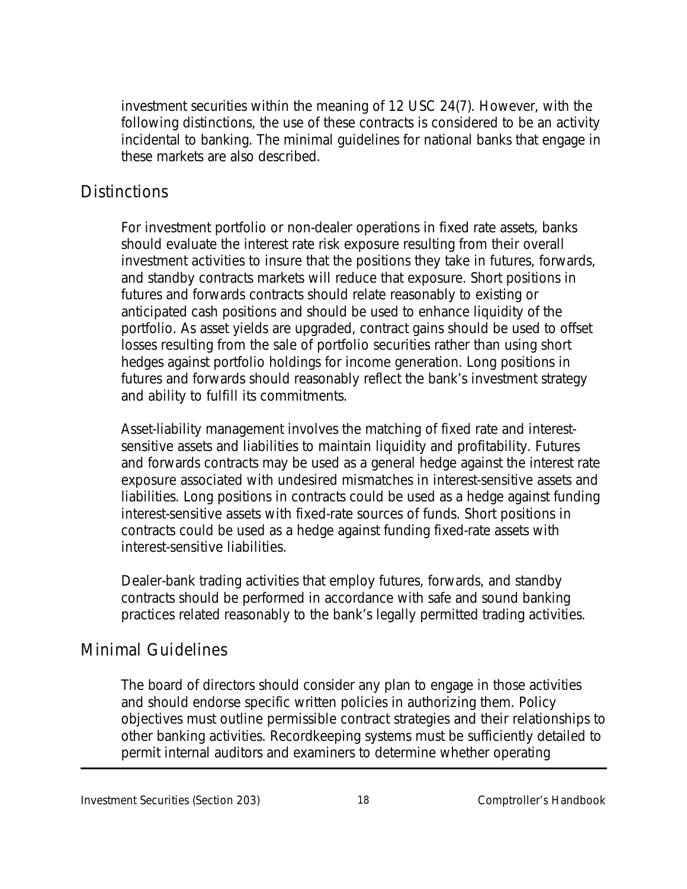investment securities within the meaning of 12 USC 24(7). However, with the following distinctions, the use of these contracts is considered to be an activity incidental to banking. The minimal guidelines for national banks that engage in these markets are also described.

## Distinctions

For investment portfolio or non-dealer operations in fixed rate assets, banks should evaluate the interest rate risk exposure resulting from their overall investment activities to insure that the positions they take in futures, forwards, and standby contracts markets will reduce that exposure. Short positions in futures and forwards contracts should relate reasonably to existing or anticipated cash positions and should be used to enhance liquidity of the portfolio. As asset yields are upgraded, contract gains should be used to offset losses resulting from the sale of portfolio securities rather than using short hedges against portfolio holdings for income generation. Long positions in futures and forwards should reasonably reflect the bank's investment strategy and ability to fulfill its commitments.

Asset-liability management involves the matching of fixed rate and interest-sensitive assets and liabilities to maintain liquidity and profitability. Futures and forwards contracts may be used as a general hedge against the interest rate exposure associated with undesired mismatches in interest-sensitive assets and liabilities. Long positions in contracts could be used as a hedge against funding interest-sensitive assets with fixed-rate sources of funds. Short positions in contracts could be used as a hedge against funding fixed-rate assets with interest-sensitive liabilities.

Dealer-bank trading activities that employ futures, forwards, and standby contracts should be performed in accordance with safe and sound banking practices related reasonably to the bank's legally permitted trading activities.

## Minimal Guidelines

The board of directors should consider any plan to engage in those activities and should endorse specific written policies in authorizing them. Policy objectives must outline permissible contract strategies and their relationships to other banking activities. Recordkeeping systems must be sufficiently detailed to permit internal auditors and examiners to determine whether operating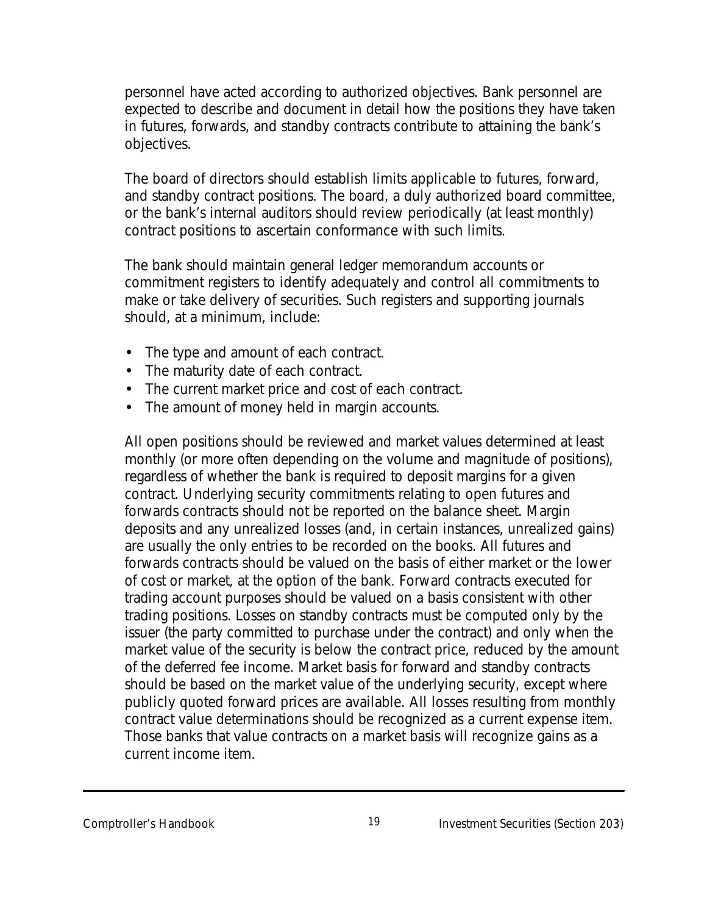personnel have acted according to authorized objectives. Bank personnel are expected to describe and document in detail how the positions they have taken in futures, forwards, and standby contracts contribute to attaining the bank's objectives.

The board of directors should establish limits applicable to futures, forward, and standby contract positions. The board, a duly authorized board committee, or the bank's internal auditors should review periodically (at least monthly) contract positions to ascertain conformance with such limits.

The bank should maintain general ledger memorandum accounts or commitment registers to identify adequately and control all commitments to make or take delivery of securities. Such registers and supporting journals should, at a minimum, include:

- The type and amount of each contract.
- The maturity date of each contract.
- The current market price and cost of each contract.
- The amount of money held in margin accounts.

All open positions should be reviewed and market values determined at least monthly (or more often depending on the volume and magnitude of positions), regardless of whether the bank is required to deposit margins for a given contract. Underlying security commitments relating to open futures and forwards contracts should not be reported on the balance sheet. Margin deposits and any unrealized losses (and, in certain instances, unrealized gains) are usually the only entries to be recorded on the books. All futures and forwards contracts should be valued on the basis of either market or the lower of cost or market, at the option of the bank. Forward contracts executed for trading account purposes should be valued on a basis consistent with other trading positions. Losses on standby contracts must be computed only by the issuer (the party committed to purchase under the contract) and only when the market value of the security is below the contract price, reduced by the amount of the deferred fee income. Market basis for forward and standby contracts should be based on the market value of the underlying security, except where publicly quoted forward prices are available. All losses resulting from monthly contract value determinations should be recognized as a current expense item. Those banks that value contracts on a market basis will recognize gains as a current income item.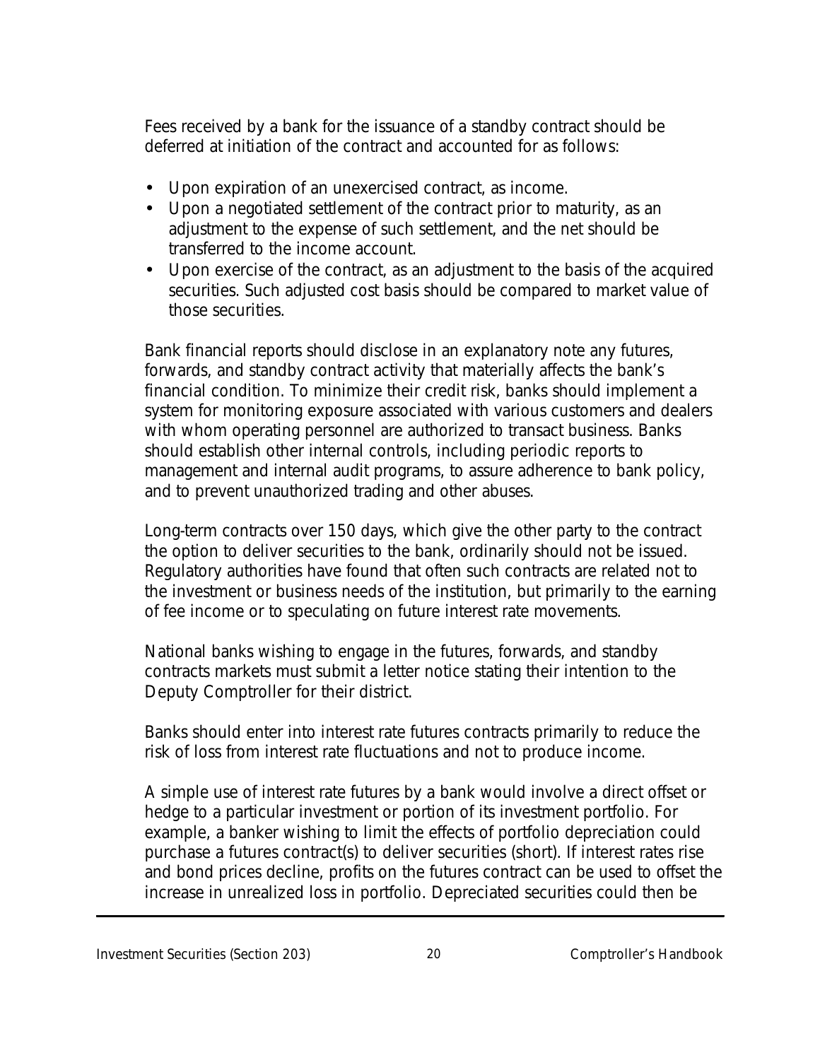Fees received by a bank for the issuance of a standby contract should be deferred at initiation of the contract and accounted for as follows:

- Upon expiration of an unexercised contract, as income.
- Upon a negotiated settlement of the contract prior to maturity, as an adjustment to the expense of such settlement, and the net should be transferred to the income account.
- Upon exercise of the contract, as an adjustment to the basis of the acquired securities. Such adjusted cost basis should be compared to market value of those securities.

Bank financial reports should disclose in an explanatory note any futures, forwards, and standby contract activity that materially affects the bank's financial condition. To minimize their credit risk, banks should implement a system for monitoring exposure associated with various customers and dealers with whom operating personnel are authorized to transact business. Banks should establish other internal controls, including periodic reports to management and internal audit programs, to assure adherence to bank policy, and to prevent unauthorized trading and other abuses.

Long-term contracts over 150 days, which give the other party to the contract the option to deliver securities to the bank, ordinarily should not be issued. Regulatory authorities have found that often such contracts are related not to the investment or business needs of the institution, but primarily to the earning of fee income or to speculating on future interest rate movements.

National banks wishing to engage in the futures, forwards, and standby contracts markets must submit a letter notice stating their intention to the Deputy Comptroller for their district.

Banks should enter into interest rate futures contracts primarily to reduce the risk of loss from interest rate fluctuations and not to produce income.

A simple use of interest rate futures by a bank would involve a direct offset or hedge to a particular investment or portion of its investment portfolio. For example, a banker wishing to limit the effects of portfolio depreciation could purchase a futures contract(s) to deliver securities (short). If interest rates rise and bond prices decline, profits on the futures contract can be used to offset the increase in unrealized loss in portfolio. Depreciated securities could then be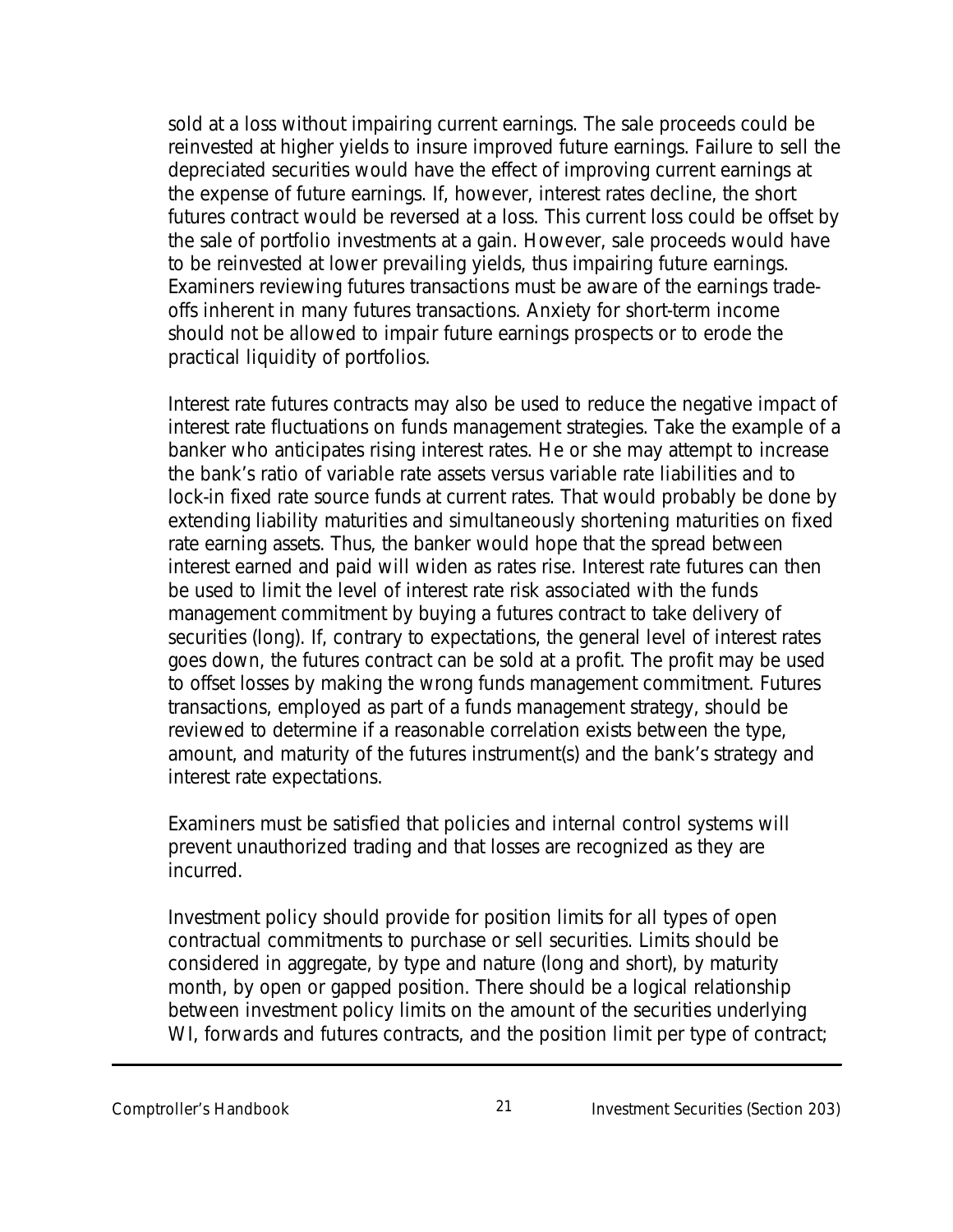sold at a loss without impairing current earnings. The sale proceeds could be reinvested at higher yields to insure improved future earnings. Failure to sell the depreciated securities would have the effect of improving current earnings at the expense of future earnings. If, however, interest rates decline, the short futures contract would be reversed at a loss. This current loss could be offset by the sale of portfolio investments at a gain. However, sale proceeds would have to be reinvested at lower prevailing yields, thus impairing future earnings. Examiners reviewing futures transactions must be aware of the earnings trade-offs inherent in many futures transactions. Anxiety for short-term income should not be allowed to impair future earnings prospects or to erode the practical liquidity of portfolios.

Interest rate futures contracts may also be used to reduce the negative impact of interest rate fluctuations on funds management strategies. Take the example of a banker who anticipates rising interest rates. He or she may attempt to increase the bank's ratio of variable rate assets versus variable rate liabilities and to lock-in fixed rate source funds at current rates. That would probably be done by extending liability maturities and simultaneously shortening maturities on fixed rate earning assets. Thus, the banker would hope that the spread between interest earned and paid will widen as rates rise. Interest rate futures can then be used to limit the level of interest rate risk associated with the funds management commitment by buying a futures contract to take delivery of securities (long). If, contrary to expectations, the general level of interest rates goes down, the futures contract can be sold at a profit. The profit may be used to offset losses by making the wrong funds management commitment. Futures transactions, employed as part of a funds management strategy, should be reviewed to determine if a reasonable correlation exists between the type, amount, and maturity of the futures instrument(s) and the bank's strategy and interest rate expectations.

Examiners must be satisfied that policies and internal control systems will prevent unauthorized trading and that losses are recognized as they are incurred.

Investment policy should provide for position limits for all types of open contractual commitments to purchase or sell securities. Limits should be considered in aggregate, by type and nature (long and short), by maturity month, by open or gapped position. There should be a logical relationship between investment policy limits on the amount of the securities underlying WI, forwards and futures contracts, and the position limit per type of contract;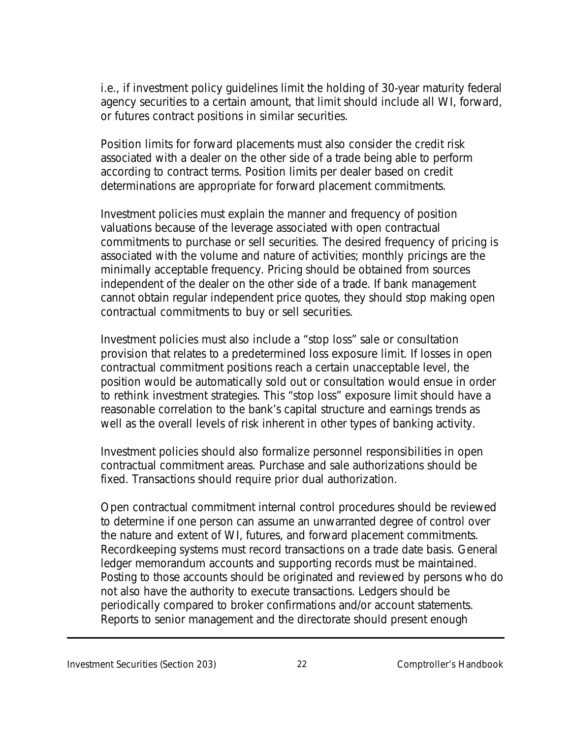i.e., if investment policy guidelines limit the holding of 30-year maturity federal agency securities to a certain amount, that limit should include all WI, forward, or futures contract positions in similar securities.

Position limits for forward placements must also consider the credit risk associated with a dealer on the other side of a trade being able to perform according to contract terms. Position limits per dealer based on credit determinations are appropriate for forward placement commitments.

Investment policies must explain the manner and frequency of position valuations because of the leverage associated with open contractual commitments to purchase or sell securities. The desired frequency of pricing is associated with the volume and nature of activities; monthly pricings are the minimally acceptable frequency. Pricing should be obtained from sources independent of the dealer on the other side of a trade. If bank management cannot obtain regular independent price quotes, they should stop making open contractual commitments to buy or sell securities.

Investment policies must also include a "stop loss" sale or consultation provision that relates to a predetermined loss exposure limit. If losses in open contractual commitment positions reach a certain unacceptable level, the position would be automatically sold out or consultation would ensue in order to rethink investment strategies. This "stop loss" exposure limit should have a reasonable correlation to the bank's capital structure and earnings trends as well as the overall levels of risk inherent in other types of banking activity.

Investment policies should also formalize personnel responsibilities in open contractual commitment areas. Purchase and sale authorizations should be fixed. Transactions should require prior dual authorization.

Open contractual commitment internal control procedures should be reviewed to determine if one person can assume an unwarranted degree of control over the nature and extent of WI, futures, and forward placement commitments. Recordkeeping systems must record transactions on a trade date basis. General ledger memorandum accounts and supporting records must be maintained. Posting to those accounts should be originated and reviewed by persons who do not also have the authority to execute transactions. Ledgers should be periodically compared to broker confirmations and/or account statements. Reports to senior management and the directorate should present enough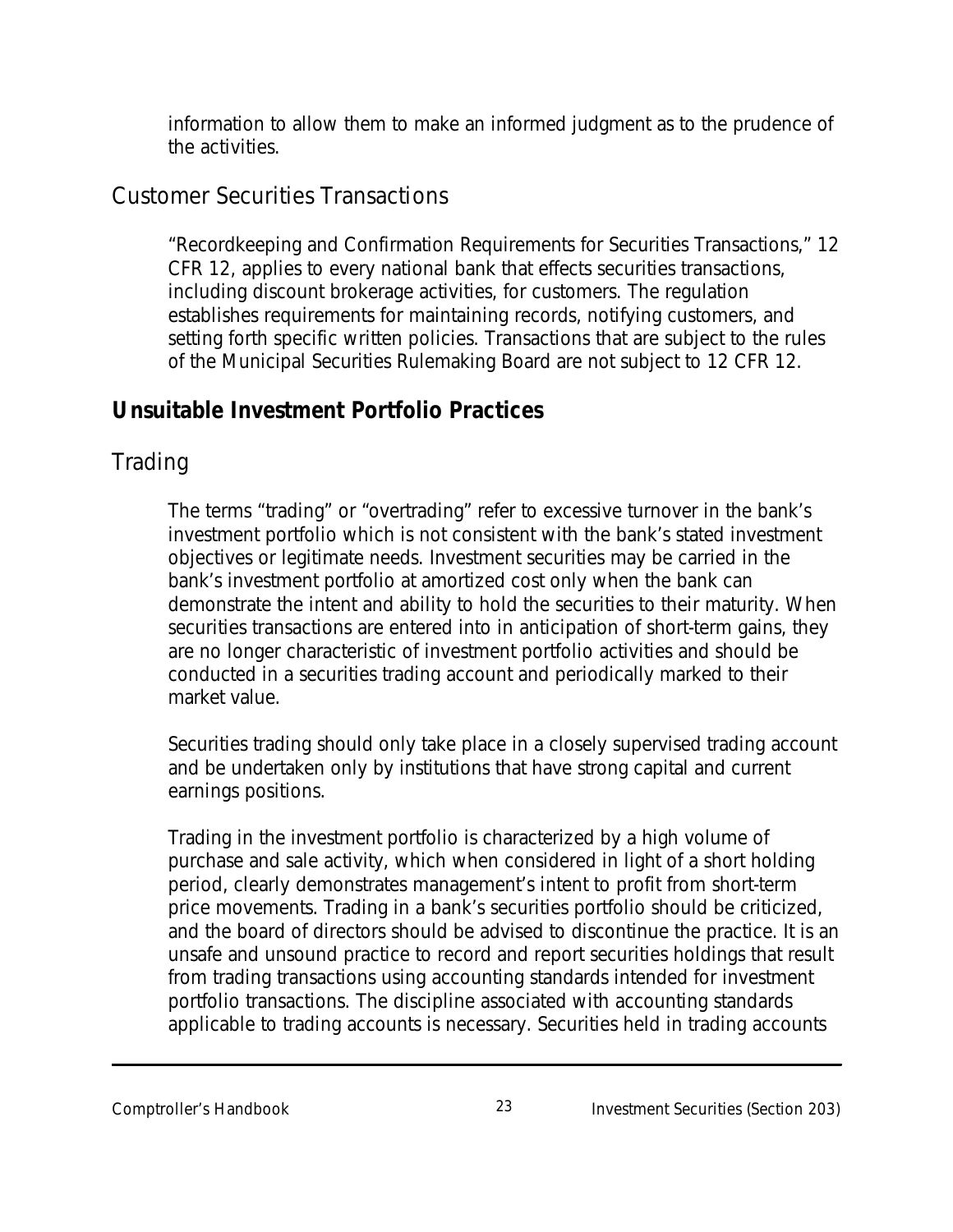information to allow them to make an informed judgment as to the prudence of the activities.

## Customer Securities Transactions

"Recordkeeping and Confirmation Requirements for Securities Transactions," 12 CFR 12, applies to every national bank that effects securities transactions, including discount brokerage activities, for customers. The regulation establishes requirements for maintaining records, notifying customers, and setting forth specific written policies. Transactions that are subject to the rules of the Municipal Securities Rulemaking Board are not subject to 12 CFR 12.

# Unsuitable Investment Portfolio Practices

## Trading

The terms "trading" or "overtrading" refer to excessive turnover in the bank's investment portfolio which is not consistent with the bank's stated investment objectives or legitimate needs. Investment securities may be carried in the bank's investment portfolio at amortized cost only when the bank can demonstrate the intent and ability to hold the securities to their maturity. When securities transactions are entered into in anticipation of short-term gains, they are no longer characteristic of investment portfolio activities and should be conducted in a securities trading account and periodically marked to their market value.

Securities trading should only take place in a closely supervised trading account and be undertaken only by institutions that have strong capital and current earnings positions.

Trading in the investment portfolio is characterized by a high volume of purchase and sale activity, which when considered in light of a short holding period, clearly demonstrates management's intent to profit from short-term price movements. Trading in a bank's securities portfolio should be criticized, and the board of directors should be advised to discontinue the practice. It is an unsafe and unsound practice to record and report securities holdings that result from trading transactions using accounting standards intended for investment portfolio transactions. The discipline associated with accounting standards applicable to trading accounts is necessary. Securities held in trading accounts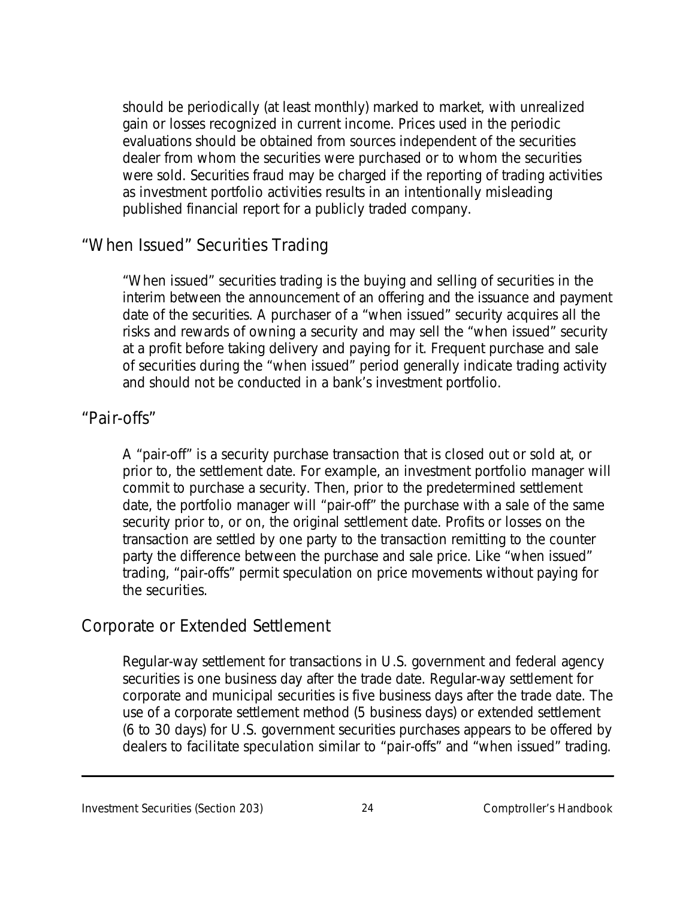should be periodically (at least monthly) marked to market, with unrealized gain or losses recognized in current income. Prices used in the periodic evaluations should be obtained from sources independent of the securities dealer from whom the securities were purchased or to whom the securities were sold. Securities fraud may be charged if the reporting of trading activities as investment portfolio activities results in an intentionally misleading published financial report for a publicly traded company.

## "When Issued" Securities Trading

"When issued" securities trading is the buying and selling of securities in the interim between the announcement of an offering and the issuance and payment date of the securities. A purchaser of a "when issued" security acquires all the risks and rewards of owning a security and may sell the "when issued" security at a profit before taking delivery and paying for it. Frequent purchase and sale of securities during the "when issued" period generally indicate trading activity and should not be conducted in a bank's investment portfolio.

## "Pair-offs"

A "pair-off" is a security purchase transaction that is closed out or sold at, or prior to, the settlement date. For example, an investment portfolio manager will commit to purchase a security. Then, prior to the predetermined settlement date, the portfolio manager will "pair-off" the purchase with a sale of the same security prior to, or on, the original settlement date. Profits or losses on the transaction are settled by one party to the transaction remitting to the counter party the difference between the purchase and sale price. Like "when issued" trading, "pair-offs" permit speculation on price movements without paying for the securities.

## Corporate or Extended Settlement

Regular-way settlement for transactions in U.S. government and federal agency securities is one business day after the trade date. Regular-way settlement for corporate and municipal securities is five business days after the trade date. The use of a corporate settlement method (5 business days) or extended settlement (6 to 30 days) for U.S. government securities purchases appears to be offered by dealers to facilitate speculation similar to "pair-offs" and "when issued" trading.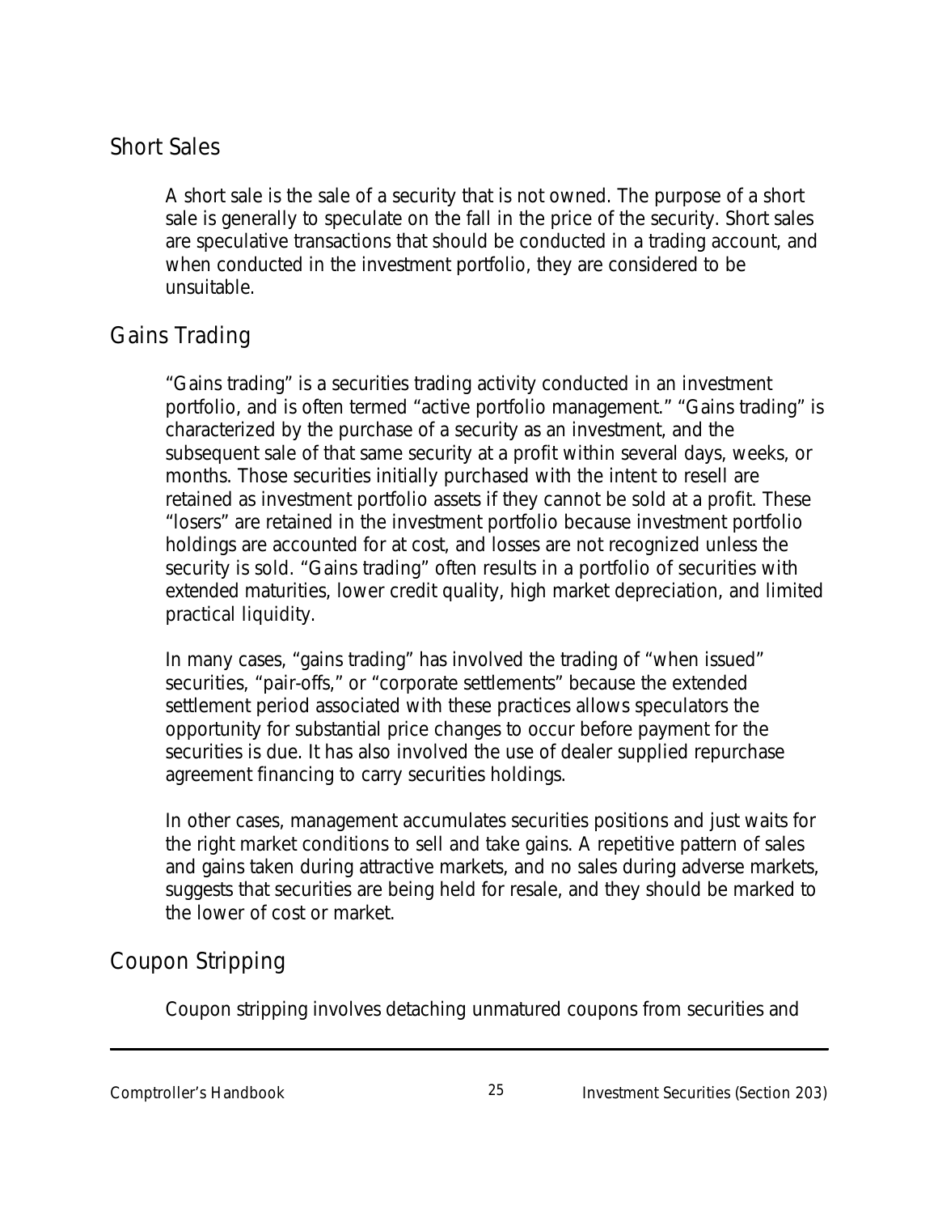## Short Sales

A short sale is the sale of a security that is not owned. The purpose of a short sale is generally to speculate on the fall in the price of the security. Short sales are speculative transactions that should be conducted in a trading account, and when conducted in the investment portfolio, they are considered to be unsuitable.

## Gains Trading

"Gains trading" is a securities trading activity conducted in an investment portfolio, and is often termed "active portfolio management." "Gains trading" is characterized by the purchase of a security as an investment, and the subsequent sale of that same security at a profit within several days, weeks, or months. Those securities initially purchased with the intent to resell are retained as investment portfolio assets if they cannot be sold at a profit. These "losers" are retained in the investment portfolio because investment portfolio holdings are accounted for at cost, and losses are not recognized unless the security is sold. "Gains trading" often results in a portfolio of securities with extended maturities, lower credit quality, high market depreciation, and limited practical liquidity.

In many cases, "gains trading" has involved the trading of "when issued" securities, "pair-offs," or "corporate settlements" because the extended settlement period associated with these practices allows speculators the opportunity for substantial price changes to occur before payment for the securities is due. It has also involved the use of dealer supplied repurchase agreement financing to carry securities holdings.

In other cases, management accumulates securities positions and just waits for the right market conditions to sell and take gains. A repetitive pattern of sales and gains taken during attractive markets, and no sales during adverse markets, suggests that securities are being held for resale, and they should be marked to the lower of cost or market.

## Coupon Stripping

Coupon stripping involves detaching unmatured coupons from securities and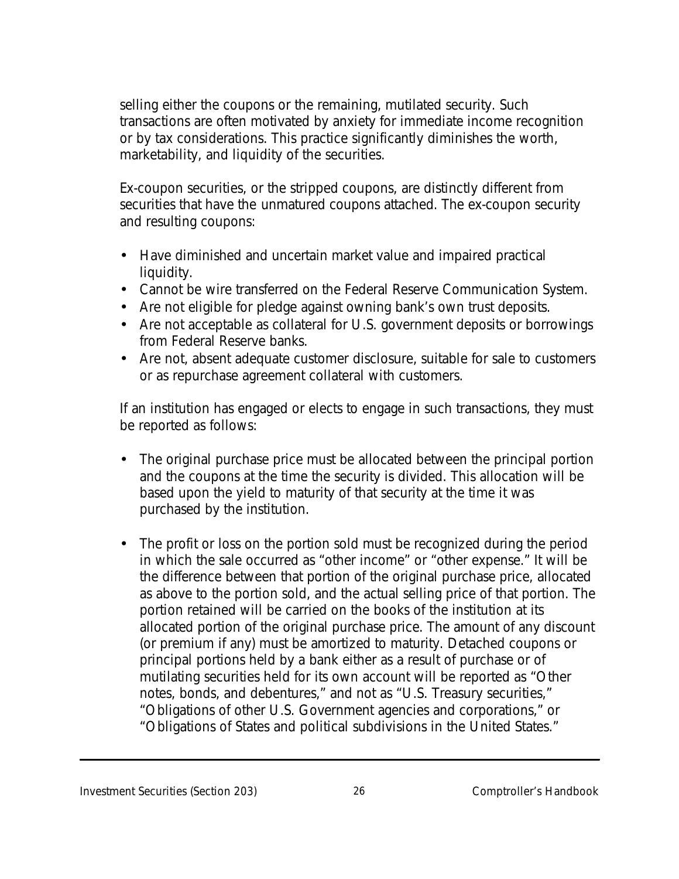selling either the coupons or the remaining, mutilated security. Such transactions are often motivated by anxiety for immediate income recognition or by tax considerations. This practice significantly diminishes the worth, marketability, and liquidity of the securities.

Ex-coupon securities, or the stripped coupons, are distinctly different from securities that have the unmatured coupons attached. The ex-coupon security and resulting coupons:

- Have diminished and uncertain market value and impaired practical liquidity.
- Cannot be wire transferred on the Federal Reserve Communication System.
- Are not eligible for pledge against owning bank's own trust deposits.
- Are not acceptable as collateral for U.S. government deposits or borrowings from Federal Reserve banks.
- Are not, absent adequate customer disclosure, suitable for sale to customers or as repurchase agreement collateral with customers.

If an institution has engaged or elects to engage in such transactions, they must be reported as follows:

- The original purchase price must be allocated between the principal portion and the coupons at the time the security is divided. This allocation will be based upon the yield to maturity of that security at the time it was purchased by the institution.

- The profit or loss on the portion sold must be recognized during the period in which the sale occurred as "other income" or "other expense." It will be the difference between that portion of the original purchase price, allocated as above to the portion sold, and the actual selling price of that portion. The portion retained will be carried on the books of the institution at its allocated portion of the original purchase price. The amount of any discount (or premium if any) must be amortized to maturity. Detached coupons or principal portions held by a bank either as a result of purchase or of mutilating securities held for its own account will be reported as "Other notes, bonds, and debentures," and not as "U.S. Treasury securities," "Obligations of other U.S. Government agencies and corporations," or "Obligations of States and political subdivisions in the United States."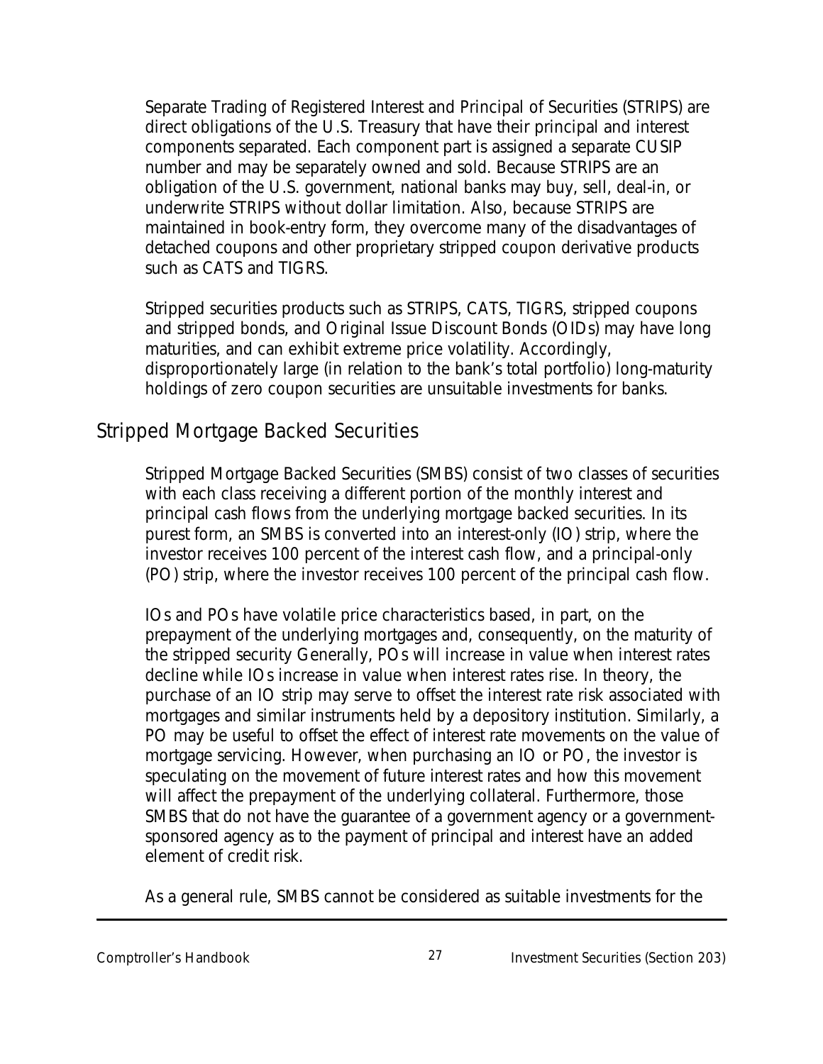Separate Trading of Registered Interest and Principal of Securities (STRIPS) are direct obligations of the U.S. Treasury that have their principal and interest components separated. Each component part is assigned a separate CUSIP number and may be separately owned and sold. Because STRIPS are an obligation of the U.S. government, national banks may buy, sell, deal-in, or underwrite STRIPS without dollar limitation. Also, because STRIPS are maintained in book-entry form, they overcome many of the disadvantages of detached coupons and other proprietary stripped coupon derivative products such as CATS and TIGRS.

Stripped securities products such as STRIPS, CATS, TIGRS, stripped coupons and stripped bonds, and Original Issue Discount Bonds (OIDs) may have long maturities, and can exhibit extreme price volatility. Accordingly, disproportionately large (in relation to the bank's total portfolio) long-maturity holdings of zero coupon securities are unsuitable investments for banks.

## Stripped Mortgage Backed Securities

Stripped Mortgage Backed Securities (SMBS) consist of two classes of securities with each class receiving a different portion of the monthly interest and principal cash flows from the underlying mortgage backed securities. In its purest form, an SMBS is converted into an interest-only (IO) strip, where the investor receives 100 percent of the interest cash flow, and a principal-only (PO) strip, where the investor receives 100 percent of the principal cash flow.

IOs and POs have volatile price characteristics based, in part, on the prepayment of the underlying mortgages and, consequently, on the maturity of the stripped security Generally, POs will increase in value when interest rates decline while IOs increase in value when interest rates rise. In theory, the purchase of an IO strip may serve to offset the interest rate risk associated with mortgages and similar instruments held by a depository institution. Similarly, a PO may be useful to offset the effect of interest rate movements on the value of mortgage servicing. However, when purchasing an IO or PO, the investor is speculating on the movement of future interest rates and how this movement will affect the prepayment of the underlying collateral. Furthermore, those SMBS that do not have the guarantee of a government agency or a government-sponsored agency as to the payment of principal and interest have an added element of credit risk.

As a general rule, SMBS cannot be considered as suitable investments for the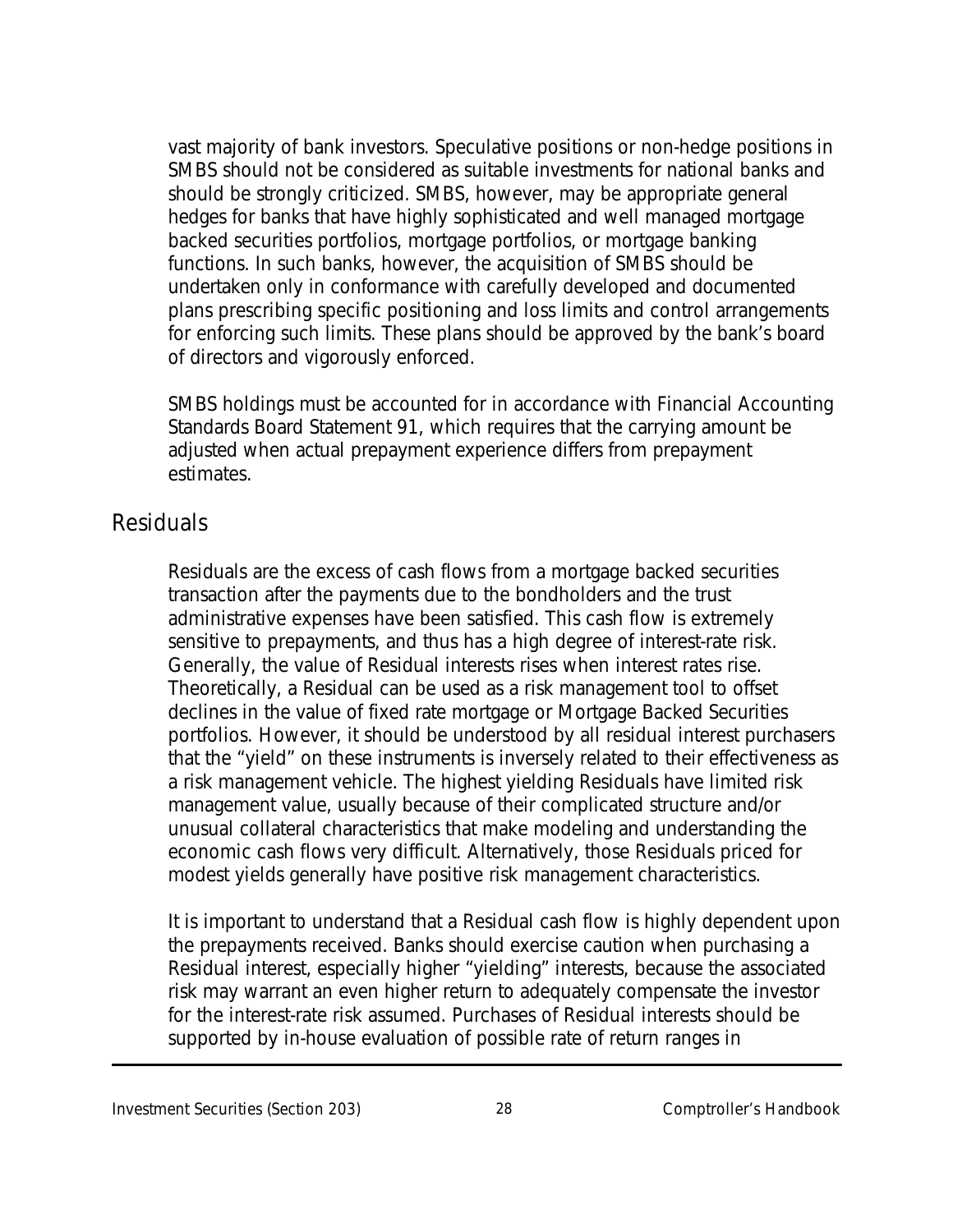vast majority of bank investors. Speculative positions or non-hedge positions in SMBS should not be considered as suitable investments for national banks and should be strongly criticized. SMBS, however, may be appropriate general hedges for banks that have highly sophisticated and well managed mortgage backed securities portfolios, mortgage portfolios, or mortgage banking functions. In such banks, however, the acquisition of SMBS should be undertaken only in conformance with carefully developed and documented plans prescribing specific positioning and loss limits and control arrangements for enforcing such limits. These plans should be approved by the bank's board of directors and vigorously enforced.

SMBS holdings must be accounted for in accordance with Financial Accounting Standards Board Statement 91, which requires that the carrying amount be adjusted when actual prepayment experience differs from prepayment estimates.

## Residuals

Residuals are the excess of cash flows from a mortgage backed securities transaction after the payments due to the bondholders and the trust administrative expenses have been satisfied. This cash flow is extremely sensitive to prepayments, and thus has a high degree of interest-rate risk. Generally, the value of Residual interests rises when interest rates rise. Theoretically, a Residual can be used as a risk management tool to offset declines in the value of fixed rate mortgage or Mortgage Backed Securities portfolios. However, it should be understood by all residual interest purchasers that the "yield" on these instruments is inversely related to their effectiveness as a risk management vehicle. The highest yielding Residuals have limited risk management value, usually because of their complicated structure and/or unusual collateral characteristics that make modeling and understanding the economic cash flows very difficult. Alternatively, those Residuals priced for modest yields generally have positive risk management characteristics.

It is important to understand that a Residual cash flow is highly dependent upon the prepayments received. Banks should exercise caution when purchasing a Residual interest, especially higher "yielding" interests, because the associated risk may warrant an even higher return to adequately compensate the investor for the interest-rate risk assumed. Purchases of Residual interests should be supported by in-house evaluation of possible rate of return ranges in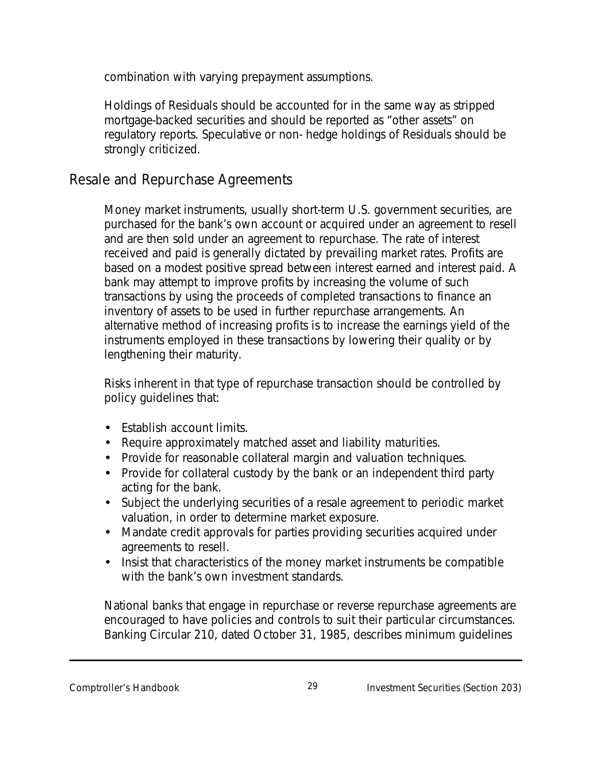combination with varying prepayment assumptions.

Holdings of Residuals should be accounted for in the same way as stripped mortgage-backed securities and should be reported as “other assets” on regulatory reports. Speculative or non- hedge holdings of Residuals should be strongly criticized.

## Resale and Repurchase Agreements

Money market instruments, usually short-term U.S. government securities, are purchased for the bank’s own account or acquired under an agreement to resell and are then sold under an agreement to repurchase. The rate of interest received and paid is generally dictated by prevailing market rates. Profits are based on a modest positive spread between interest earned and interest paid. A bank may attempt to improve profits by increasing the volume of such transactions by using the proceeds of completed transactions to finance an inventory of assets to be used in further repurchase arrangements. An alternative method of increasing profits is to increase the earnings yield of the instruments employed in these transactions by lowering their quality or by lengthening their maturity.

Risks inherent in that type of repurchase transaction should be controlled by policy guidelines that:

- Establish account limits.
- Require approximately matched asset and liability maturities.
- Provide for reasonable collateral margin and valuation techniques.
- Provide for collateral custody by the bank or an independent third party acting for the bank.
- Subject the underlying securities of a resale agreement to periodic market valuation, in order to determine market exposure.
- Mandate credit approvals for parties providing securities acquired under agreements to resell.
- Insist that characteristics of the money market instruments be compatible with the bank’s own investment standards.

National banks that engage in repurchase or reverse repurchase agreements are encouraged to have policies and controls to suit their particular circumstances. Banking Circular 210, dated October 31, 1985, describes minimum guidelines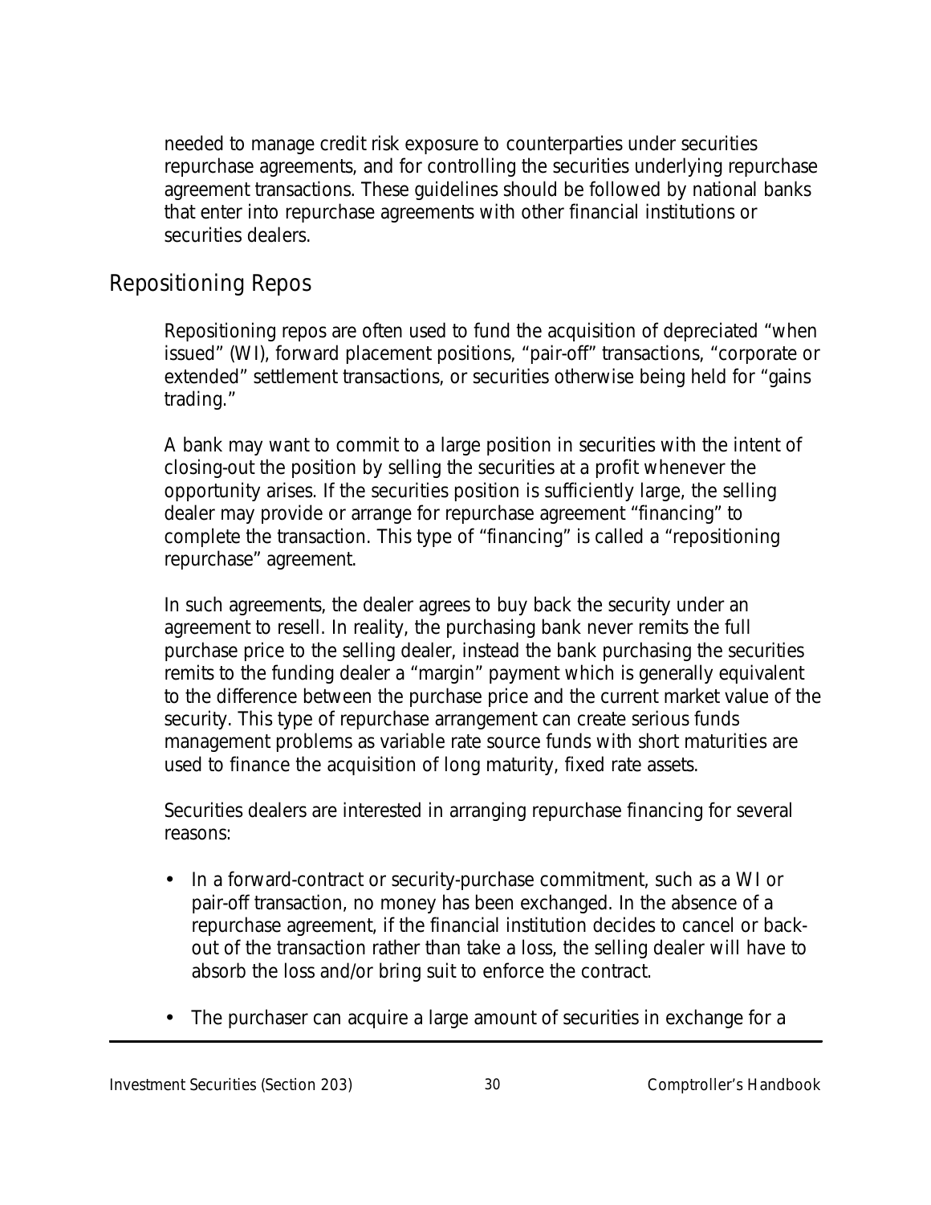needed to manage credit risk exposure to counterparties under securities repurchase agreements, and for controlling the securities underlying repurchase agreement transactions. These guidelines should be followed by national banks that enter into repurchase agreements with other financial institutions or securities dealers.

## Repositioning Repos

Repositioning repos are often used to fund the acquisition of depreciated "when issued" (WI), forward placement positions, "pair-off" transactions, "corporate or extended" settlement transactions, or securities otherwise being held for "gains trading."

A bank may want to commit to a large position in securities with the intent of closing-out the position by selling the securities at a profit whenever the opportunity arises. If the securities position is sufficiently large, the selling dealer may provide or arrange for repurchase agreement "financing" to complete the transaction. This type of "financing" is called a "repositioning repurchase" agreement.

In such agreements, the dealer agrees to buy back the security under an agreement to resell. In reality, the purchasing bank never remits the full purchase price to the selling dealer, instead the bank purchasing the securities remits to the funding dealer a "margin" payment which is generally equivalent to the difference between the purchase price and the current market value of the security. This type of repurchase arrangement can create serious funds management problems as variable rate source funds with short maturities are used to finance the acquisition of long maturity, fixed rate assets.

Securities dealers are interested in arranging repurchase financing for several reasons:

- In a forward-contract or security-purchase commitment, such as a WI or pair-off transaction, no money has been exchanged. In the absence of a repurchase agreement, if the financial institution decides to cancel or back-out of the transaction rather than take a loss, the selling dealer will have to absorb the loss and/or bring suit to enforce the contract.
- The purchaser can acquire a large amount of securities in exchange for a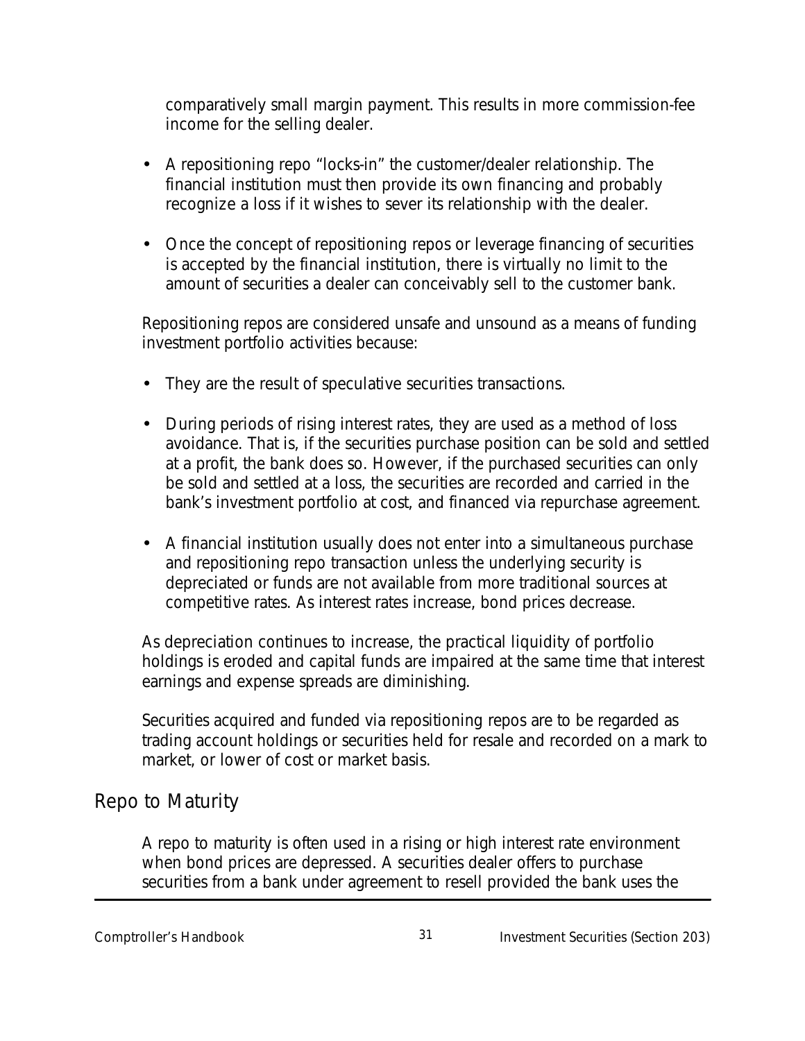comparatively small margin payment. This results in more commission-fee income for the selling dealer.

- A repositioning repo "locks-in" the customer/dealer relationship. The financial institution must then provide its own financing and probably recognize a loss if it wishes to sever its relationship with the dealer.

- Once the concept of repositioning repos or leverage financing of securities is accepted by the financial institution, there is virtually no limit to the amount of securities a dealer can conceivably sell to the customer bank.

Repositioning repos are considered unsafe and unsound as a means of funding investment portfolio activities because:

- They are the result of speculative securities transactions.

- During periods of rising interest rates, they are used as a method of loss avoidance. That is, if the securities purchase position can be sold and settled at a profit, the bank does so. However, if the purchased securities can only be sold and settled at a loss, the securities are recorded and carried in the bank's investment portfolio at cost, and financed via repurchase agreement.

- A financial institution usually does not enter into a simultaneous purchase and repositioning repo transaction unless the underlying security is depreciated or funds are not available from more traditional sources at competitive rates. As interest rates increase, bond prices decrease.

As depreciation continues to increase, the practical liquidity of portfolio holdings is eroded and capital funds are impaired at the same time that interest earnings and expense spreads are diminishing.

Securities acquired and funded via repositioning repos are to be regarded as trading account holdings or securities held for resale and recorded on a mark to market, or lower of cost or market basis.

## Repo to Maturity

A repo to maturity is often used in a rising or high interest rate environment when bond prices are depressed. A securities dealer offers to purchase securities from a bank under agreement to resell provided the bank uses the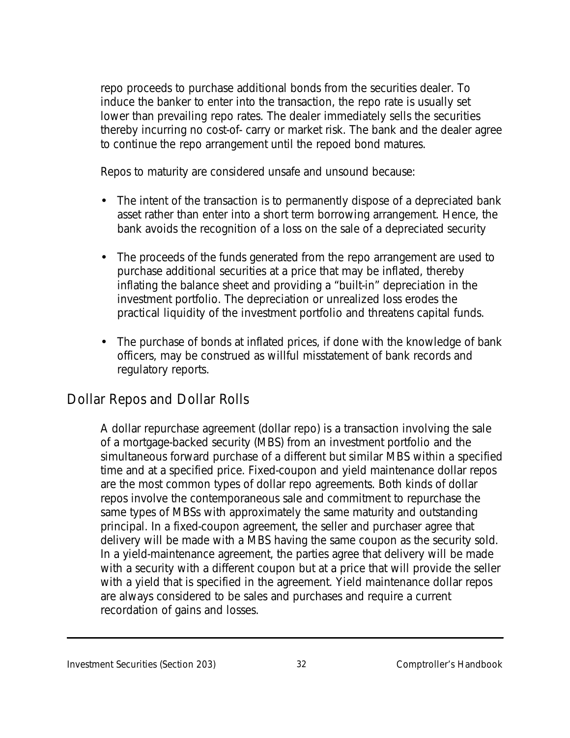repo proceeds to purchase additional bonds from the securities dealer. To induce the banker to enter into the transaction, the repo rate is usually set lower than prevailing repo rates. The dealer immediately sells the securities thereby incurring no cost-of- carry or market risk. The bank and the dealer agree to continue the repo arrangement until the repoed bond matures.

Repos to maturity are considered unsafe and unsound because:

- The intent of the transaction is to permanently dispose of a depreciated bank asset rather than enter into a short term borrowing arrangement. Hence, the bank avoids the recognition of a loss on the sale of a depreciated security

- The proceeds of the funds generated from the repo arrangement are used to purchase additional securities at a price that may be inflated, thereby inflating the balance sheet and providing a "built-in" depreciation in the investment portfolio. The depreciation or unrealized loss erodes the practical liquidity of the investment portfolio and threatens capital funds.

- The purchase of bonds at inflated prices, if done with the knowledge of bank officers, may be construed as willful misstatement of bank records and regulatory reports.

## Dollar Repos and Dollar Rolls

A dollar repurchase agreement (dollar repo) is a transaction involving the sale of a mortgage-backed security (MBS) from an investment portfolio and the simultaneous forward purchase of a different but similar MBS within a specified time and at a specified price. Fixed-coupon and yield maintenance dollar repos are the most common types of dollar repo agreements. Both kinds of dollar repos involve the contemporaneous sale and commitment to repurchase the same types of MBSs with approximately the same maturity and outstanding principal. In a fixed-coupon agreement, the seller and purchaser agree that delivery will be made with a MBS having the same coupon as the security sold. In a yield-maintenance agreement, the parties agree that delivery will be made with a security with a different coupon but at a price that will provide the seller with a yield that is specified in the agreement. Yield maintenance dollar repos are always considered to be sales and purchases and require a current recordation of gains and losses.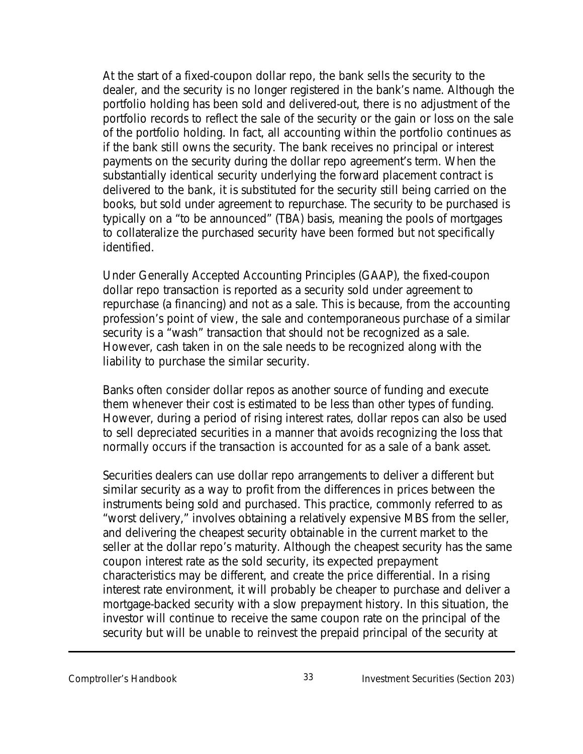At the start of a fixed-coupon dollar repo, the bank sells the security to the dealer, and the security is no longer registered in the bank's name. Although the portfolio holding has been sold and delivered-out, there is no adjustment of the portfolio records to reflect the sale of the security or the gain or loss on the sale of the portfolio holding. In fact, all accounting within the portfolio continues as if the bank still owns the security. The bank receives no principal or interest payments on the security during the dollar repo agreement's term. When the substantially identical security underlying the forward placement contract is delivered to the bank, it is substituted for the security still being carried on the books, but sold under agreement to repurchase. The security to be purchased is typically on a "to be announced" (TBA) basis, meaning the pools of mortgages to collateralize the purchased security have been formed but not specifically identified.

Under Generally Accepted Accounting Principles (GAAP), the fixed-coupon dollar repo transaction is reported as a security sold under agreement to repurchase (a financing) and not as a sale. This is because, from the accounting profession's point of view, the sale and contemporaneous purchase of a similar security is a "wash" transaction that should not be recognized as a sale. However, cash taken in on the sale needs to be recognized along with the liability to purchase the similar security.

Banks often consider dollar repos as another source of funding and execute them whenever their cost is estimated to be less than other types of funding. However, during a period of rising interest rates, dollar repos can also be used to sell depreciated securities in a manner that avoids recognizing the loss that normally occurs if the transaction is accounted for as a sale of a bank asset.

Securities dealers can use dollar repo arrangements to deliver a different but similar security as a way to profit from the differences in prices between the instruments being sold and purchased. This practice, commonly referred to as "worst delivery," involves obtaining a relatively expensive MBS from the seller, and delivering the cheapest security obtainable in the current market to the seller at the dollar repo's maturity. Although the cheapest security has the same coupon interest rate as the sold security, its expected prepayment characteristics may be different, and create the price differential. In a rising interest rate environment, it will probably be cheaper to purchase and deliver a mortgage-backed security with a slow prepayment history. In this situation, the investor will continue to receive the same coupon rate on the principal of the security but will be unable to reinvest the prepaid principal of the security at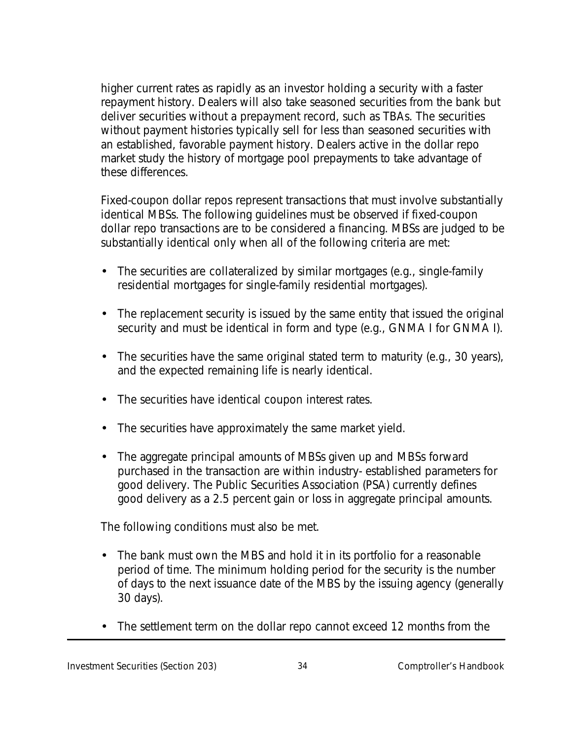higher current rates as rapidly as an investor holding a security with a faster repayment history. Dealers will also take seasoned securities from the bank but deliver securities without a prepayment record, such as TBAs. The securities without payment histories typically sell for less than seasoned securities with an established, favorable payment history. Dealers active in the dollar repo market study the history of mortgage pool prepayments to take advantage of these differences.

Fixed-coupon dollar repos represent transactions that must involve substantially identical MBSs. The following guidelines must be observed if fixed-coupon dollar repo transactions are to be considered a financing. MBSs are judged to be substantially identical only when all of the following criteria are met:

- The securities are collateralized by similar mortgages (e.g., single-family residential mortgages for single-family residential mortgages).
- The replacement security is issued by the same entity that issued the original security and must be identical in form and type (e.g., GNMA I for GNMA I).
- The securities have the same original stated term to maturity (e.g., 30 years), and the expected remaining life is nearly identical.
- The securities have identical coupon interest rates.
- The securities have approximately the same market yield.
- The aggregate principal amounts of MBSs given up and MBSs forward purchased in the transaction are within industry- established parameters for good delivery. The Public Securities Association (PSA) currently defines good delivery as a 2.5 percent gain or loss in aggregate principal amounts.

The following conditions must also be met.

- The bank must own the MBS and hold it in its portfolio for a reasonable period of time. The minimum holding period for the security is the number of days to the next issuance date of the MBS by the issuing agency (generally 30 days).
- The settlement term on the dollar repo cannot exceed 12 months from the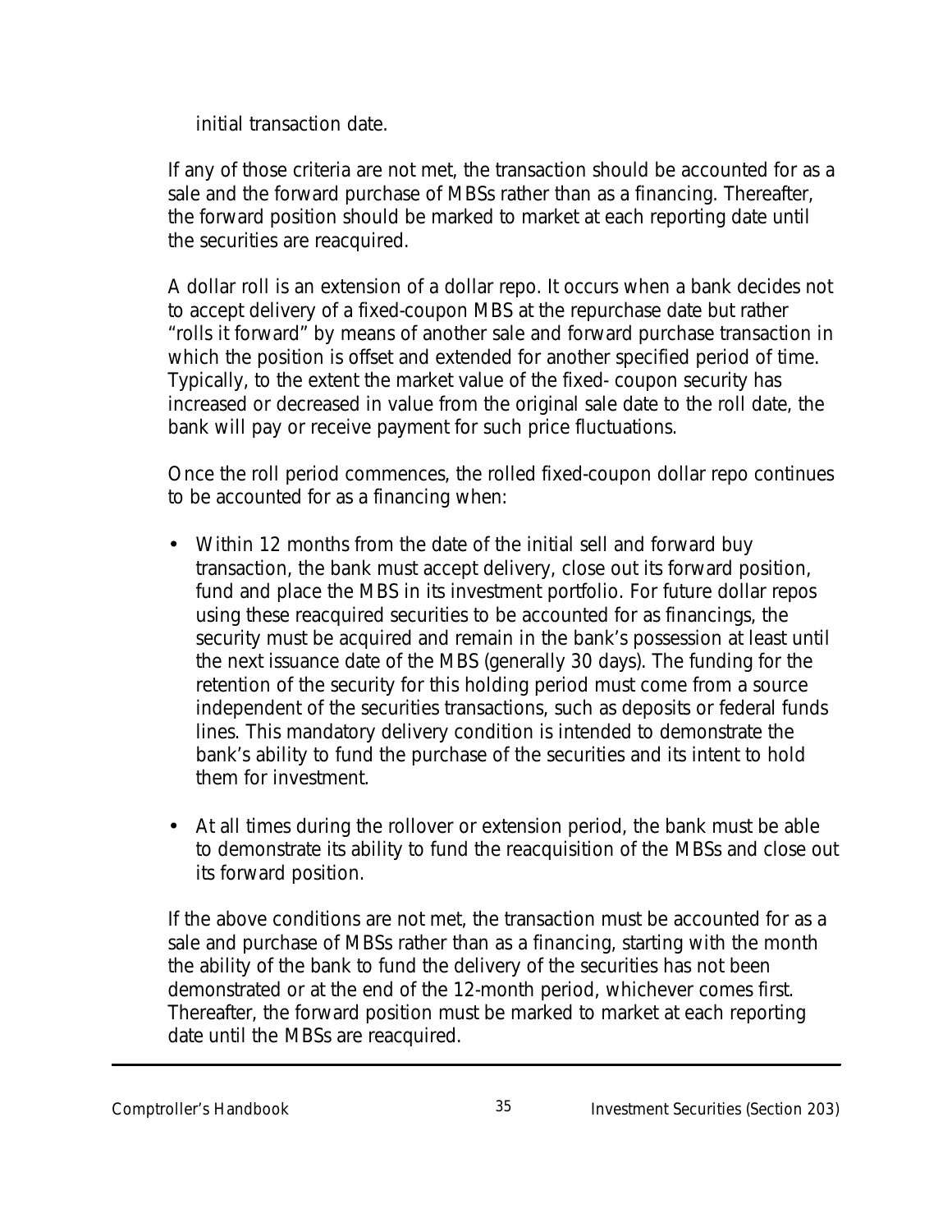initial transaction date.

If any of those criteria are not met, the transaction should be accounted for as a sale and the forward purchase of MBSs rather than as a financing. Thereafter, the forward position should be marked to market at each reporting date until the securities are reacquired.

A dollar roll is an extension of a dollar repo. It occurs when a bank decides not to accept delivery of a fixed-coupon MBS at the repurchase date but rather "rolls it forward" by means of another sale and forward purchase transaction in which the position is offset and extended for another specified period of time. Typically, to the extent the market value of the fixed- coupon security has increased or decreased in value from the original sale date to the roll date, the bank will pay or receive payment for such price fluctuations.

Once the roll period commences, the rolled fixed-coupon dollar repo continues to be accounted for as a financing when:

- Within 12 months from the date of the initial sell and forward buy transaction, the bank must accept delivery, close out its forward position, fund and place the MBS in its investment portfolio. For future dollar repos using these reacquired securities to be accounted for as financings, the security must be acquired and remain in the bank's possession at least until the next issuance date of the MBS (generally 30 days). The funding for the retention of the security for this holding period must come from a source independent of the securities transactions, such as deposits or federal funds lines. This mandatory delivery condition is intended to demonstrate the bank's ability to fund the purchase of the securities and its intent to hold them for investment.

- At all times during the rollover or extension period, the bank must be able to demonstrate its ability to fund the reacquisition of the MBSs and close out its forward position.

If the above conditions are not met, the transaction must be accounted for as a sale and purchase of MBSs rather than as a financing, starting with the month the ability of the bank to fund the delivery of the securities has not been demonstrated or at the end of the 12-month period, whichever comes first. Thereafter, the forward position must be marked to market at each reporting date until the MBSs are reacquired.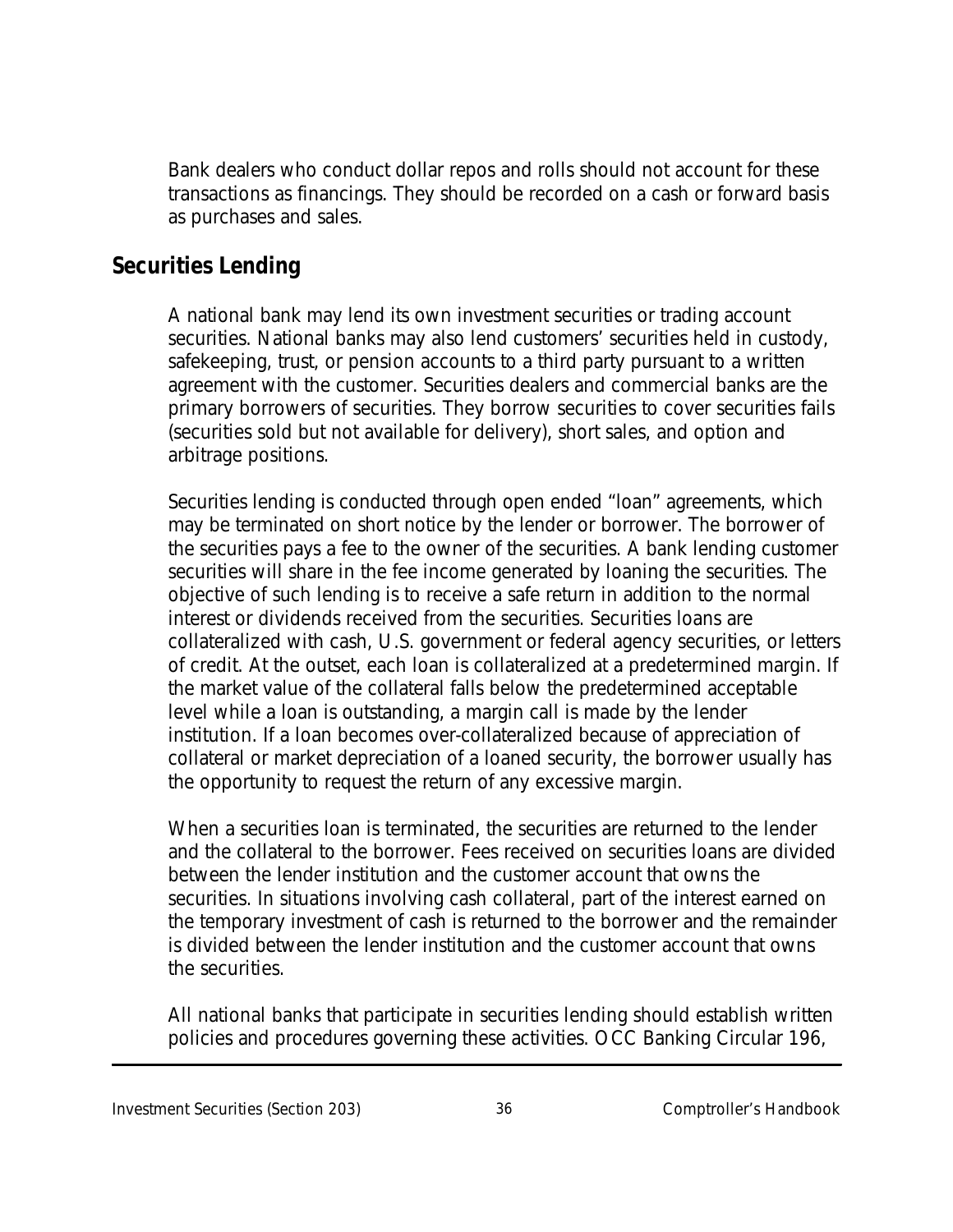Bank dealers who conduct dollar repos and rolls should not account for these transactions as financings. They should be recorded on a cash or forward basis as purchases and sales.

## Securities Lending

A national bank may lend its own investment securities or trading account securities. National banks may also lend customers' securities held in custody, safekeeping, trust, or pension accounts to a third party pursuant to a written agreement with the customer. Securities dealers and commercial banks are the primary borrowers of securities. They borrow securities to cover securities fails (securities sold but not available for delivery), short sales, and option and arbitrage positions.

Securities lending is conducted through open ended "loan" agreements, which may be terminated on short notice by the lender or borrower. The borrower of the securities pays a fee to the owner of the securities. A bank lending customer securities will share in the fee income generated by loaning the securities. The objective of such lending is to receive a safe return in addition to the normal interest or dividends received from the securities. Securities loans are collateralized with cash, U.S. government or federal agency securities, or letters of credit. At the outset, each loan is collateralized at a predetermined margin. If the market value of the collateral falls below the predetermined acceptable level while a loan is outstanding, a margin call is made by the lender institution. If a loan becomes over-collateralized because of appreciation of collateral or market depreciation of a loaned security, the borrower usually has the opportunity to request the return of any excessive margin.

When a securities loan is terminated, the securities are returned to the lender and the collateral to the borrower. Fees received on securities loans are divided between the lender institution and the customer account that owns the securities. In situations involving cash collateral, part of the interest earned on the temporary investment of cash is returned to the borrower and the remainder is divided between the lender institution and the customer account that owns the securities.

All national banks that participate in securities lending should establish written policies and procedures governing these activities. OCC Banking Circular 196,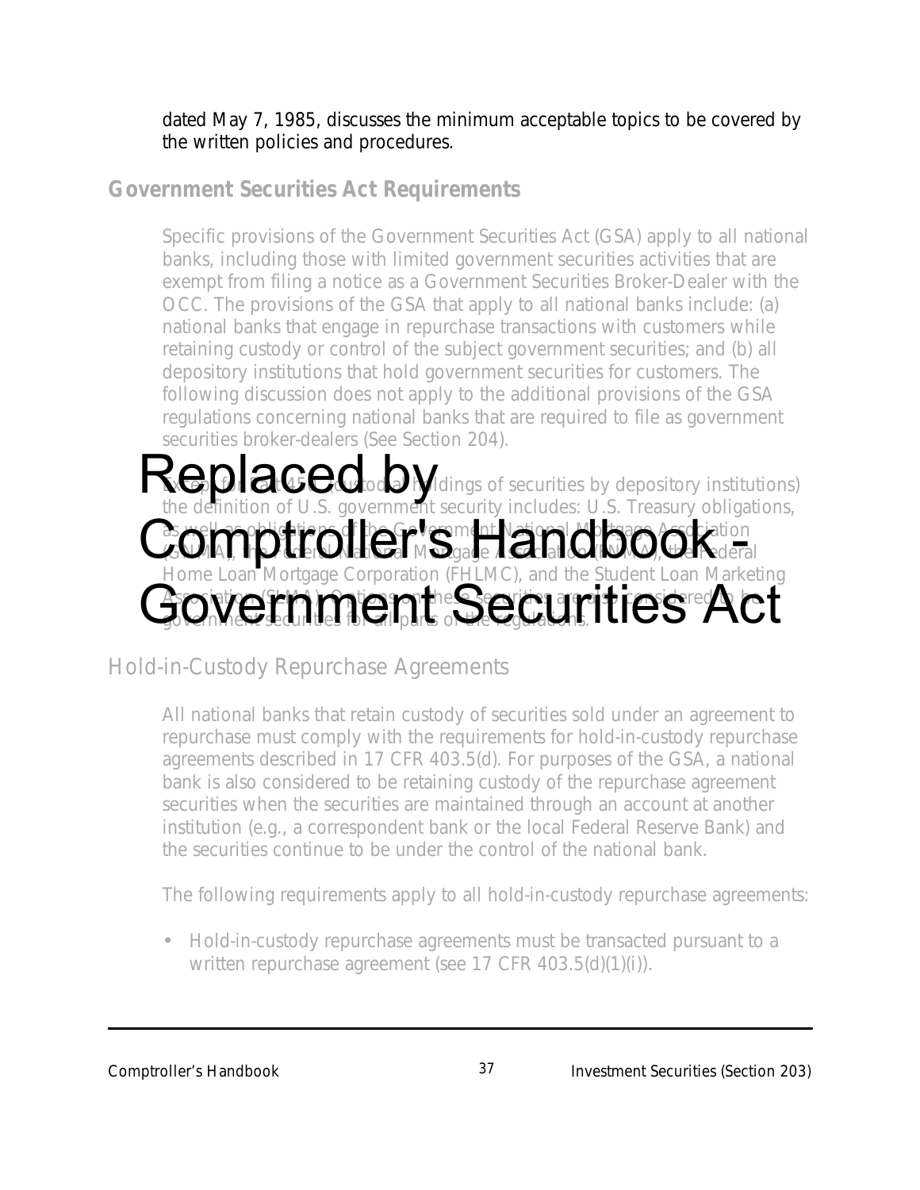dated May 7, 1985, discusses the minimum acceptable topics to be covered by the written policies and procedures.

## Government Securities Act Requirements

Specific provisions of the Government Securities Act (GSA) apply to all national banks, including those with limited government securities activities that are exempt from filing a notice as a Government Securities Broker-Dealer with the OCC. The provisions of the GSA that apply to all national banks include: (a) national banks that engage in repurchase transactions with customers while retaining custody or control of the subject government securities; and (b) all depository institutions that hold government securities for customers. The following discussion does not apply to the additional provisions of the GSA regulations concerning national banks that are required to file as government securities broker-dealers (See Section 204).

Replaced by Comptroller's Handbook - Government Securities Act

Except for Part 450 (custodial holdings of securities by depository institutions) the definition of U.S. government security includes: U.S. Treasury obligations, as well as obligations of the Government National Mortgage Association (GNMA), the Federal National Mortgage Association (FNMA), the Federal Home Loan Mortgage Corporation (FHLMC), and the Student Loan Marketing Association (SLMA). Options on these securities are also considered to be government securities for all parts of the regulations.

### Hold-in-Custody Repurchase Agreements

All national banks that retain custody of securities sold under an agreement to repurchase must comply with the requirements for hold-in-custody repurchase agreements described in 17 CFR 403.5(d). For purposes of the GSA, a national bank is also considered to be retaining custody of the repurchase agreement securities when the securities are maintained through an account at another institution (e.g., a correspondent bank or the local Federal Reserve Bank) and the securities continue to be under the control of the national bank.

The following requirements apply to all hold-in-custody repurchase agreements:

- Hold-in-custody repurchase agreements must be transacted pursuant to a written repurchase agreement (see 17 CFR 403.5(d)(1)(i)).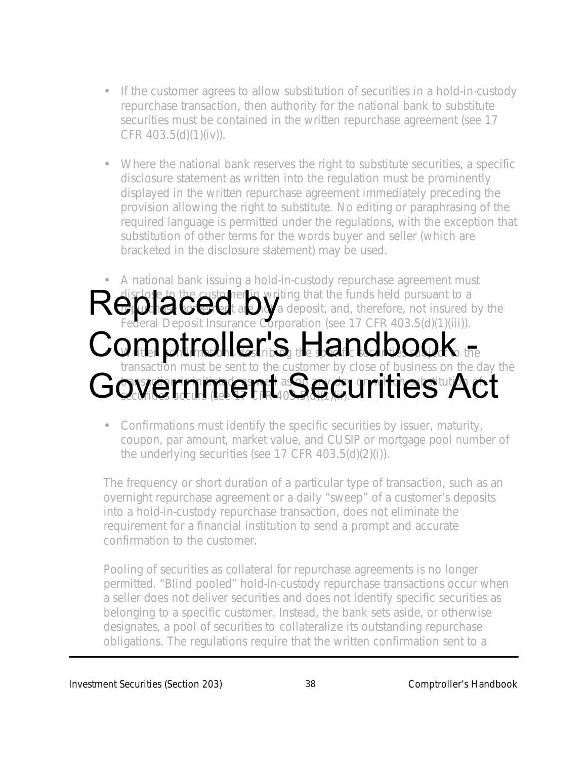**Replaced by Comptroller's Handbook - Government Securities Act**

- If the customer agrees to allow substitution of securities in a hold-in-custody repurchase transaction, then authority for the national bank to substitute securities must be contained in the written repurchase agreement (see 17 CFR 403.5(d)(1)(iv)).

- Where the national bank reserves the right to substitute securities, a specific disclosure statement as written into the regulation must be prominently displayed in the written repurchase agreement immediately preceding the provision allowing the right to substitute. No editing or paraphrasing of the required language is permitted under the regulations, with the exception that substitution of other terms for the words buyer and seller (which are bracketed in the disclosure statement) may be used.

- A national bank issuing a hold-in-custody repurchase agreement must disclose to the customer in writing that the funds held pursuant to a repurchase agreement are not a deposit, and, therefore, not insured by the Federal Deposit Insurance Corporation (see 17 CFR 403.5(d)(1)(iii)).

- Written confirmations describing the specific securities subject to the transaction must be sent to the customer by close of business on the day the transaction is initiated, as well as on any day on which substitution of securities occurs (see 17 CFR 403.5(d)(1)(ii)).

- Confirmations must identify the specific securities by issuer, maturity, coupon, par amount, market value, and CUSIP or mortgage pool number of the underlying securities (see 17 CFR 403.5(d)(2)(i)).

The frequency or short duration of a particular type of transaction, such as an overnight repurchase agreement or a daily "sweep" of a customer's deposits into a hold-in-custody repurchase transaction, does not eliminate the requirement for a financial institution to send a prompt and accurate confirmation to the customer.

Pooling of securities as collateral for repurchase agreements is no longer permitted. "Blind pooled" hold-in-custody repurchase transactions occur when a seller does not deliver securities and does not identify specific securities as belonging to a specific customer. Instead, the bank sets aside, or otherwise designates, a pool of securities to collateralize its outstanding repurchase obligations. The regulations require that the written confirmation sent to a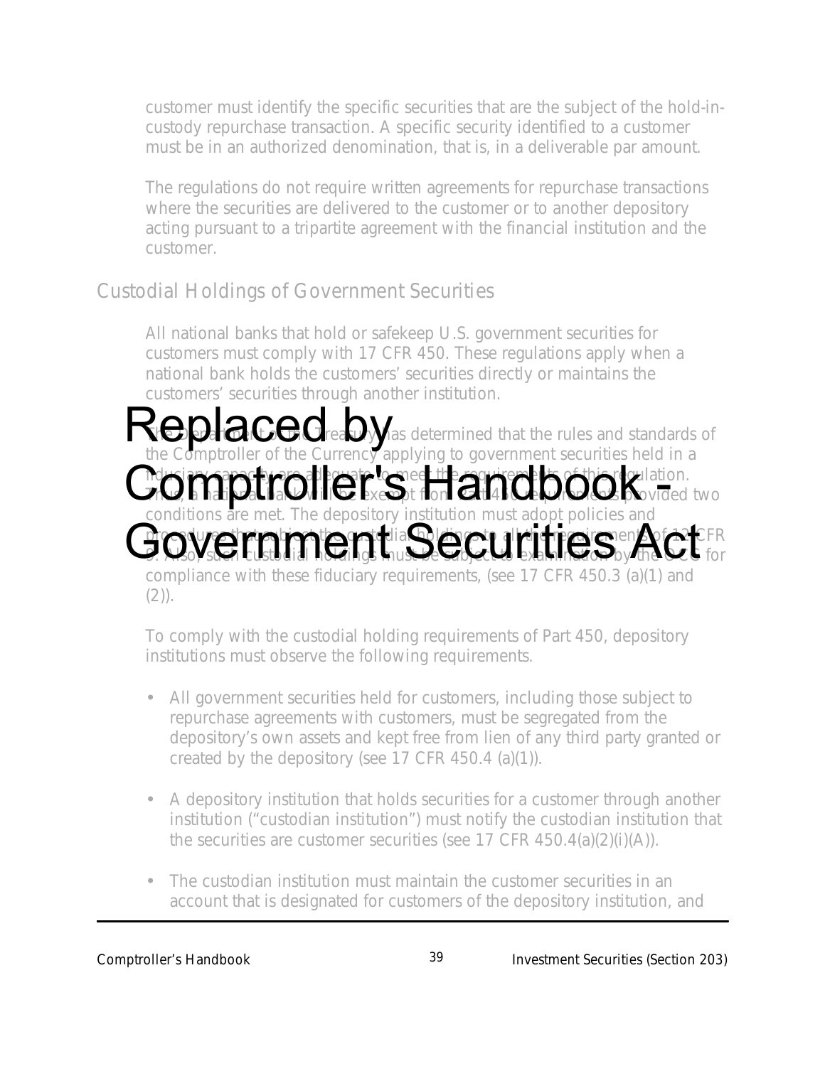customer must identify the specific securities that are the subject of the hold-in-custody repurchase transaction. A specific security identified to a customer must be in an authorized denomination, that is, in a deliverable par amount.

The regulations do not require written agreements for repurchase transactions where the securities are delivered to the customer or to another depository acting pursuant to a tripartite agreement with the financial institution and the customer.

## Custodial Holdings of Government Securities

All national banks that hold or safekeep U.S. government securities for customers must comply with 17 CFR 450. These regulations apply when a national bank holds the customers' securities directly or maintains the customers' securities through another institution.

**Replaced by Comptroller's Handbook - Government Securities Act**

The Department of the Treasury has determined that the rules and standards of the Comptroller of the Currency applying to government securities held in a fiduciary capacity are adequate to meet the requirements of this regulation. Thus, a national bank will be exempt from Part 450 requirements provided two conditions are met. The depository institution must adopt policies and procedures that subject the custodial holdings to all the requirements of 12 CFR 9. Also, such custodial holdings must be subject to examination by the OCC for compliance with these fiduciary requirements, (see 17 CFR 450.3 (a)(1) and (2)).

To comply with the custodial holding requirements of Part 450, depository institutions must observe the following requirements.

- All government securities held for customers, including those subject to repurchase agreements with customers, must be segregated from the depository's own assets and kept free from lien of any third party granted or created by the depository (see 17 CFR 450.4 (a)(1)).
- A depository institution that holds securities for a customer through another institution ("custodian institution") must notify the custodian institution that the securities are customer securities (see 17 CFR 450.4(a)(2)(i)(A)).
- The custodian institution must maintain the customer securities in an account that is designated for customers of the depository institution, and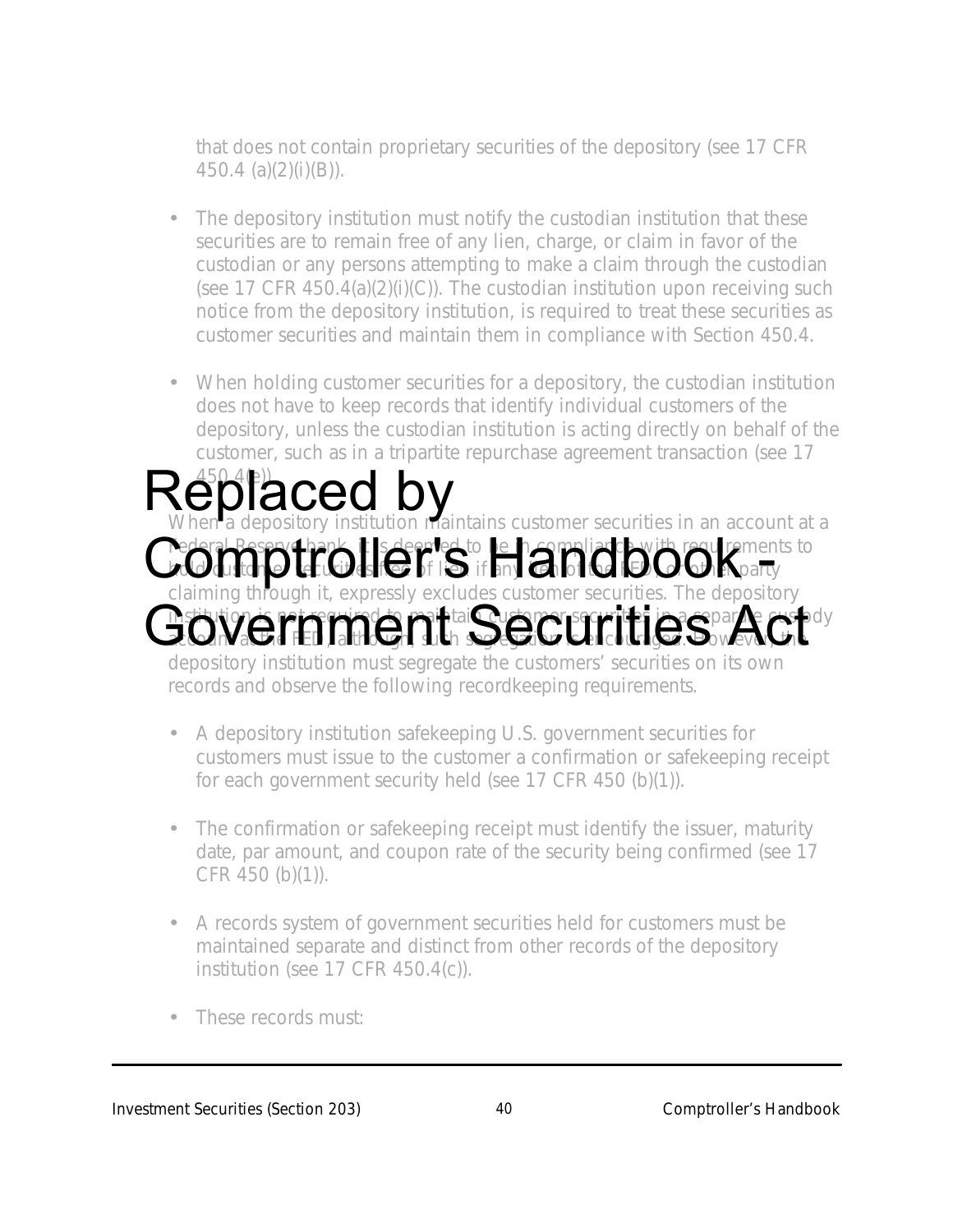that does not contain proprietary securities of the depository (see 17 CFR 450.4 (a)(2)(i)(B)).

- The depository institution must notify the custodian institution that these securities are to remain free of any lien, charge, or claim in favor of the custodian or any persons attempting to make a claim through the custodian (see 17 CFR 450.4(a)(2)(i)(C)). The custodian institution upon receiving such notice from the depository institution, is required to treat these securities as customer securities and maintain them in compliance with Section 450.4.

- When holding customer securities for a depository, the custodian institution does not have to keep records that identify individual customers of the depository, unless the custodian institution is acting directly on behalf of the customer, such as in a tripartite repurchase agreement transaction (see 17 450.4(e)).

Replaced by Comptroller's Handbook - Government Securities Act

When a depository institution maintains customer securities in an account at a Federal Reserve bank, it is deemed to be in compliance with requirements to hold customer securities free of lien if any lien of the FED, or other party claiming through it, expressly excludes customer securities. The depository institution is not required to maintain customer securities in a separate custody account at the FED, although such segregation is encouraged. However, the depository institution must segregate the customers' securities on its own records and observe the following recordkeeping requirements.

- A depository institution safekeeping U.S. government securities for customers must issue to the customer a confirmation or safekeeping receipt for each government security held (see 17 CFR 450 (b)(1)).

- The confirmation or safekeeping receipt must identify the issuer, maturity date, par amount, and coupon rate of the security being confirmed (see 17 CFR 450 (b)(1)).

- A records system of government securities held for customers must be maintained separate and distinct from other records of the depository institution (see 17 CFR 450.4(c)).

- These records must: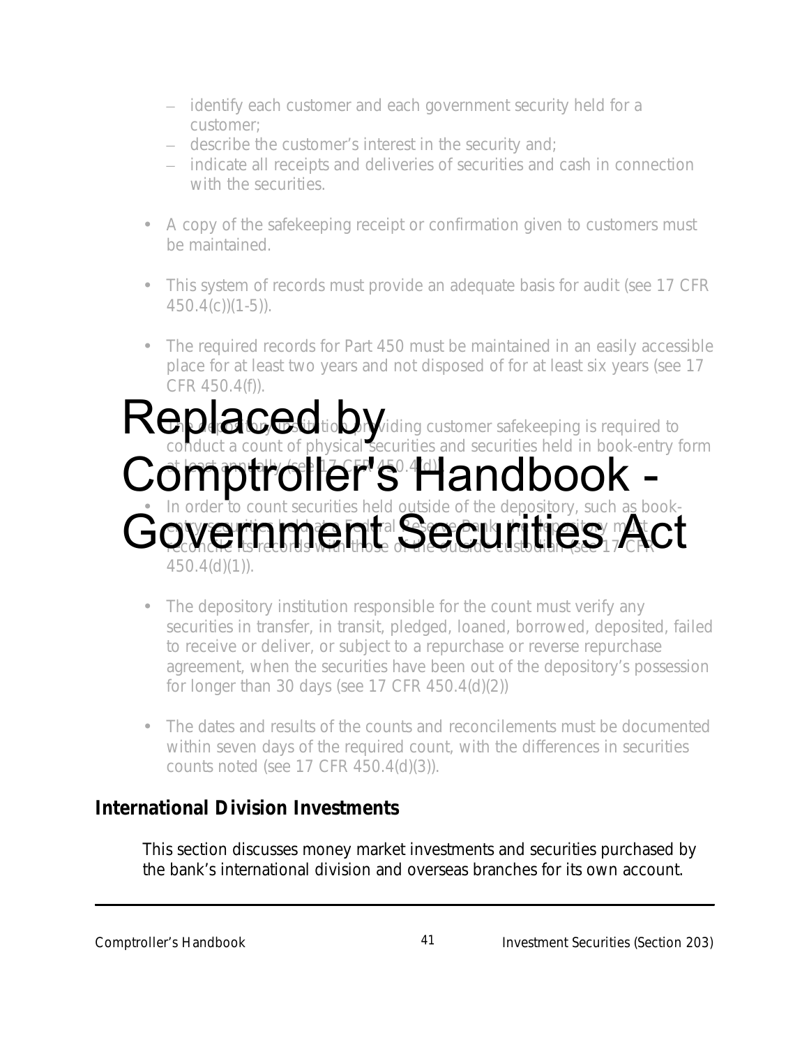- identify each customer and each government security held for a customer;
- describe the customer's interest in the security and;
- indicate all receipts and deliveries of securities and cash in connection with the securities.

- A copy of the safekeeping receipt or confirmation given to customers must be maintained.

- This system of records must provide an adequate basis for audit (see 17 CFR 450.4(c))(1-5)).

- The required records for Part 450 must be maintained in an easily accessible place for at least two years and not disposed of for at least six years (see 17 CFR 450.4(f)).

# Replaced by Comptroller's Handbook - Government Securities Act

- The depository institution providing customer safekeeping is required to conduct a count of physical securities and securities held in book-entry form at least annually (see 17 CFR 450.4(d)).

- In order to count securities held outside of the depository, such as book-entry securities held at a Federal Reserve Bank, the depository must reconcile its records with those of the outside custodian (see 17 CFR 450.4(d)(1)).

- The depository institution responsible for the count must verify any securities in transfer, in transit, pledged, loaned, borrowed, deposited, failed to receive or deliver, or subject to a repurchase or reverse repurchase agreement, when the securities have been out of the depository's possession for longer than 30 days (see 17 CFR 450.4(d)(2))

- The dates and results of the counts and reconcilements must be documented within seven days of the required count, with the differences in securities counts noted (see 17 CFR 450.4(d)(3)).

## International Division Investments

This section discusses money market investments and securities purchased by the bank's international division and overseas branches for its own account.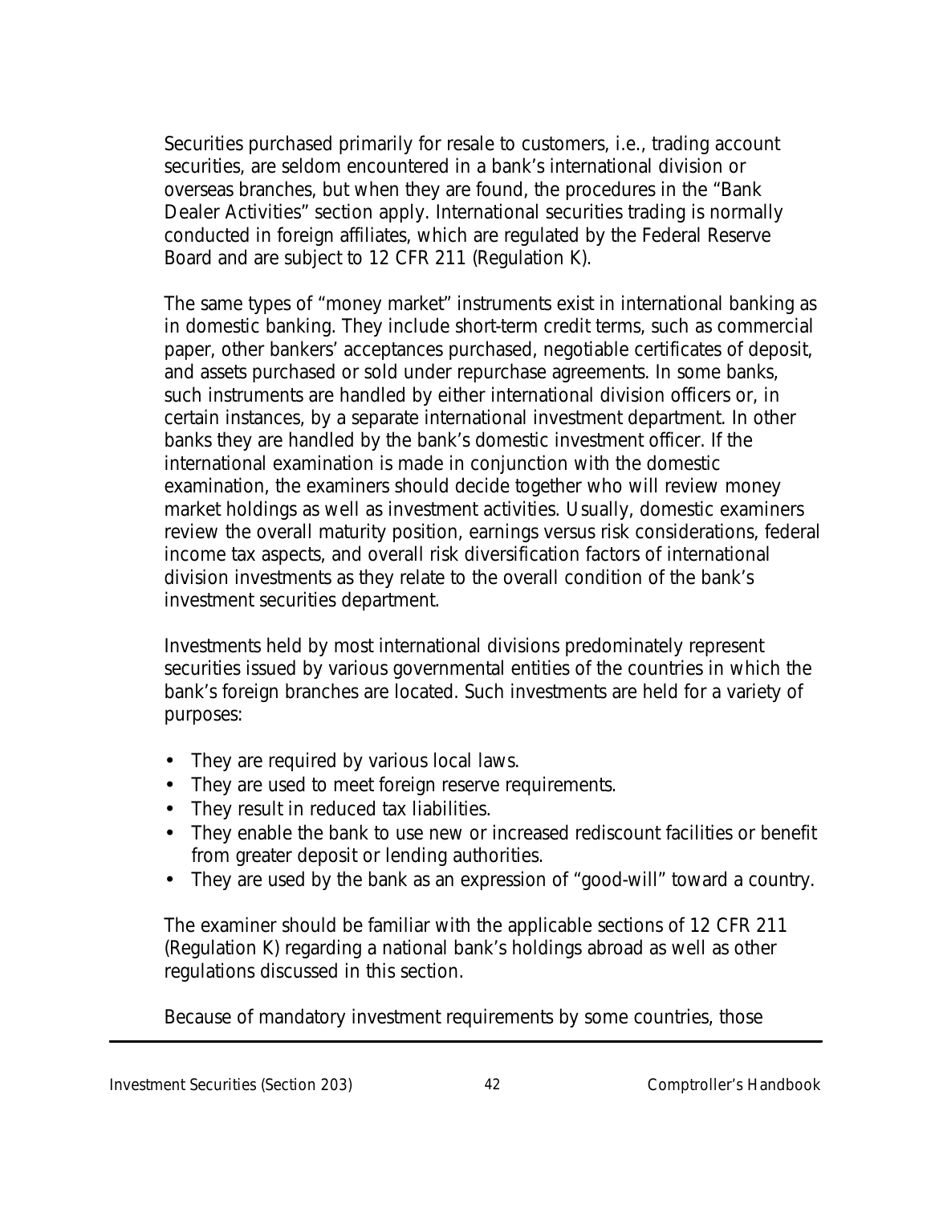Securities purchased primarily for resale to customers, i.e., trading account securities, are seldom encountered in a bank's international division or overseas branches, but when they are found, the procedures in the "Bank Dealer Activities" section apply. International securities trading is normally conducted in foreign affiliates, which are regulated by the Federal Reserve Board and are subject to 12 CFR 211 (Regulation K).

The same types of "money market" instruments exist in international banking as in domestic banking. They include short-term credit terms, such as commercial paper, other bankers' acceptances purchased, negotiable certificates of deposit, and assets purchased or sold under repurchase agreements. In some banks, such instruments are handled by either international division officers or, in certain instances, by a separate international investment department. In other banks they are handled by the bank's domestic investment officer. If the international examination is made in conjunction with the domestic examination, the examiners should decide together who will review money market holdings as well as investment activities. Usually, domestic examiners review the overall maturity position, earnings versus risk considerations, federal income tax aspects, and overall risk diversification factors of international division investments as they relate to the overall condition of the bank's investment securities department.

Investments held by most international divisions predominately represent securities issued by various governmental entities of the countries in which the bank's foreign branches are located. Such investments are held for a variety of purposes:

- They are required by various local laws.
- They are used to meet foreign reserve requirements.
- They result in reduced tax liabilities.
- They enable the bank to use new or increased rediscount facilities or benefit from greater deposit or lending authorities.
- They are used by the bank as an expression of "good-will" toward a country.

The examiner should be familiar with the applicable sections of 12 CFR 211 (Regulation K) regarding a national bank's holdings abroad as well as other regulations discussed in this section.

Because of mandatory investment requirements by some countries, those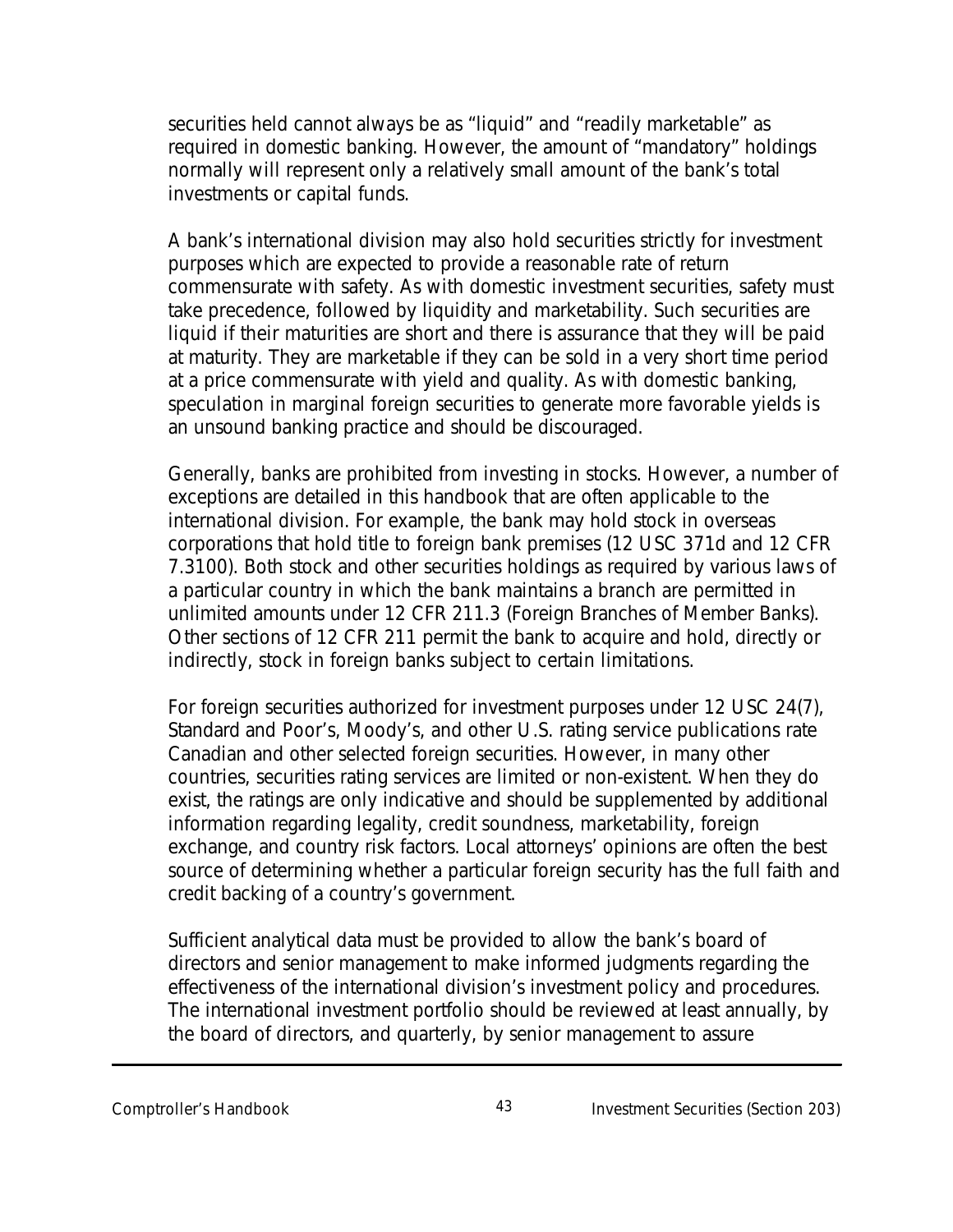securities held cannot always be as “liquid” and “readily marketable” as required in domestic banking. However, the amount of “mandatory” holdings normally will represent only a relatively small amount of the bank’s total investments or capital funds.

A bank’s international division may also hold securities strictly for investment purposes which are expected to provide a reasonable rate of return commensurate with safety. As with domestic investment securities, safety must take precedence, followed by liquidity and marketability. Such securities are liquid if their maturities are short and there is assurance that they will be paid at maturity. They are marketable if they can be sold in a very short time period at a price commensurate with yield and quality. As with domestic banking, speculation in marginal foreign securities to generate more favorable yields is an unsound banking practice and should be discouraged.

Generally, banks are prohibited from investing in stocks. However, a number of exceptions are detailed in this handbook that are often applicable to the international division. For example, the bank may hold stock in overseas corporations that hold title to foreign bank premises (12 USC 371d and 12 CFR 7.3100). Both stock and other securities holdings as required by various laws of a particular country in which the bank maintains a branch are permitted in unlimited amounts under 12 CFR 211.3 (Foreign Branches of Member Banks). Other sections of 12 CFR 211 permit the bank to acquire and hold, directly or indirectly, stock in foreign banks subject to certain limitations.

For foreign securities authorized for investment purposes under 12 USC 24(7), Standard and Poor’s, Moody’s, and other U.S. rating service publications rate Canadian and other selected foreign securities. However, in many other countries, securities rating services are limited or non-existent. When they do exist, the ratings are only indicative and should be supplemented by additional information regarding legality, credit soundness, marketability, foreign exchange, and country risk factors. Local attorneys’ opinions are often the best source of determining whether a particular foreign security has the full faith and credit backing of a country’s government.

Sufficient analytical data must be provided to allow the bank’s board of directors and senior management to make informed judgments regarding the effectiveness of the international division’s investment policy and procedures. The international investment portfolio should be reviewed at least annually, by the board of directors, and quarterly, by senior management to assure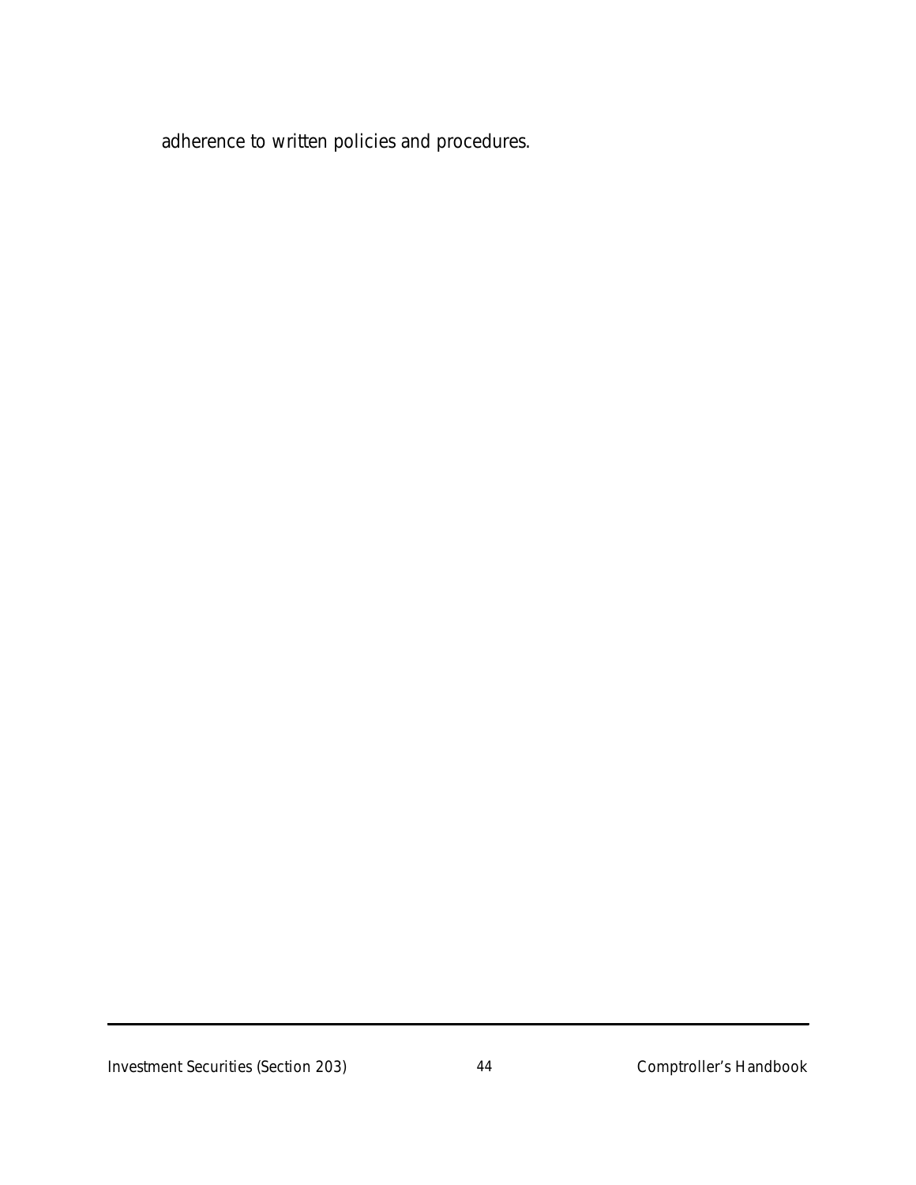adherence to written policies and procedures.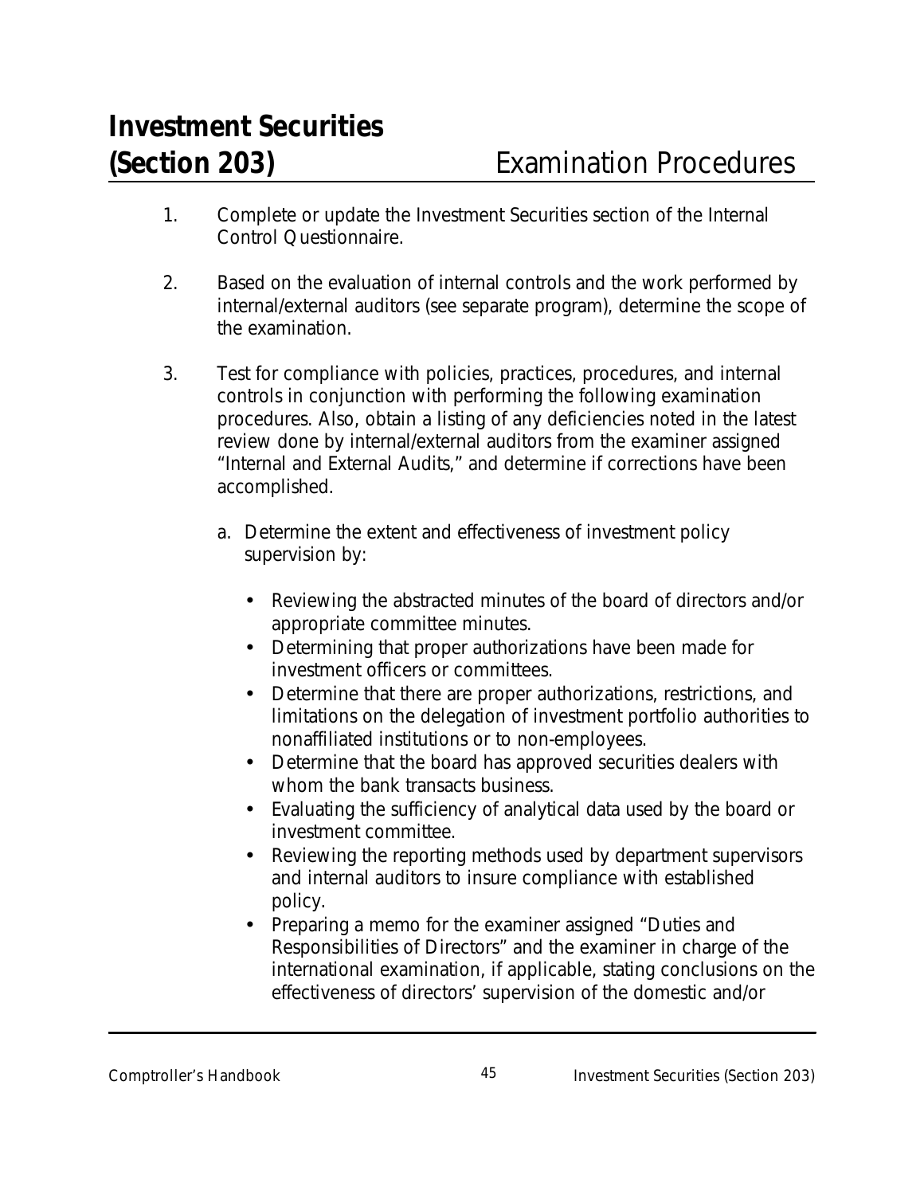# Investment Securities (Section 203)

## Examination Procedures

1. Complete or update the Investment Securities section of the Internal Control Questionnaire.

2. Based on the evaluation of internal controls and the work performed by internal/external auditors (see separate program), determine the scope of the examination.

3. Test for compliance with policies, practices, procedures, and internal controls in conjunction with performing the following examination procedures. Also, obtain a listing of any deficiencies noted in the latest review done by internal/external auditors from the examiner assigned "Internal and External Audits," and determine if corrections have been accomplished.

   a. Determine the extent and effectiveness of investment policy supervision by:

      - Reviewing the abstracted minutes of the board of directors and/or appropriate committee minutes.
      - Determining that proper authorizations have been made for investment officers or committees.
      - Determine that there are proper authorizations, restrictions, and limitations on the delegation of investment portfolio authorities to nonaffiliated institutions or to non-employees.
      - Determine that the board has approved securities dealers with whom the bank transacts business.
      - Evaluating the sufficiency of analytical data used by the board or investment committee.
      - Reviewing the reporting methods used by department supervisors and internal auditors to insure compliance with established policy.
      - Preparing a memo for the examiner assigned "Duties and Responsibilities of Directors" and the examiner in charge of the international examination, if applicable, stating conclusions on the effectiveness of directors' supervision of the domestic and/or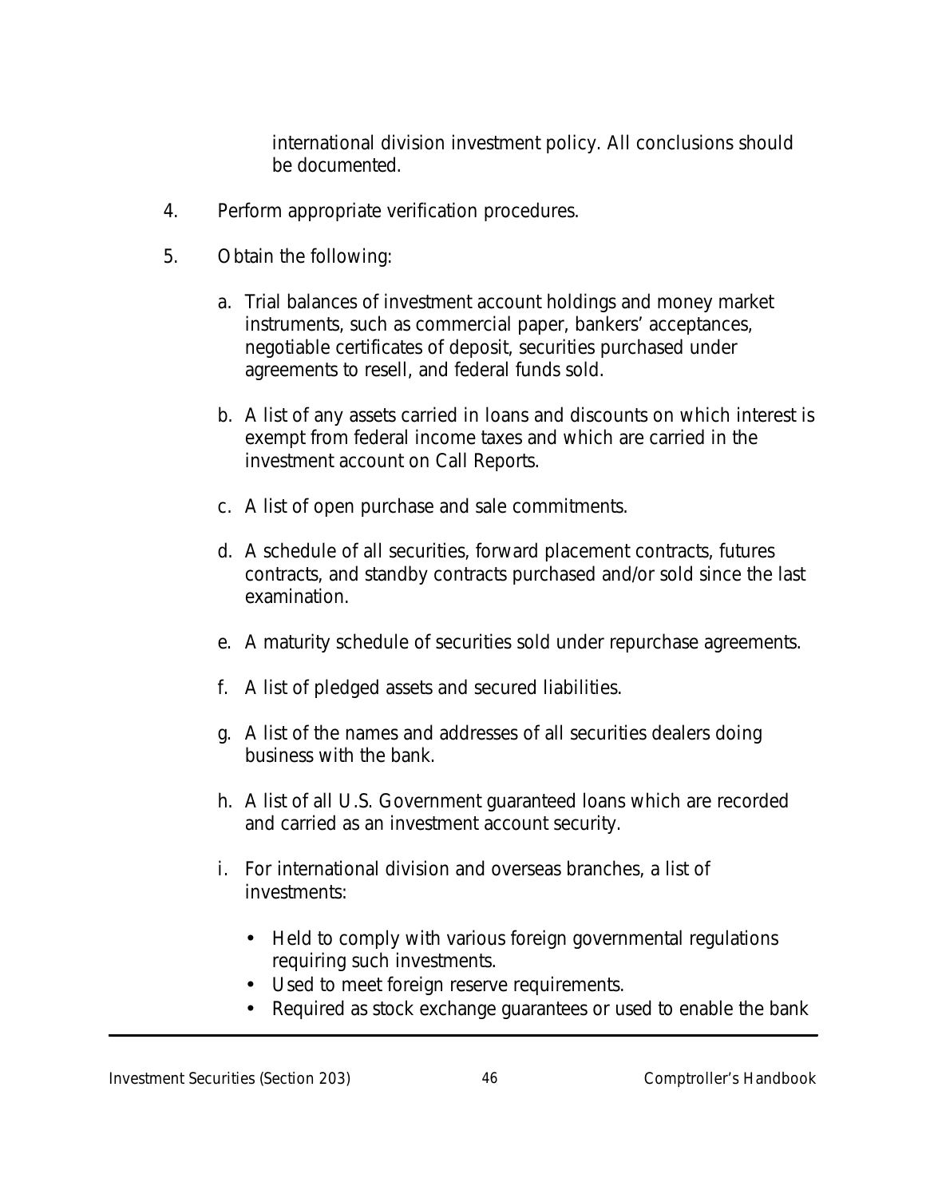international division investment policy. All conclusions should be documented.

4. Perform appropriate verification procedures.

5. Obtain the following:

   a. Trial balances of investment account holdings and money market instruments, such as commercial paper, bankers' acceptances, negotiable certificates of deposit, securities purchased under agreements to resell, and federal funds sold.

   b. A list of any assets carried in loans and discounts on which interest is exempt from federal income taxes and which are carried in the investment account on Call Reports.

   c. A list of open purchase and sale commitments.

   d. A schedule of all securities, forward placement contracts, futures contracts, and standby contracts purchased and/or sold since the last examination.

   e. A maturity schedule of securities sold under repurchase agreements.

   f. A list of pledged assets and secured liabilities.

   g. A list of the names and addresses of all securities dealers doing business with the bank.

   h. A list of all U.S. Government guaranteed loans which are recorded and carried as an investment account security.

   i. For international division and overseas branches, a list of investments:

      - Held to comply with various foreign governmental regulations requiring such investments.
      - Used to meet foreign reserve requirements.
      - Required as stock exchange guarantees or used to enable the bank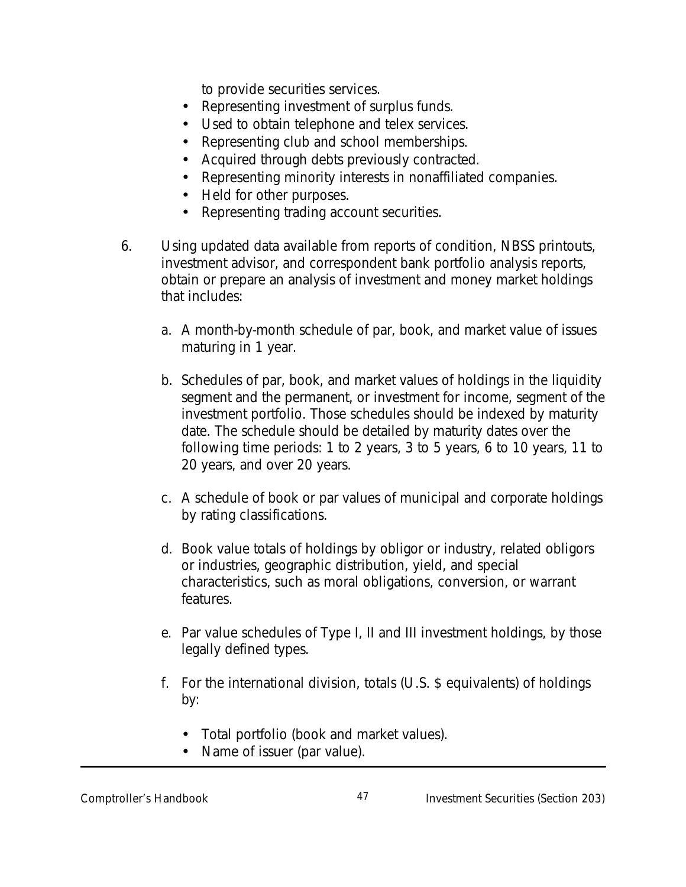to provide securities services.

- Representing investment of surplus funds.
- Used to obtain telephone and telex services.
- Representing club and school memberships.
- Acquired through debts previously contracted.
- Representing minority interests in nonaffiliated companies.
- Held for other purposes.
- Representing trading account securities.

6. Using updated data available from reports of condition, NBSS printouts, investment advisor, and correspondent bank portfolio analysis reports, obtain or prepare an analysis of investment and money market holdings that includes:

   a. A month-by-month schedule of par, book, and market value of issues maturing in 1 year.

   b. Schedules of par, book, and market values of holdings in the liquidity segment and the permanent, or investment for income, segment of the investment portfolio. Those schedules should be indexed by maturity date. The schedule should be detailed by maturity dates over the following time periods: 1 to 2 years, 3 to 5 years, 6 to 10 years, 11 to 20 years, and over 20 years.

   c. A schedule of book or par values of municipal and corporate holdings by rating classifications.

   d. Book value totals of holdings by obligor or industry, related obligors or industries, geographic distribution, yield, and special characteristics, such as moral obligations, conversion, or warrant features.

   e. Par value schedules of Type I, II and III investment holdings, by those legally defined types.

   f. For the international division, totals (U.S. $ equivalents) of holdings by:

      - Total portfolio (book and market values).
      - Name of issuer (par value).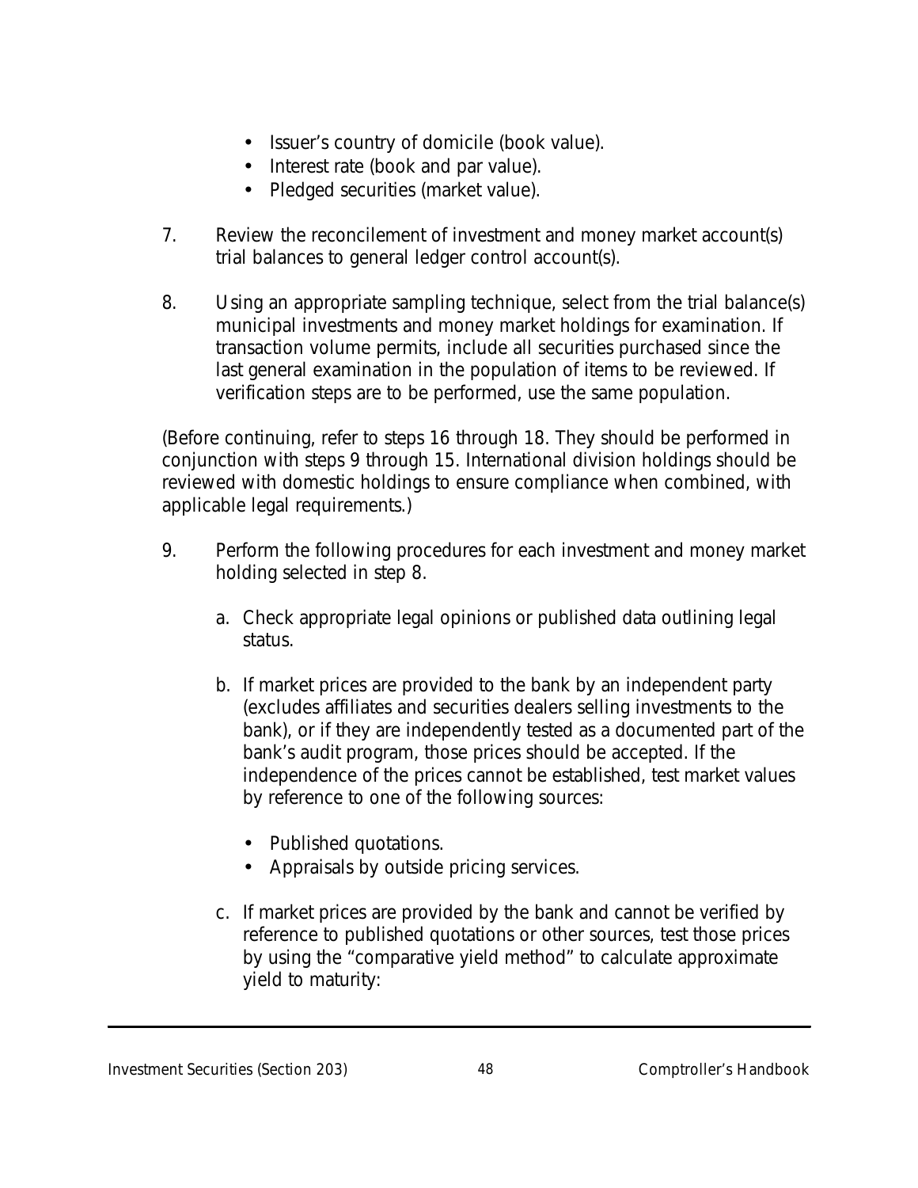- Issuer's country of domicile (book value).
- Interest rate (book and par value).
- Pledged securities (market value).

7. Review the reconcilement of investment and money market account(s) trial balances to general ledger control account(s).

8. Using an appropriate sampling technique, select from the trial balance(s) municipal investments and money market holdings for examination. If transaction volume permits, include all securities purchased since the last general examination in the population of items to be reviewed. If verification steps are to be performed, use the same population.

(Before continuing, refer to steps 16 through 18. They should be performed in conjunction with steps 9 through 15. International division holdings should be reviewed with domestic holdings to ensure compliance when combined, with applicable legal requirements.)

9. Perform the following procedures for each investment and money market holding selected in step 8.

   a. Check appropriate legal opinions or published data outlining legal status.

   b. If market prices are provided to the bank by an independent party (excludes affiliates and securities dealers selling investments to the bank), or if they are independently tested as a documented part of the bank's audit program, those prices should be accepted. If the independence of the prices cannot be established, test market values by reference to one of the following sources:

      - Published quotations.
      - Appraisals by outside pricing services.

   c. If market prices are provided by the bank and cannot be verified by reference to published quotations or other sources, test those prices by using the "comparative yield method" to calculate approximate yield to maturity: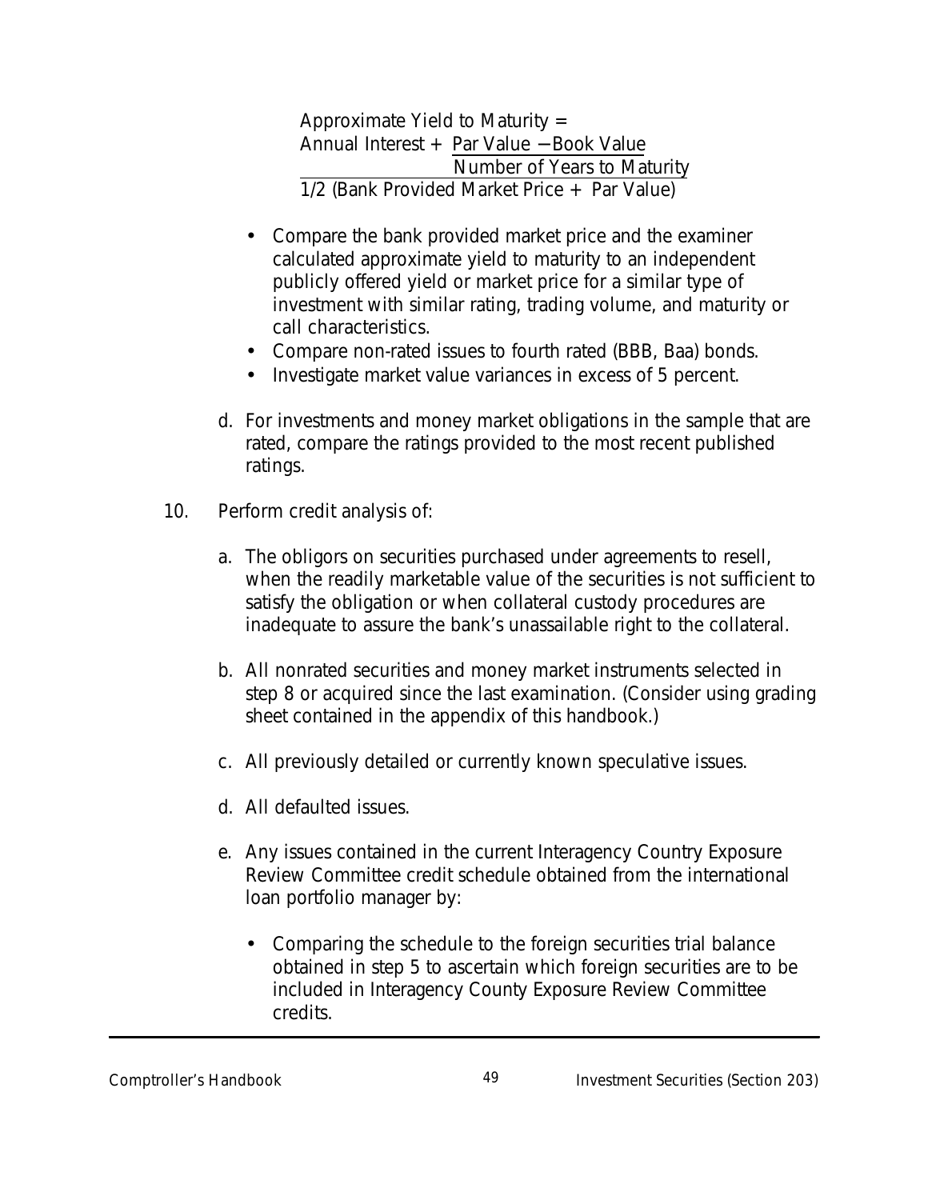Approximate Yield to Maturity =

$$\frac{\text{Annual Interest} + \dfrac{\text{Par Value} - \text{Book Value}}{\text{Number of Years to Maturity}}}{1/2\ (\text{Bank Provided Market Price} + \text{Par Value})}$$

- Compare the bank provided market price and the examiner calculated approximate yield to maturity to an independent publicly offered yield or market price for a similar type of investment with similar rating, trading volume, and maturity or call characteristics.
- Compare non-rated issues to fourth rated (BBB, Baa) bonds.
- Investigate market value variances in excess of 5 percent.

d. For investments and money market obligations in the sample that are rated, compare the ratings provided to the most recent published ratings.

10. Perform credit analysis of:

    a. The obligors on securities purchased under agreements to resell, when the readily marketable value of the securities is not sufficient to satisfy the obligation or when collateral custody procedures are inadequate to assure the bank's unassailable right to the collateral.

    b. All nonrated securities and money market instruments selected in step 8 or acquired since the last examination. (Consider using grading sheet contained in the appendix of this handbook.)

    c. All previously detailed or currently known speculative issues.

    d. All defaulted issues.

    e. Any issues contained in the current Interagency Country Exposure Review Committee credit schedule obtained from the international loan portfolio manager by:

    - Comparing the schedule to the foreign securities trial balance obtained in step 5 to ascertain which foreign securities are to be included in Interagency County Exposure Review Committee credits.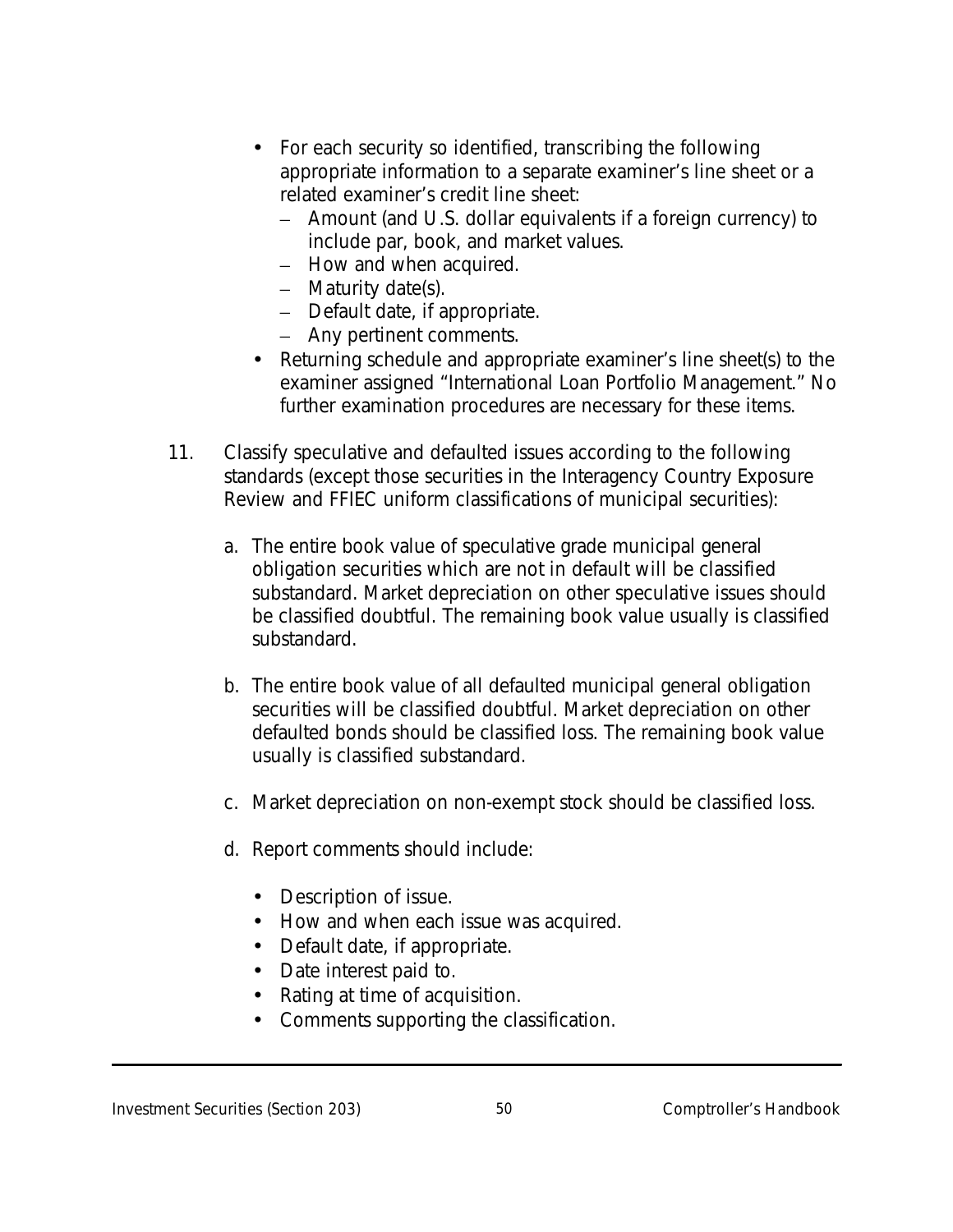- For each security so identified, transcribing the following appropriate information to a separate examiner's line sheet or a related examiner's credit line sheet:
  - Amount (and U.S. dollar equivalents if a foreign currency) to include par, book, and market values.
  - How and when acquired.
  - Maturity date(s).
  - Default date, if appropriate.
  - Any pertinent comments.
- Returning schedule and appropriate examiner's line sheet(s) to the examiner assigned "International Loan Portfolio Management." No further examination procedures are necessary for these items.

11. Classify speculative and defaulted issues according to the following standards (except those securities in the Interagency Country Exposure Review and FFIEC uniform classifications of municipal securities):

    a. The entire book value of speculative grade municipal general obligation securities which are not in default will be classified substandard. Market depreciation on other speculative issues should be classified doubtful. The remaining book value usually is classified substandard.

    b. The entire book value of all defaulted municipal general obligation securities will be classified doubtful. Market depreciation on other defaulted bonds should be classified loss. The remaining book value usually is classified substandard.

    c. Market depreciation on non-exempt stock should be classified loss.

    d. Report comments should include:

       - Description of issue.
       - How and when each issue was acquired.
       - Default date, if appropriate.
       - Date interest paid to.
       - Rating at time of acquisition.
       - Comments supporting the classification.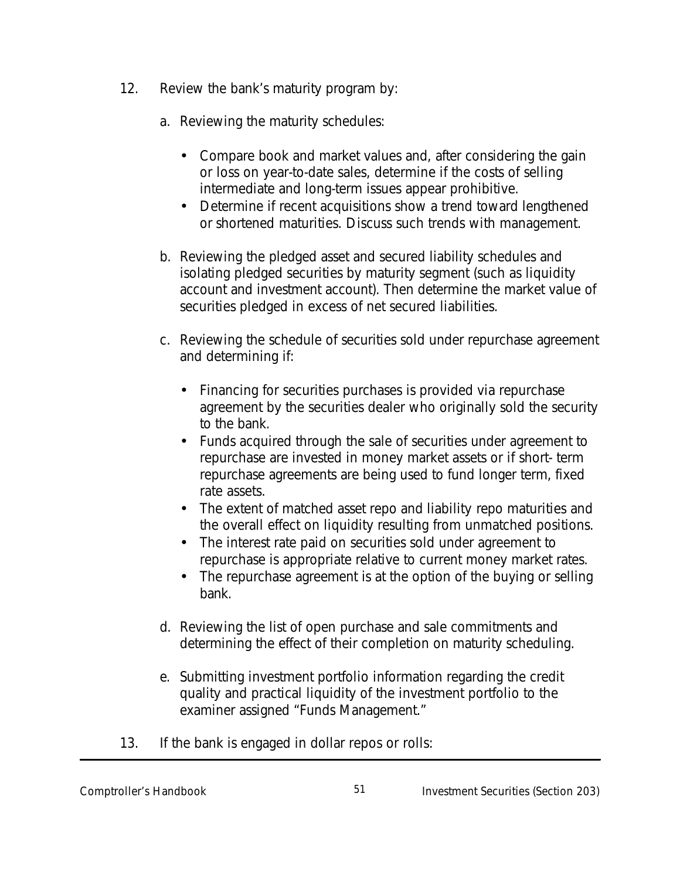12. Review the bank's maturity program by:

    a. Reviewing the maturity schedules:

    - Compare book and market values and, after considering the gain or loss on year-to-date sales, determine if the costs of selling intermediate and long-term issues appear prohibitive.
    - Determine if recent acquisitions show a trend toward lengthened or shortened maturities. Discuss such trends with management.

    b. Reviewing the pledged asset and secured liability schedules and isolating pledged securities by maturity segment (such as liquidity account and investment account). Then determine the market value of securities pledged in excess of net secured liabilities.

    c. Reviewing the schedule of securities sold under repurchase agreement and determining if:

    - Financing for securities purchases is provided via repurchase agreement by the securities dealer who originally sold the security to the bank.
    - Funds acquired through the sale of securities under agreement to repurchase are invested in money market assets or if short- term repurchase agreements are being used to fund longer term, fixed rate assets.
    - The extent of matched asset repo and liability repo maturities and the overall effect on liquidity resulting from unmatched positions.
    - The interest rate paid on securities sold under agreement to repurchase is appropriate relative to current money market rates.
    - The repurchase agreement is at the option of the buying or selling bank.

    d. Reviewing the list of open purchase and sale commitments and determining the effect of their completion on maturity scheduling.

    e. Submitting investment portfolio information regarding the credit quality and practical liquidity of the investment portfolio to the examiner assigned "Funds Management."

13. If the bank is engaged in dollar repos or rolls: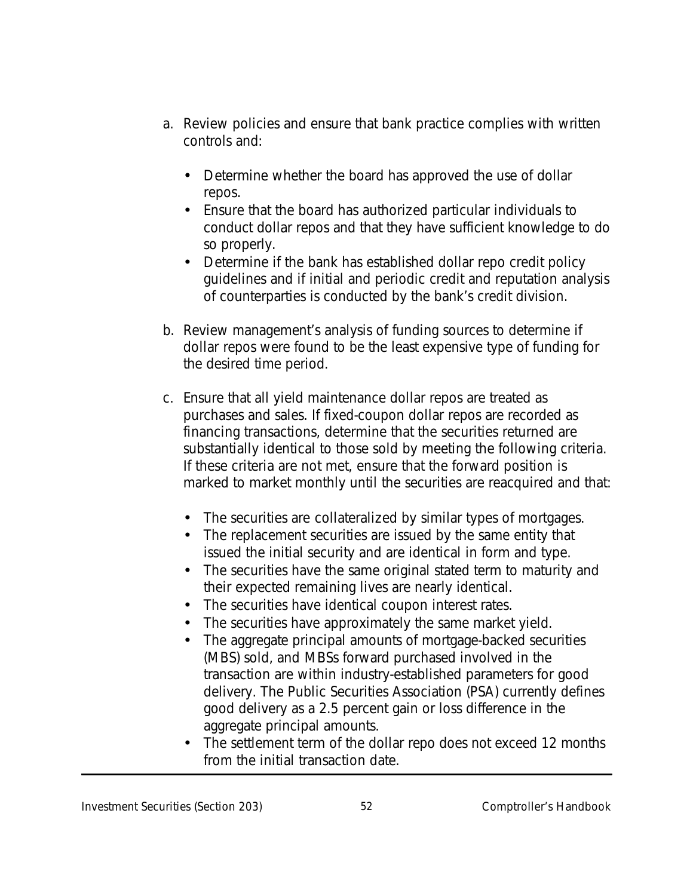a. Review policies and ensure that bank practice complies with written controls and:

   - Determine whether the board has approved the use of dollar repos.
   - Ensure that the board has authorized particular individuals to conduct dollar repos and that they have sufficient knowledge to do so properly.
   - Determine if the bank has established dollar repo credit policy guidelines and if initial and periodic credit and reputation analysis of counterparties is conducted by the bank's credit division.

b. Review management's analysis of funding sources to determine if dollar repos were found to be the least expensive type of funding for the desired time period.

c. Ensure that all yield maintenance dollar repos are treated as purchases and sales. If fixed-coupon dollar repos are recorded as financing transactions, determine that the securities returned are substantially identical to those sold by meeting the following criteria. If these criteria are not met, ensure that the forward position is marked to market monthly until the securities are reacquired and that:

   - The securities are collateralized by similar types of mortgages.
   - The replacement securities are issued by the same entity that issued the initial security and are identical in form and type.
   - The securities have the same original stated term to maturity and their expected remaining lives are nearly identical.
   - The securities have identical coupon interest rates.
   - The securities have approximately the same market yield.
   - The aggregate principal amounts of mortgage-backed securities (MBS) sold, and MBSs forward purchased involved in the transaction are within industry-established parameters for good delivery. The Public Securities Association (PSA) currently defines good delivery as a 2.5 percent gain or loss difference in the aggregate principal amounts.
   - The settlement term of the dollar repo does not exceed 12 months from the initial transaction date.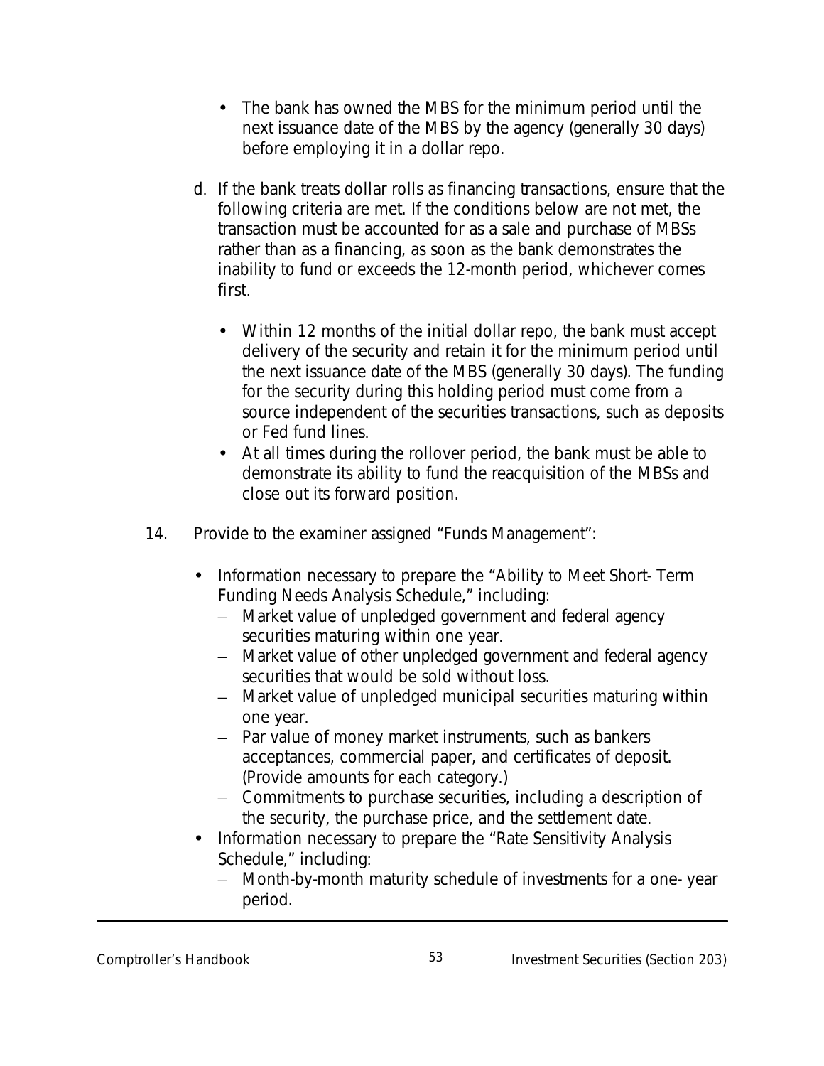- The bank has owned the MBS for the minimum period until the next issuance date of the MBS by the agency (generally 30 days) before employing it in a dollar repo.

d. If the bank treats dollar rolls as financing transactions, ensure that the following criteria are met. If the conditions below are not met, the transaction must be accounted for as a sale and purchase of MBSs rather than as a financing, as soon as the bank demonstrates the inability to fund or exceeds the 12-month period, whichever comes first.

  - Within 12 months of the initial dollar repo, the bank must accept delivery of the security and retain it for the minimum period until the next issuance date of the MBS (generally 30 days). The funding for the security during this holding period must come from a source independent of the securities transactions, such as deposits or Fed fund lines.
  - At all times during the rollover period, the bank must be able to demonstrate its ability to fund the reacquisition of the MBSs and close out its forward position.

14. Provide to the examiner assigned "Funds Management":

  - Information necessary to prepare the "Ability to Meet Short- Term Funding Needs Analysis Schedule," including:
    - Market value of unpledged government and federal agency securities maturing within one year.
    - Market value of other unpledged government and federal agency securities that would be sold without loss.
    - Market value of unpledged municipal securities maturing within one year.
    - Par value of money market instruments, such as bankers acceptances, commercial paper, and certificates of deposit. (Provide amounts for each category.)
    - Commitments to purchase securities, including a description of the security, the purchase price, and the settlement date.
  - Information necessary to prepare the "Rate Sensitivity Analysis Schedule," including:
    - Month-by-month maturity schedule of investments for a one- year period.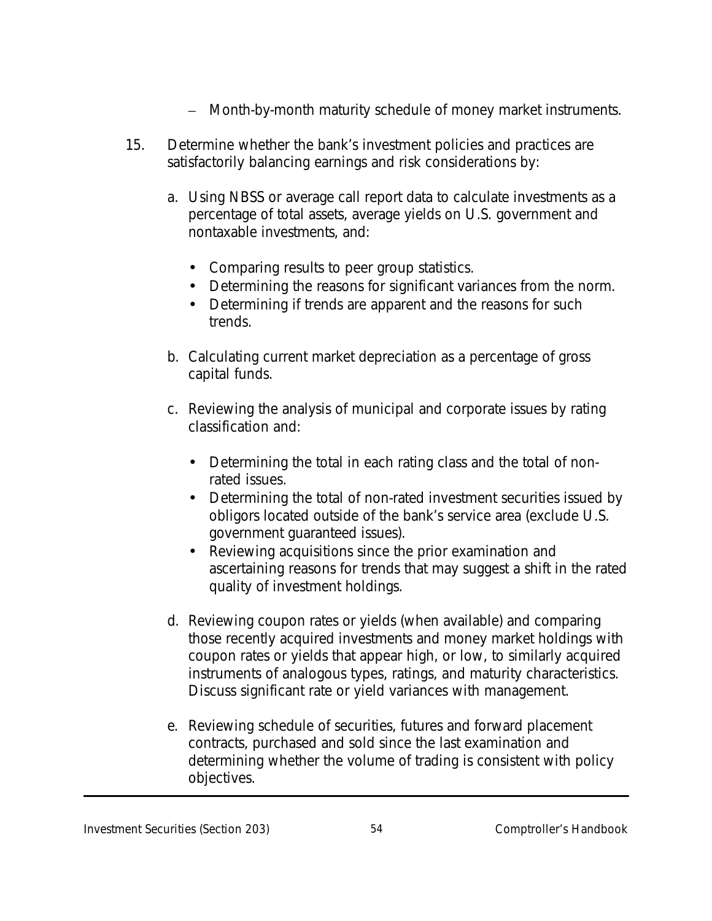- Month-by-month maturity schedule of money market instruments.

15. Determine whether the bank's investment policies and practices are satisfactorily balancing earnings and risk considerations by:

    a. Using NBSS or average call report data to calculate investments as a percentage of total assets, average yields on U.S. government and nontaxable investments, and:

       - Comparing results to peer group statistics.
       - Determining the reasons for significant variances from the norm.
       - Determining if trends are apparent and the reasons for such trends.

    b. Calculating current market depreciation as a percentage of gross capital funds.

    c. Reviewing the analysis of municipal and corporate issues by rating classification and:

       - Determining the total in each rating class and the total of non-rated issues.
       - Determining the total of non-rated investment securities issued by obligors located outside of the bank's service area (exclude U.S. government guaranteed issues).
       - Reviewing acquisitions since the prior examination and ascertaining reasons for trends that may suggest a shift in the rated quality of investment holdings.

    d. Reviewing coupon rates or yields (when available) and comparing those recently acquired investments and money market holdings with coupon rates or yields that appear high, or low, to similarly acquired instruments of analogous types, ratings, and maturity characteristics. Discuss significant rate or yield variances with management.

    e. Reviewing schedule of securities, futures and forward placement contracts, purchased and sold since the last examination and determining whether the volume of trading is consistent with policy objectives.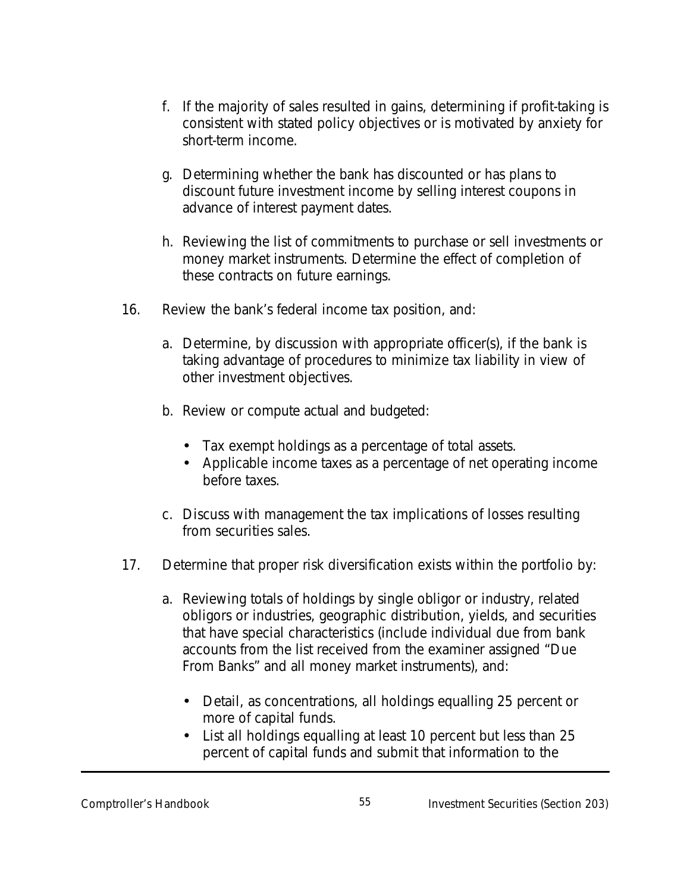f. If the majority of sales resulted in gains, determining if profit-taking is consistent with stated policy objectives or is motivated by anxiety for short-term income.

g. Determining whether the bank has discounted or has plans to discount future investment income by selling interest coupons in advance of interest payment dates.

h. Reviewing the list of commitments to purchase or sell investments or money market instruments. Determine the effect of completion of these contracts on future earnings.

16. Review the bank's federal income tax position, and:

    a. Determine, by discussion with appropriate officer(s), if the bank is taking advantage of procedures to minimize tax liability in view of other investment objectives.

    b. Review or compute actual and budgeted:

       - Tax exempt holdings as a percentage of total assets.
       - Applicable income taxes as a percentage of net operating income before taxes.

    c. Discuss with management the tax implications of losses resulting from securities sales.

17. Determine that proper risk diversification exists within the portfolio by:

    a. Reviewing totals of holdings by single obligor or industry, related obligors or industries, geographic distribution, yields, and securities that have special characteristics (include individual due from bank accounts from the list received from the examiner assigned "Due From Banks" and all money market instruments), and:

       - Detail, as concentrations, all holdings equalling 25 percent or more of capital funds.
       - List all holdings equalling at least 10 percent but less than 25 percent of capital funds and submit that information to the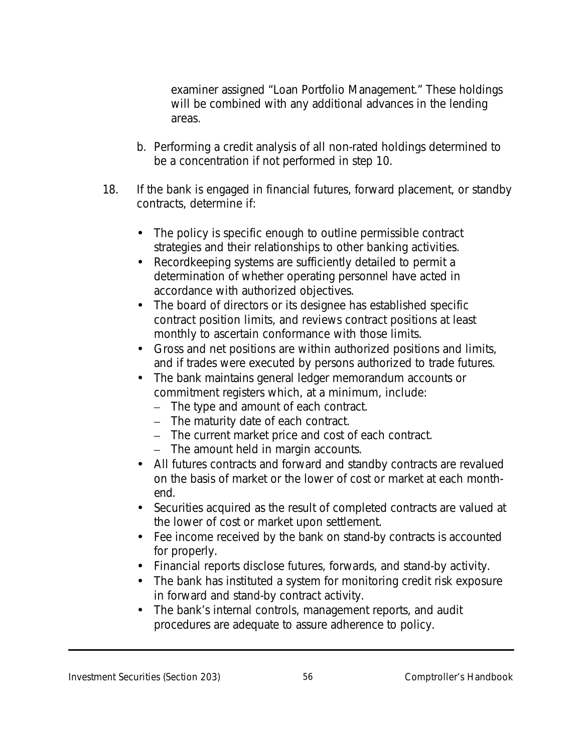examiner assigned "Loan Portfolio Management." These holdings will be combined with any additional advances in the lending areas.

b. Performing a credit analysis of all non-rated holdings determined to be a concentration if not performed in step 10.

18. If the bank is engaged in financial futures, forward placement, or standby contracts, determine if:

    - The policy is specific enough to outline permissible contract strategies and their relationships to other banking activities.
    - Recordkeeping systems are sufficiently detailed to permit a determination of whether operating personnel have acted in accordance with authorized objectives.
    - The board of directors or its designee has established specific contract position limits, and reviews contract positions at least monthly to ascertain conformance with those limits.
    - Gross and net positions are within authorized positions and limits, and if trades were executed by persons authorized to trade futures.
    - The bank maintains general ledger memorandum accounts or commitment registers which, at a minimum, include:
        - The type and amount of each contract.
        - The maturity date of each contract.
        - The current market price and cost of each contract.
        - The amount held in margin accounts.
    - All futures contracts and forward and standby contracts are revalued on the basis of market or the lower of cost or market at each month-end.
    - Securities acquired as the result of completed contracts are valued at the lower of cost or market upon settlement.
    - Fee income received by the bank on stand-by contracts is accounted for properly.
    - Financial reports disclose futures, forwards, and stand-by activity.
    - The bank has instituted a system for monitoring credit risk exposure in forward and stand-by contract activity.
    - The bank's internal controls, management reports, and audit procedures are adequate to assure adherence to policy.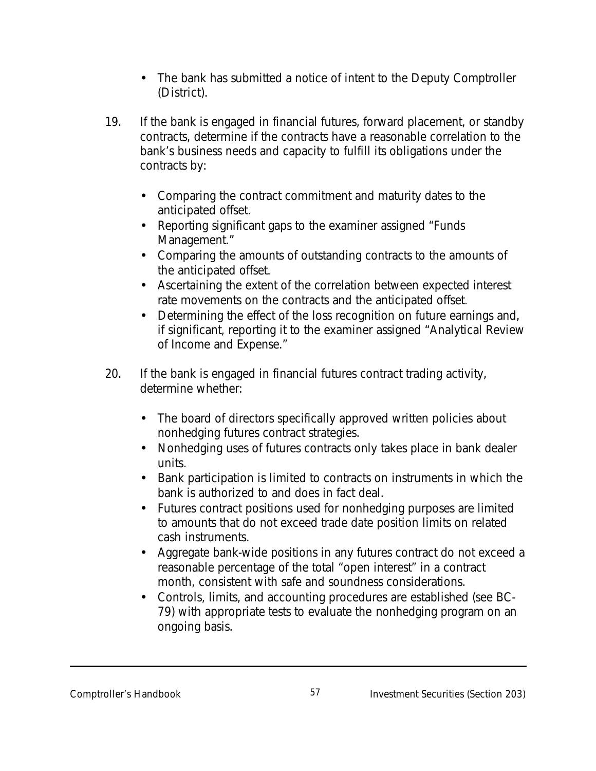- The bank has submitted a notice of intent to the Deputy Comptroller (District).

19. If the bank is engaged in financial futures, forward placement, or standby contracts, determine if the contracts have a reasonable correlation to the bank's business needs and capacity to fulfill its obligations under the contracts by:

    - Comparing the contract commitment and maturity dates to the anticipated offset.
    - Reporting significant gaps to the examiner assigned "Funds Management."
    - Comparing the amounts of outstanding contracts to the amounts of the anticipated offset.
    - Ascertaining the extent of the correlation between expected interest rate movements on the contracts and the anticipated offset.
    - Determining the effect of the loss recognition on future earnings and, if significant, reporting it to the examiner assigned "Analytical Review of Income and Expense."

20. If the bank is engaged in financial futures contract trading activity, determine whether:

    - The board of directors specifically approved written policies about nonhedging futures contract strategies.
    - Nonhedging uses of futures contracts only takes place in bank dealer units.
    - Bank participation is limited to contracts on instruments in which the bank is authorized to and does in fact deal.
    - Futures contract positions used for nonhedging purposes are limited to amounts that do not exceed trade date position limits on related cash instruments.
    - Aggregate bank-wide positions in any futures contract do not exceed a reasonable percentage of the total "open interest" in a contract month, consistent with safe and soundness considerations.
    - Controls, limits, and accounting procedures are established (see BC-79) with appropriate tests to evaluate the nonhedging program on an ongoing basis.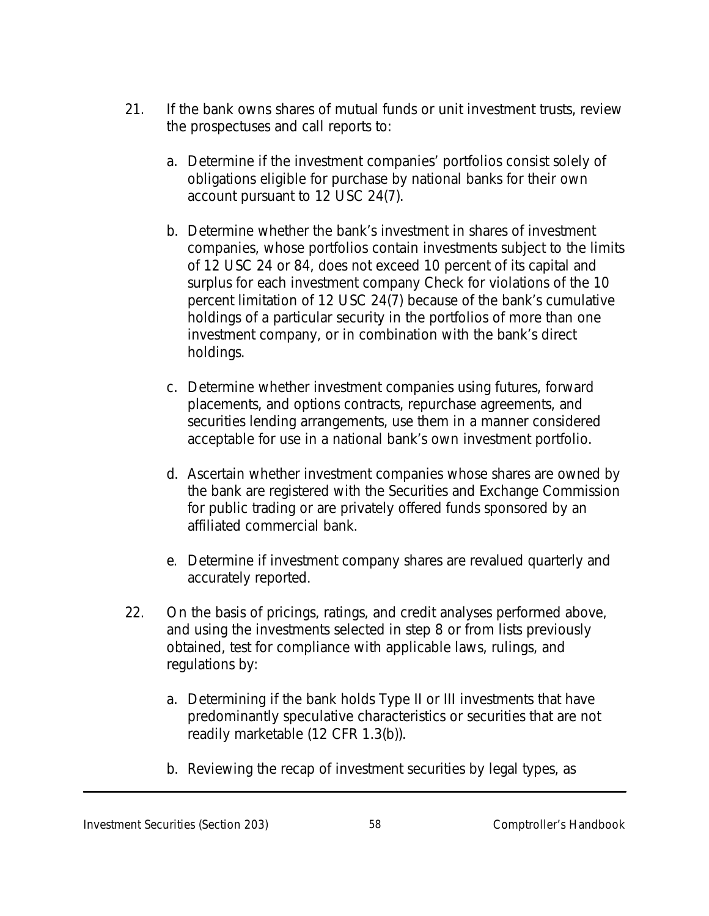21. If the bank owns shares of mutual funds or unit investment trusts, review the prospectuses and call reports to:

    a. Determine if the investment companies' portfolios consist solely of obligations eligible for purchase by national banks for their own account pursuant to 12 USC 24(7).

    b. Determine whether the bank's investment in shares of investment companies, whose portfolios contain investments subject to the limits of 12 USC 24 or 84, does not exceed 10 percent of its capital and surplus for each investment company Check for violations of the 10 percent limitation of 12 USC 24(7) because of the bank's cumulative holdings of a particular security in the portfolios of more than one investment company, or in combination with the bank's direct holdings.

    c. Determine whether investment companies using futures, forward placements, and options contracts, repurchase agreements, and securities lending arrangements, use them in a manner considered acceptable for use in a national bank's own investment portfolio.

    d. Ascertain whether investment companies whose shares are owned by the bank are registered with the Securities and Exchange Commission for public trading or are privately offered funds sponsored by an affiliated commercial bank.

    e. Determine if investment company shares are revalued quarterly and accurately reported.

22. On the basis of pricings, ratings, and credit analyses performed above, and using the investments selected in step 8 or from lists previously obtained, test for compliance with applicable laws, rulings, and regulations by:

    a. Determining if the bank holds Type II or III investments that have predominantly speculative characteristics or securities that are not readily marketable (12 CFR 1.3(b)).

    b. Reviewing the recap of investment securities by legal types, as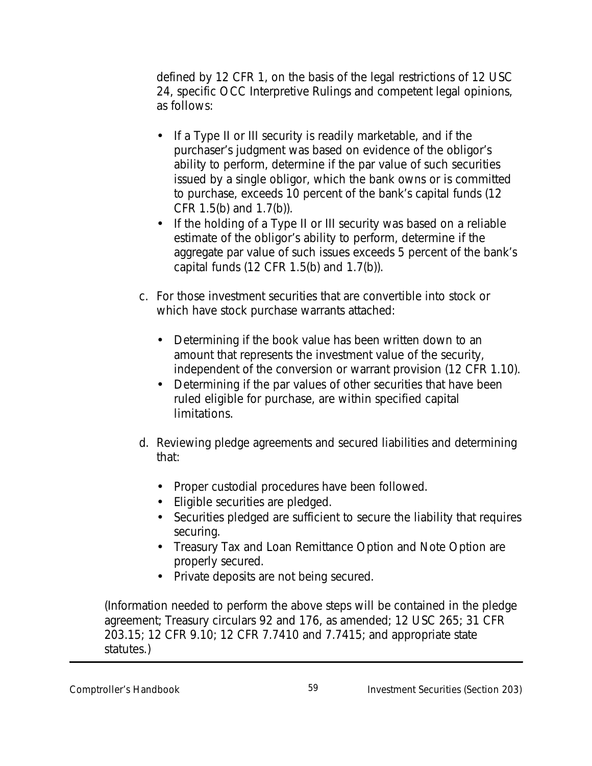defined by 12 CFR 1, on the basis of the legal restrictions of 12 USC 24, specific OCC Interpretive Rulings and competent legal opinions, as follows:

- If a Type II or III security is readily marketable, and if the purchaser's judgment was based on evidence of the obligor's ability to perform, determine if the par value of such securities issued by a single obligor, which the bank owns or is committed to purchase, exceeds 10 percent of the bank's capital funds (12 CFR 1.5(b) and 1.7(b)).
- If the holding of a Type II or III security was based on a reliable estimate of the obligor's ability to perform, determine if the aggregate par value of such issues exceeds 5 percent of the bank's capital funds (12 CFR 1.5(b) and 1.7(b)).

c. For those investment securities that are convertible into stock or which have stock purchase warrants attached:

- Determining if the book value has been written down to an amount that represents the investment value of the security, independent of the conversion or warrant provision (12 CFR 1.10).
- Determining if the par values of other securities that have been ruled eligible for purchase, are within specified capital limitations.

d. Reviewing pledge agreements and secured liabilities and determining that:

- Proper custodial procedures have been followed.
- Eligible securities are pledged.
- Securities pledged are sufficient to secure the liability that requires securing.
- Treasury Tax and Loan Remittance Option and Note Option are properly secured.
- Private deposits are not being secured.

(Information needed to perform the above steps will be contained in the pledge agreement; Treasury circulars 92 and 176, as amended; 12 USC 265; 31 CFR 203.15; 12 CFR 9.10; 12 CFR 7.7410 and 7.7415; and appropriate state statutes.)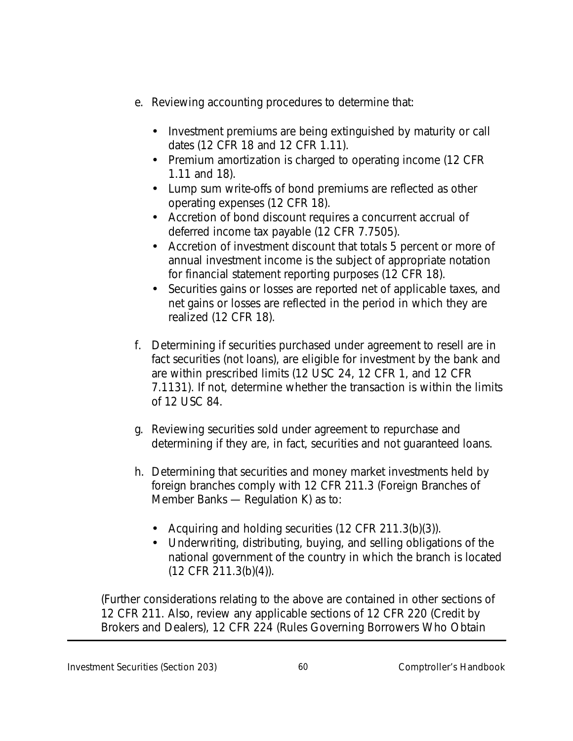e. Reviewing accounting procedures to determine that:

    - Investment premiums are being extinguished by maturity or call dates (12 CFR 18 and 12 CFR 1.11).
    - Premium amortization is charged to operating income (12 CFR 1.11 and 18).
    - Lump sum write-offs of bond premiums are reflected as other operating expenses (12 CFR 18).
    - Accretion of bond discount requires a concurrent accrual of deferred income tax payable (12 CFR 7.7505).
    - Accretion of investment discount that totals 5 percent or more of annual investment income is the subject of appropriate notation for financial statement reporting purposes (12 CFR 18).
    - Securities gains or losses are reported net of applicable taxes, and net gains or losses are reflected in the period in which they are realized (12 CFR 18).

f. Determining if securities purchased under agreement to resell are in fact securities (not loans), are eligible for investment by the bank and are within prescribed limits (12 USC 24, 12 CFR 1, and 12 CFR 7.1131). If not, determine whether the transaction is within the limits of 12 USC 84.

g. Reviewing securities sold under agreement to repurchase and determining if they are, in fact, securities and not guaranteed loans.

h. Determining that securities and money market investments held by foreign branches comply with 12 CFR 211.3 (Foreign Branches of Member Banks — Regulation K) as to:

    - Acquiring and holding securities (12 CFR 211.3(b)(3)).
    - Underwriting, distributing, buying, and selling obligations of the national government of the country in which the branch is located (12 CFR 211.3(b)(4)).

(Further considerations relating to the above are contained in other sections of 12 CFR 211. Also, review any applicable sections of 12 CFR 220 (Credit by Brokers and Dealers), 12 CFR 224 (Rules Governing Borrowers Who Obtain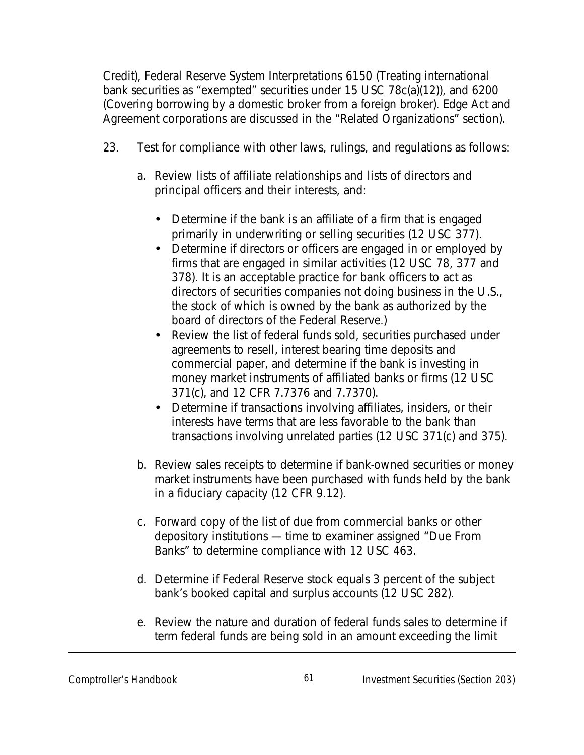Credit), Federal Reserve System Interpretations 6150 (Treating international bank securities as “exempted” securities under 15 USC 78c(a)(12)), and 6200 (Covering borrowing by a domestic broker from a foreign broker). Edge Act and Agreement corporations are discussed in the “Related Organizations” section).

23. Test for compliance with other laws, rulings, and regulations as follows:

    a. Review lists of affiliate relationships and lists of directors and principal officers and their interests, and:

        - Determine if the bank is an affiliate of a firm that is engaged primarily in underwriting or selling securities (12 USC 377).
        - Determine if directors or officers are engaged in or employed by firms that are engaged in similar activities (12 USC 78, 377 and 378). It is an acceptable practice for bank officers to act as directors of securities companies not doing business in the U.S., the stock of which is owned by the bank as authorized by the board of directors of the Federal Reserve.)
        - Review the list of federal funds sold, securities purchased under agreements to resell, interest bearing time deposits and commercial paper, and determine if the bank is investing in money market instruments of affiliated banks or firms (12 USC 371(c), and 12 CFR 7.7376 and 7.7370).
        - Determine if transactions involving affiliates, insiders, or their interests have terms that are less favorable to the bank than transactions involving unrelated parties (12 USC 371(c) and 375).

    b. Review sales receipts to determine if bank-owned securities or money market instruments have been purchased with funds held by the bank in a fiduciary capacity (12 CFR 9.12).

    c. Forward copy of the list of due from commercial banks or other depository institutions — time to examiner assigned “Due From Banks” to determine compliance with 12 USC 463.

    d. Determine if Federal Reserve stock equals 3 percent of the subject bank’s booked capital and surplus accounts (12 USC 282).

    e. Review the nature and duration of federal funds sales to determine if term federal funds are being sold in an amount exceeding the limit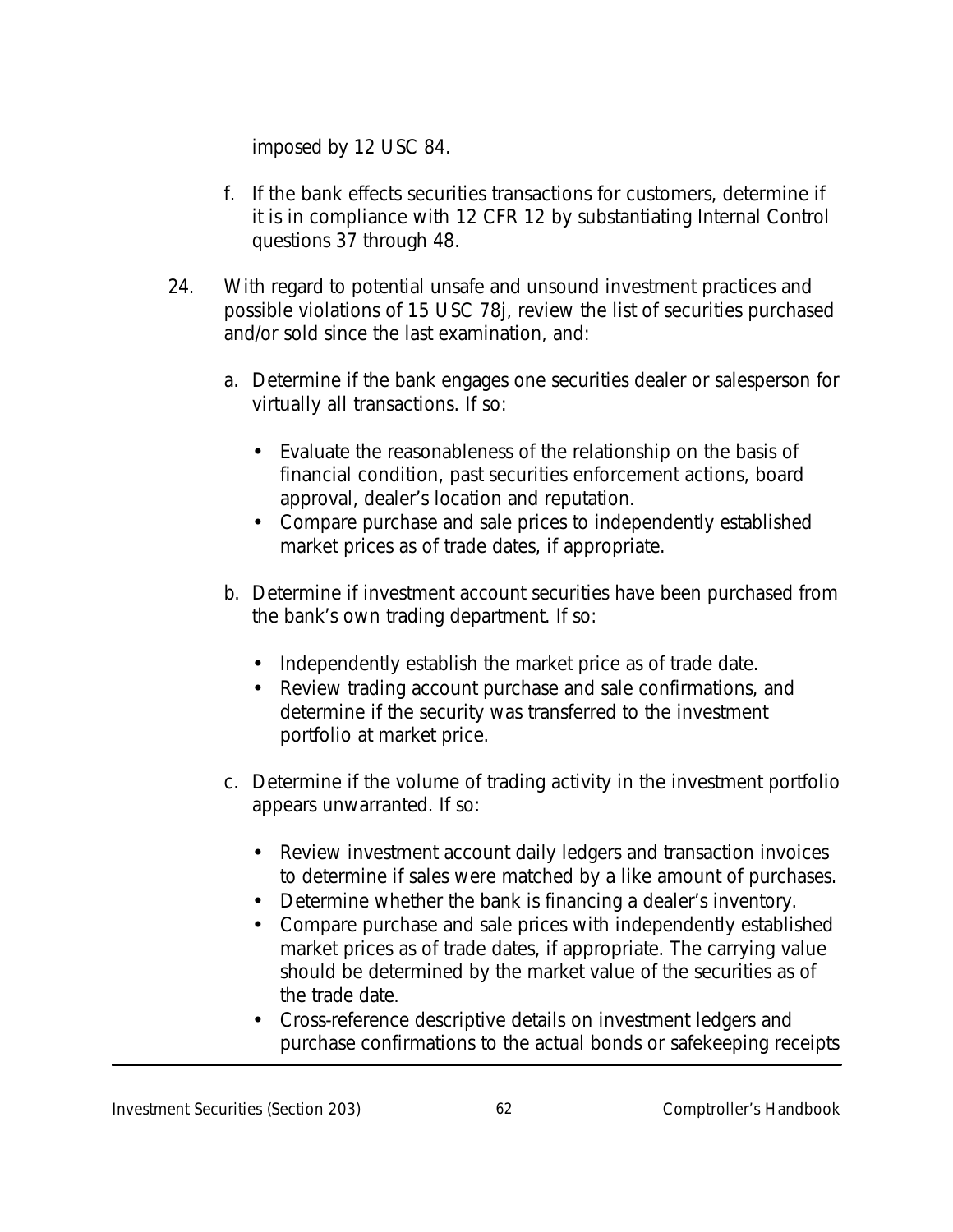imposed by 12 USC 84.

f. If the bank effects securities transactions for customers, determine if it is in compliance with 12 CFR 12 by substantiating Internal Control questions 37 through 48.

24. With regard to potential unsafe and unsound investment practices and possible violations of 15 USC 78j, review the list of securities purchased and/or sold since the last examination, and:

    a. Determine if the bank engages one securities dealer or salesperson for virtually all transactions. If so:

        - Evaluate the reasonableness of the relationship on the basis of financial condition, past securities enforcement actions, board approval, dealer's location and reputation.
        - Compare purchase and sale prices to independently established market prices as of trade dates, if appropriate.

    b. Determine if investment account securities have been purchased from the bank's own trading department. If so:

        - Independently establish the market price as of trade date.
        - Review trading account purchase and sale confirmations, and determine if the security was transferred to the investment portfolio at market price.

    c. Determine if the volume of trading activity in the investment portfolio appears unwarranted. If so:

        - Review investment account daily ledgers and transaction invoices to determine if sales were matched by a like amount of purchases.
        - Determine whether the bank is financing a dealer's inventory.
        - Compare purchase and sale prices with independently established market prices as of trade dates, if appropriate. The carrying value should be determined by the market value of the securities as of the trade date.
        - Cross-reference descriptive details on investment ledgers and purchase confirmations to the actual bonds or safekeeping receipts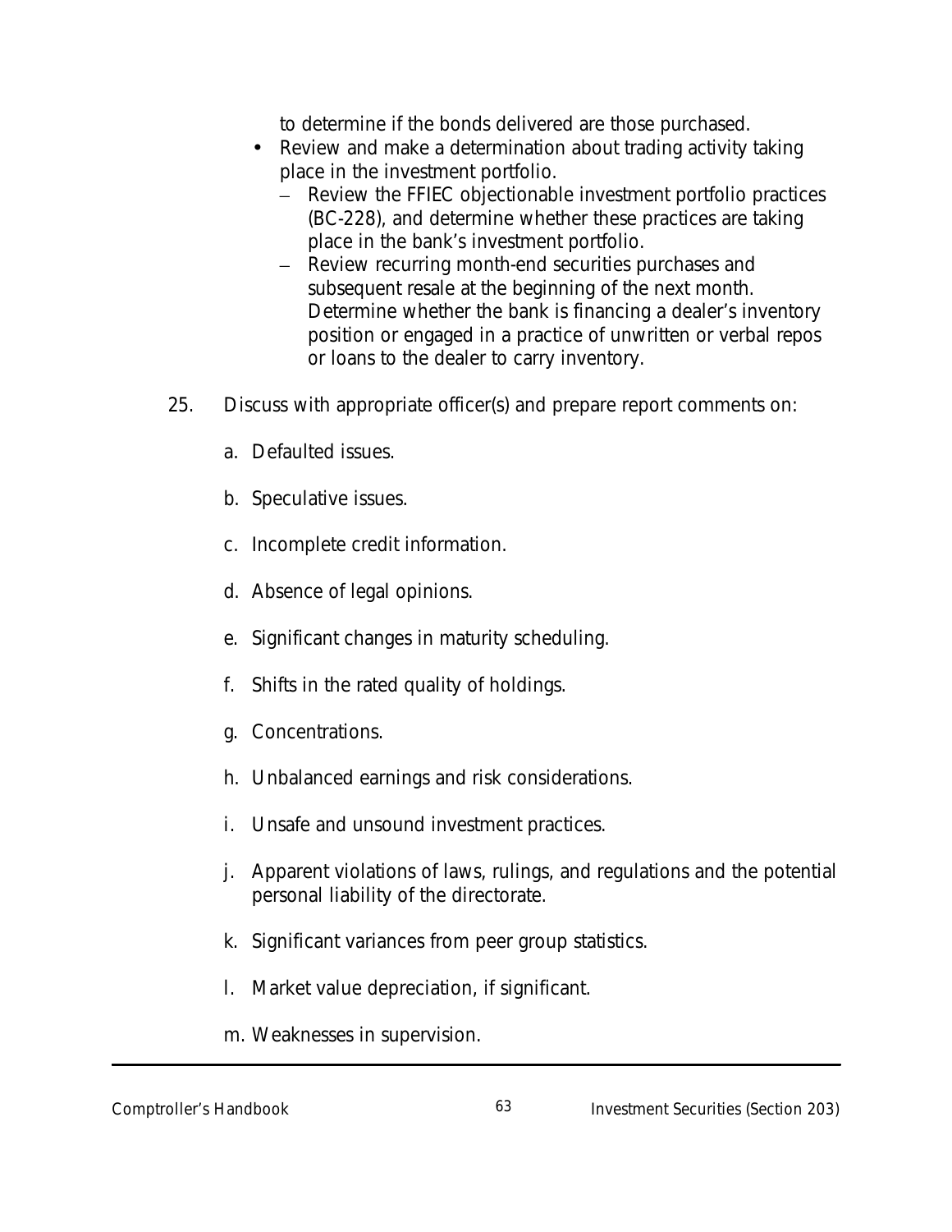to determine if the bonds delivered are those purchased.

- Review and make a determination about trading activity taking place in the investment portfolio.
  - Review the FFIEC objectionable investment portfolio practices (BC-228), and determine whether these practices are taking place in the bank's investment portfolio.
  - Review recurring month-end securities purchases and subsequent resale at the beginning of the next month. Determine whether the bank is financing a dealer's inventory position or engaged in a practice of unwritten or verbal repos or loans to the dealer to carry inventory.

25. Discuss with appropriate officer(s) and prepare report comments on:

    a. Defaulted issues.

    b. Speculative issues.

    c. Incomplete credit information.

    d. Absence of legal opinions.

    e. Significant changes in maturity scheduling.

    f. Shifts in the rated quality of holdings.

    g. Concentrations.

    h. Unbalanced earnings and risk considerations.

    i. Unsafe and unsound investment practices.

    j. Apparent violations of laws, rulings, and regulations and the potential personal liability of the directorate.

    k. Significant variances from peer group statistics.

    l. Market value depreciation, if significant.

    m. Weaknesses in supervision.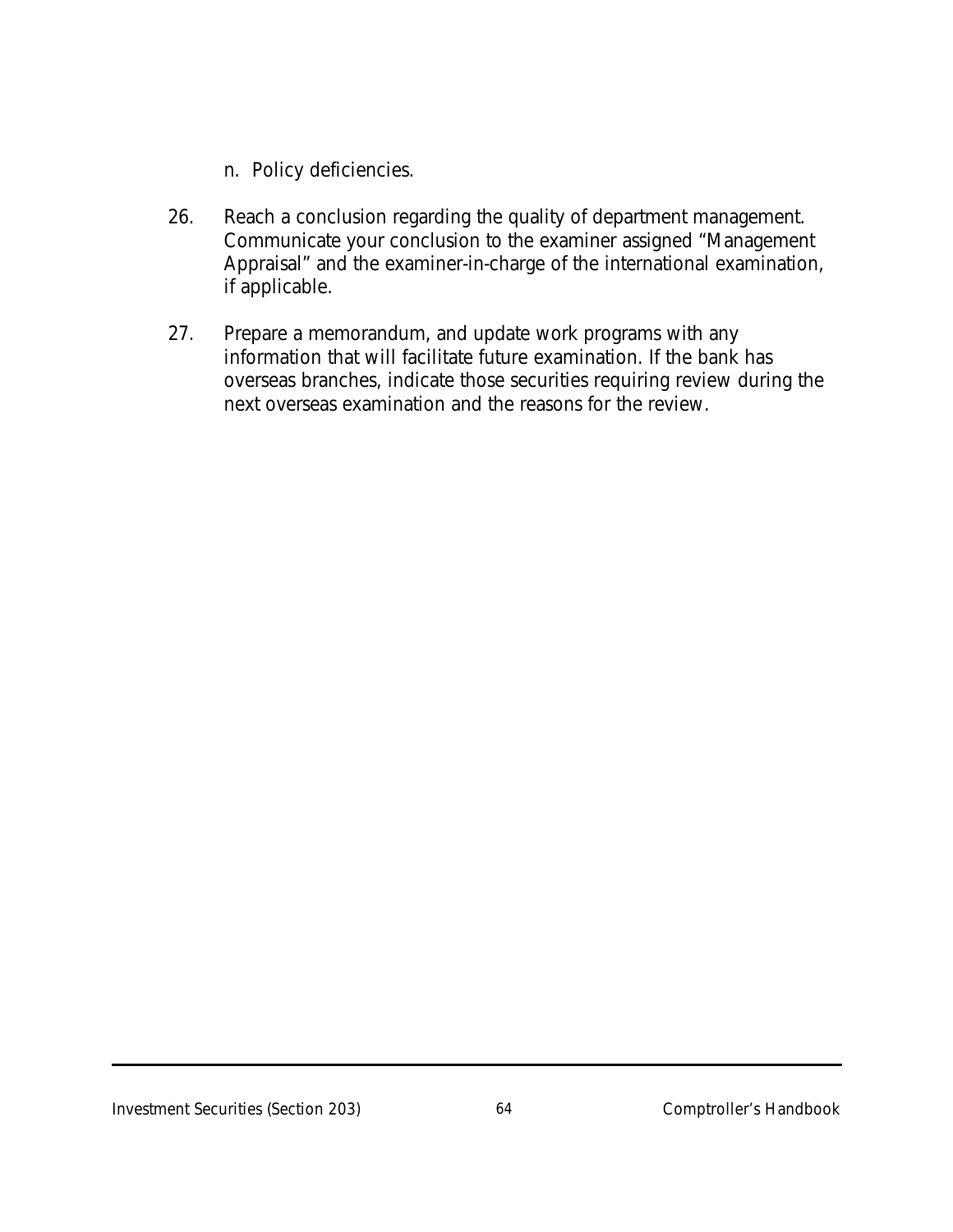n. Policy deficiencies.

26. Reach a conclusion regarding the quality of department management. Communicate your conclusion to the examiner assigned "Management Appraisal" and the examiner-in-charge of the international examination, if applicable.

27. Prepare a memorandum, and update work programs with any information that will facilitate future examination. If the bank has overseas branches, indicate those securities requiring review during the next overseas examination and the reasons for the review.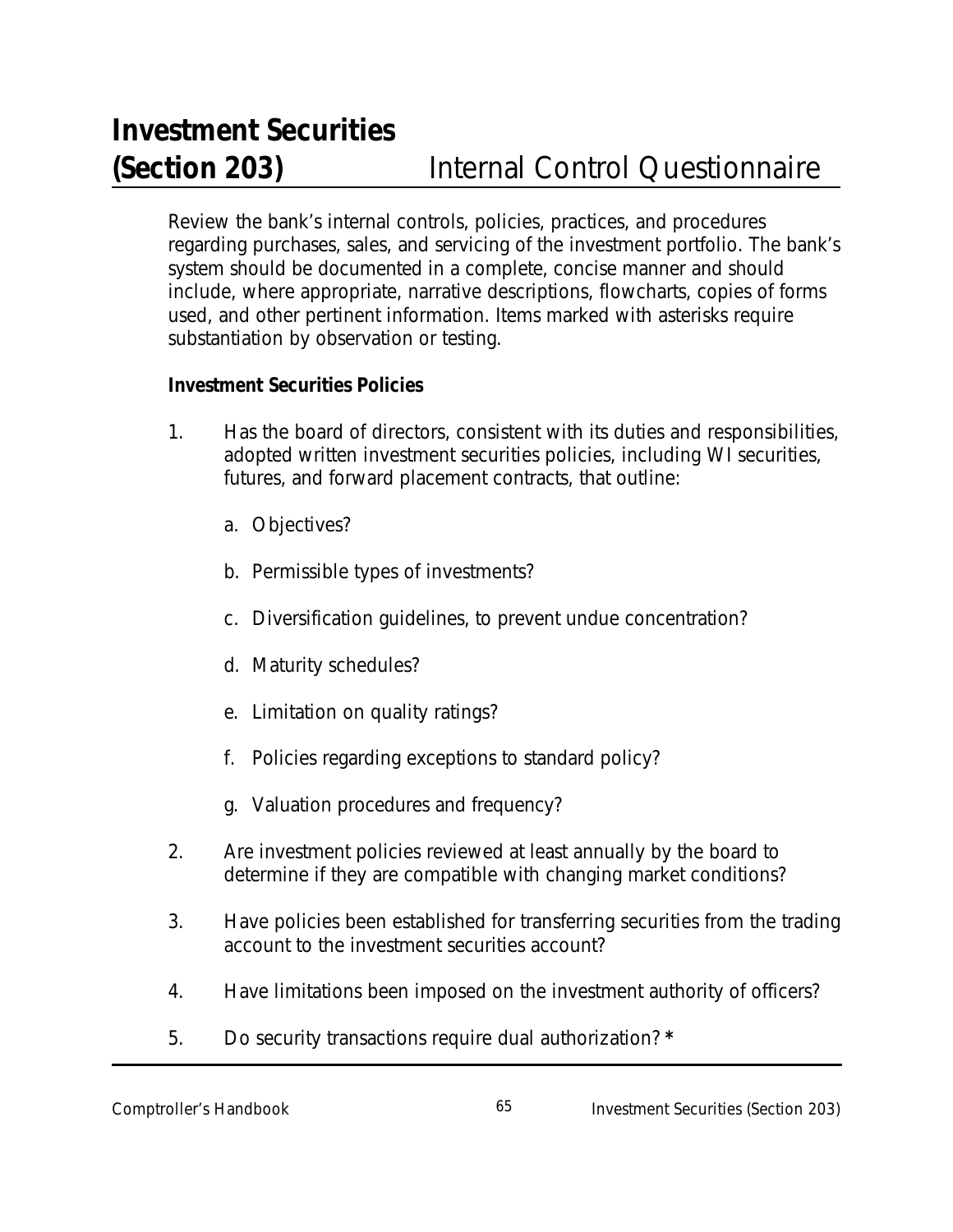# Investment Securities (Section 203) Internal Control Questionnaire

Review the bank's internal controls, policies, practices, and procedures regarding purchases, sales, and servicing of the investment portfolio. The bank's system should be documented in a complete, concise manner and should include, where appropriate, narrative descriptions, flowcharts, copies of forms used, and other pertinent information. Items marked with asterisks require substantiation by observation or testing.

**Investment Securities Policies**

1. Has the board of directors, consistent with its duties and responsibilities, adopted written investment securities policies, including WI securities, futures, and forward placement contracts, that outline:

   a. Objectives?

   b. Permissible types of investments?

   c. Diversification guidelines, to prevent undue concentration?

   d. Maturity schedules?

   e. Limitation on quality ratings?

   f. Policies regarding exceptions to standard policy?

   g. Valuation procedures and frequency?

2. Are investment policies reviewed at least annually by the board to determine if they are compatible with changing market conditions?

3. Have policies been established for transferring securities from the trading account to the investment securities account?

4. Have limitations been imposed on the investment authority of officers?

5. Do security transactions require dual authorization? *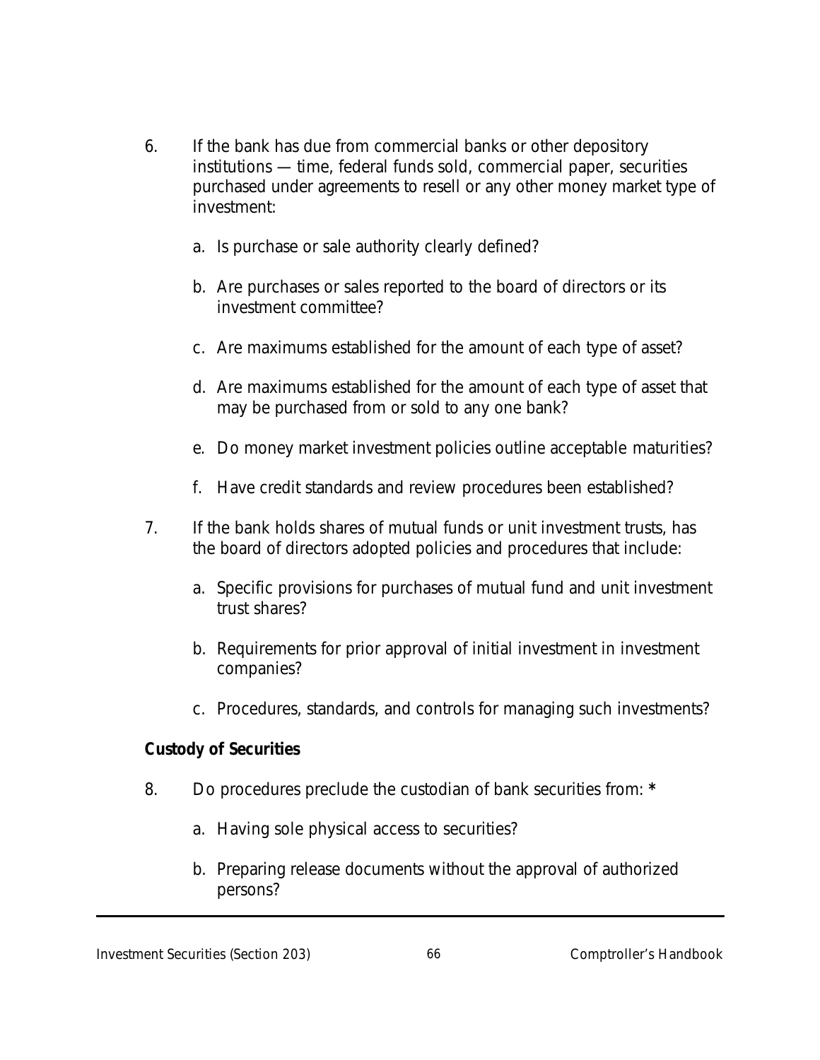6. If the bank has due from commercial banks or other depository institutions — time, federal funds sold, commercial paper, securities purchased under agreements to resell or any other money market type of investment:

   a. Is purchase or sale authority clearly defined?

   b. Are purchases or sales reported to the board of directors or its investment committee?

   c. Are maximums established for the amount of each type of asset?

   d. Are maximums established for the amount of each type of asset that may be purchased from or sold to any one bank?

   e. Do money market investment policies outline acceptable maturities?

   f. Have credit standards and review procedures been established?

7. If the bank holds shares of mutual funds or unit investment trusts, has the board of directors adopted policies and procedures that include:

   a. Specific provisions for purchases of mutual fund and unit investment trust shares?

   b. Requirements for prior approval of initial investment in investment companies?

   c. Procedures, standards, and controls for managing such investments?

**Custody of Securities**

8. Do procedures preclude the custodian of bank securities from: *

   a. Having sole physical access to securities?

   b. Preparing release documents without the approval of authorized persons?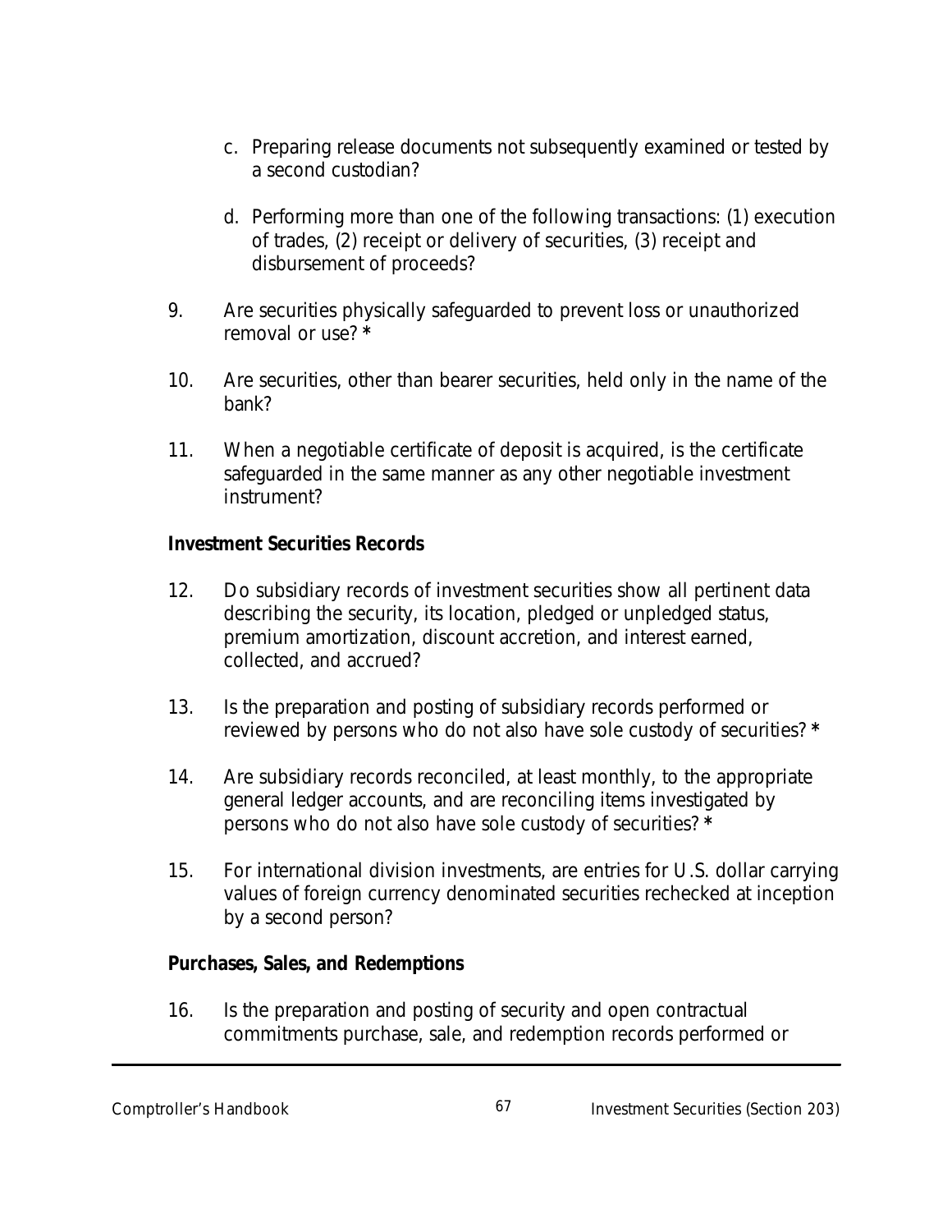c. Preparing release documents not subsequently examined or tested by a second custodian?

d. Performing more than one of the following transactions: (1) execution of trades, (2) receipt or delivery of securities, (3) receipt and disbursement of proceeds?

9. Are securities physically safeguarded to prevent loss or unauthorized removal or use? *

10. Are securities, other than bearer securities, held only in the name of the bank?

11. When a negotiable certificate of deposit is acquired, is the certificate safeguarded in the same manner as any other negotiable investment instrument?

**Investment Securities Records**

12. Do subsidiary records of investment securities show all pertinent data describing the security, its location, pledged or unpledged status, premium amortization, discount accretion, and interest earned, collected, and accrued?

13. Is the preparation and posting of subsidiary records performed or reviewed by persons who do not also have sole custody of securities? *

14. Are subsidiary records reconciled, at least monthly, to the appropriate general ledger accounts, and are reconciling items investigated by persons who do not also have sole custody of securities? *

15. For international division investments, are entries for U.S. dollar carrying values of foreign currency denominated securities rechecked at inception by a second person?

**Purchases, Sales, and Redemptions**

16. Is the preparation and posting of security and open contractual commitments purchase, sale, and redemption records performed or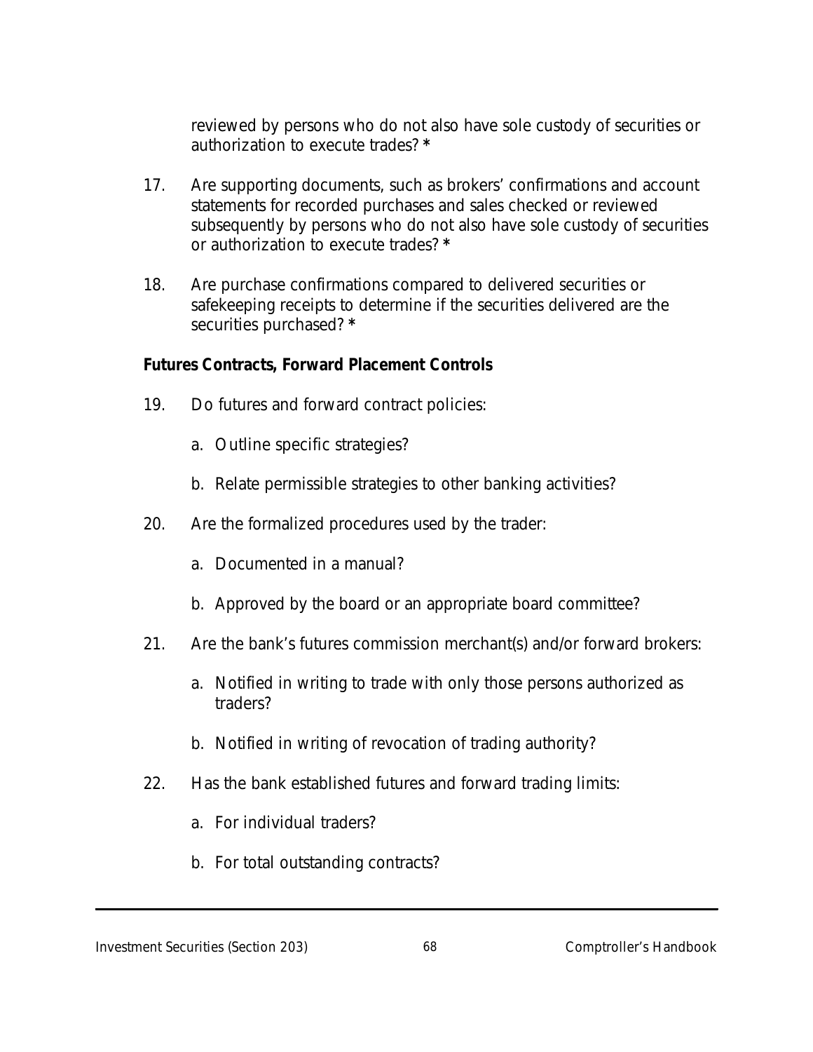reviewed by persons who do not also have sole custody of securities or authorization to execute trades? **\***

17. Are supporting documents, such as brokers' confirmations and account statements for recorded purchases and sales checked or reviewed subsequently by persons who do not also have sole custody of securities or authorization to execute trades? **\***

18. Are purchase confirmations compared to delivered securities or safekeeping receipts to determine if the securities delivered are the securities purchased? **\***

**Futures Contracts, Forward Placement Controls**

19. Do futures and forward contract policies:

    a. Outline specific strategies?

    b. Relate permissible strategies to other banking activities?

20. Are the formalized procedures used by the trader:

    a. Documented in a manual?

    b. Approved by the board or an appropriate board committee?

21. Are the bank's futures commission merchant(s) and/or forward brokers:

    a. Notified in writing to trade with only those persons authorized as traders?

    b. Notified in writing of revocation of trading authority?

22. Has the bank established futures and forward trading limits:

    a. For individual traders?

    b. For total outstanding contracts?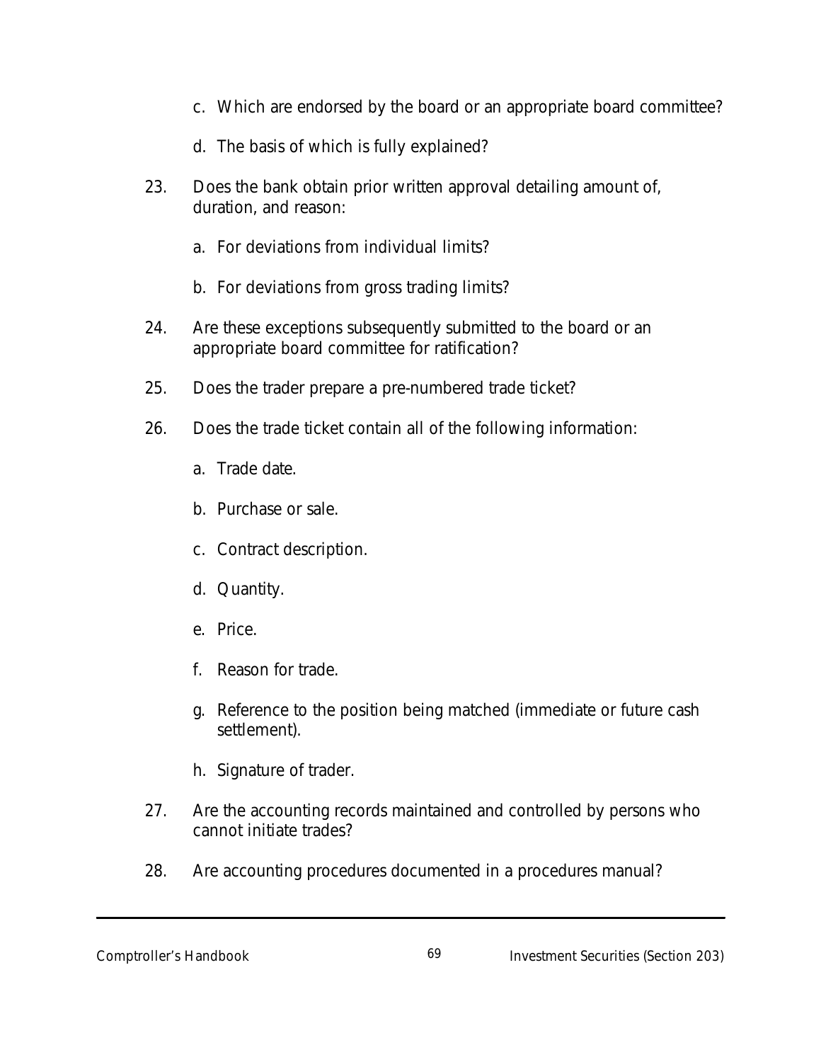c. Which are endorsed by the board or an appropriate board committee?

   d. The basis of which is fully explained?

23. Does the bank obtain prior written approval detailing amount of, duration, and reason:

    a. For deviations from individual limits?

    b. For deviations from gross trading limits?

24. Are these exceptions subsequently submitted to the board or an appropriate board committee for ratification?

25. Does the trader prepare a pre-numbered trade ticket?

26. Does the trade ticket contain all of the following information:

    a. Trade date.

    b. Purchase or sale.

    c. Contract description.

    d. Quantity.

    e. Price.

    f. Reason for trade.

    g. Reference to the position being matched (immediate or future cash settlement).

    h. Signature of trader.

27. Are the accounting records maintained and controlled by persons who cannot initiate trades?

28. Are accounting procedures documented in a procedures manual?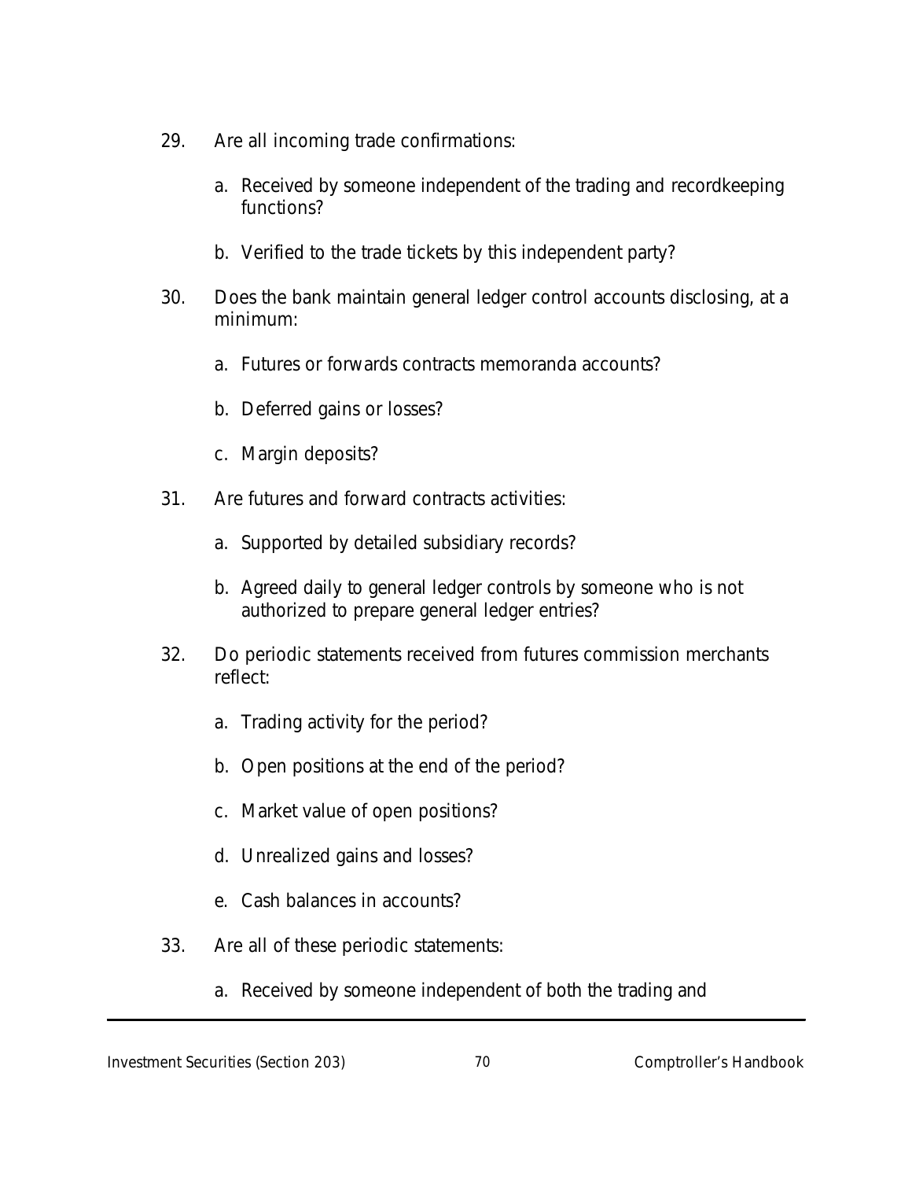29. Are all incoming trade confirmations:

    a. Received by someone independent of the trading and recordkeeping functions?

    b. Verified to the trade tickets by this independent party?

30. Does the bank maintain general ledger control accounts disclosing, at a minimum:

    a. Futures or forwards contracts memoranda accounts?

    b. Deferred gains or losses?

    c. Margin deposits?

31. Are futures and forward contracts activities:

    a. Supported by detailed subsidiary records?

    b. Agreed daily to general ledger controls by someone who is not authorized to prepare general ledger entries?

32. Do periodic statements received from futures commission merchants reflect:

    a. Trading activity for the period?

    b. Open positions at the end of the period?

    c. Market value of open positions?

    d. Unrealized gains and losses?

    e. Cash balances in accounts?

33. Are all of these periodic statements:

    a. Received by someone independent of both the trading and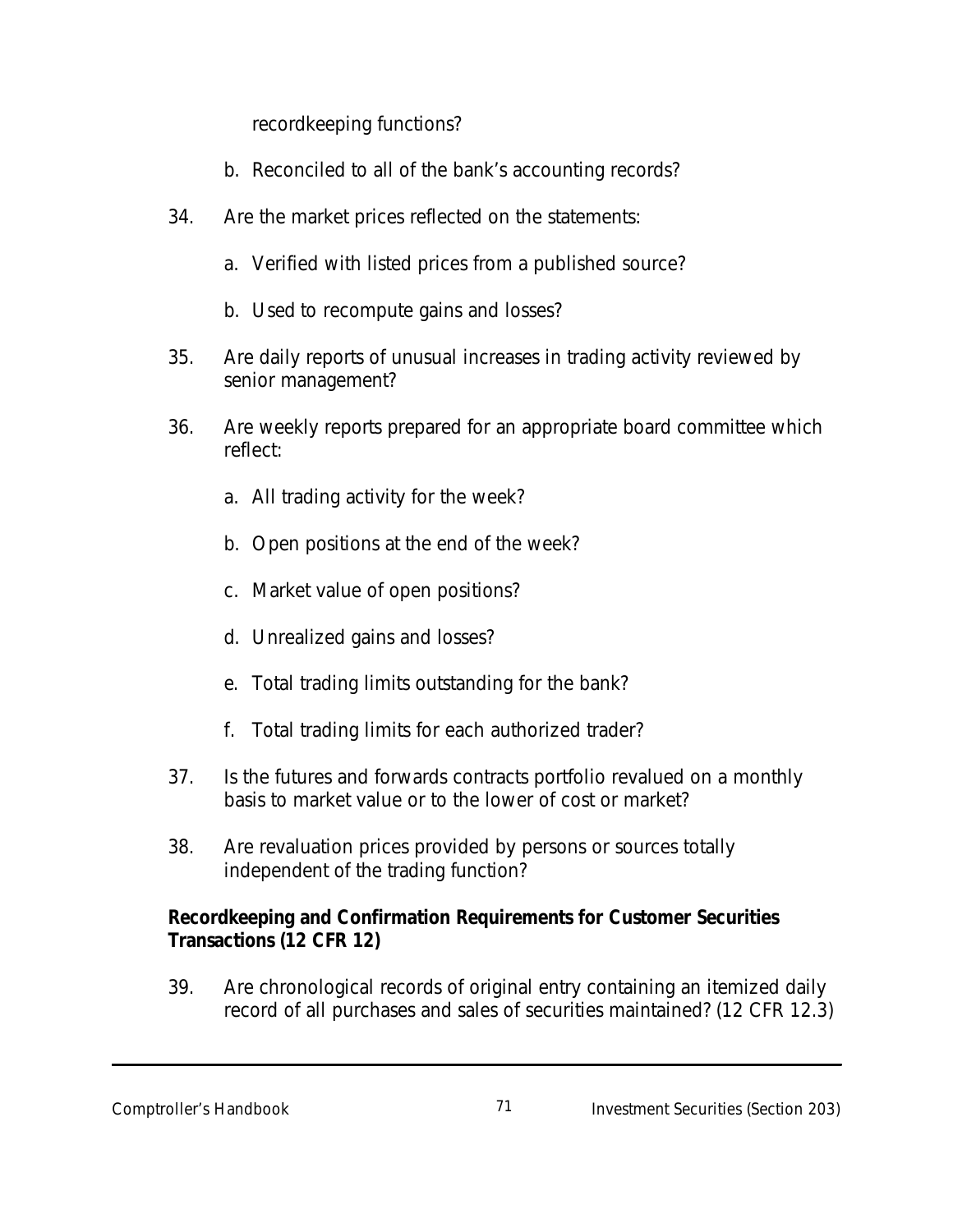recordkeeping functions?

b. Reconciled to all of the bank's accounting records?

34. Are the market prices reflected on the statements:

    a. Verified with listed prices from a published source?

    b. Used to recompute gains and losses?

35. Are daily reports of unusual increases in trading activity reviewed by senior management?

36. Are weekly reports prepared for an appropriate board committee which reflect:

    a. All trading activity for the week?

    b. Open positions at the end of the week?

    c. Market value of open positions?

    d. Unrealized gains and losses?

    e. Total trading limits outstanding for the bank?

    f. Total trading limits for each authorized trader?

37. Is the futures and forwards contracts portfolio revalued on a monthly basis to market value or to the lower of cost or market?

38. Are revaluation prices provided by persons or sources totally independent of the trading function?

**Recordkeeping and Confirmation Requirements for Customer Securities Transactions (12 CFR 12)**

39. Are chronological records of original entry containing an itemized daily record of all purchases and sales of securities maintained? (12 CFR 12.3)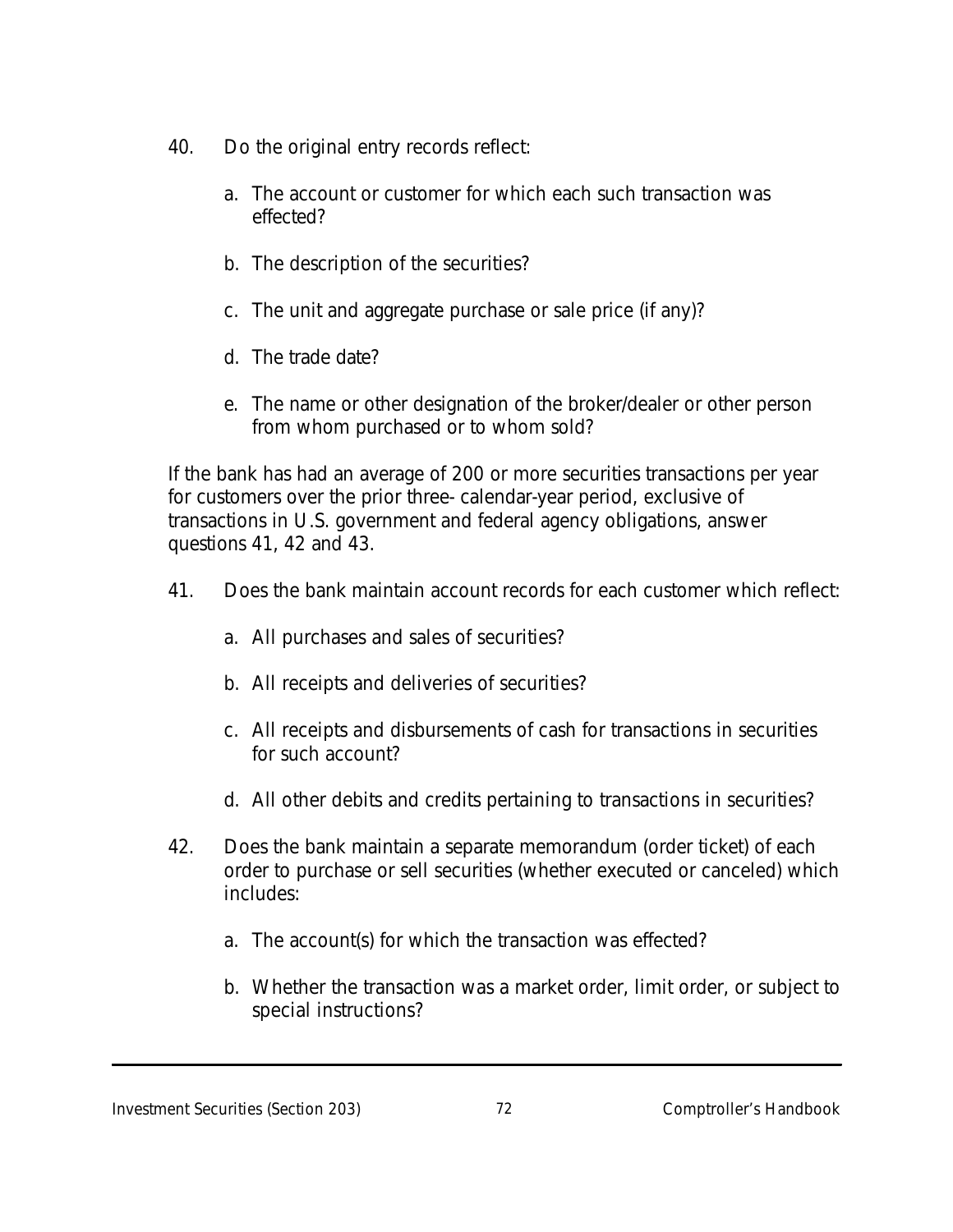40. Do the original entry records reflect:

    a. The account or customer for which each such transaction was effected?

    b. The description of the securities?

    c. The unit and aggregate purchase or sale price (if any)?

    d. The trade date?

    e. The name or other designation of the broker/dealer or other person from whom purchased or to whom sold?

If the bank has had an average of 200 or more securities transactions per year for customers over the prior three- calendar-year period, exclusive of transactions in U.S. government and federal agency obligations, answer questions 41, 42 and 43.

41. Does the bank maintain account records for each customer which reflect:

    a. All purchases and sales of securities?

    b. All receipts and deliveries of securities?

    c. All receipts and disbursements of cash for transactions in securities for such account?

    d. All other debits and credits pertaining to transactions in securities?

42. Does the bank maintain a separate memorandum (order ticket) of each order to purchase or sell securities (whether executed or canceled) which includes:

    a. The account(s) for which the transaction was effected?

    b. Whether the transaction was a market order, limit order, or subject to special instructions?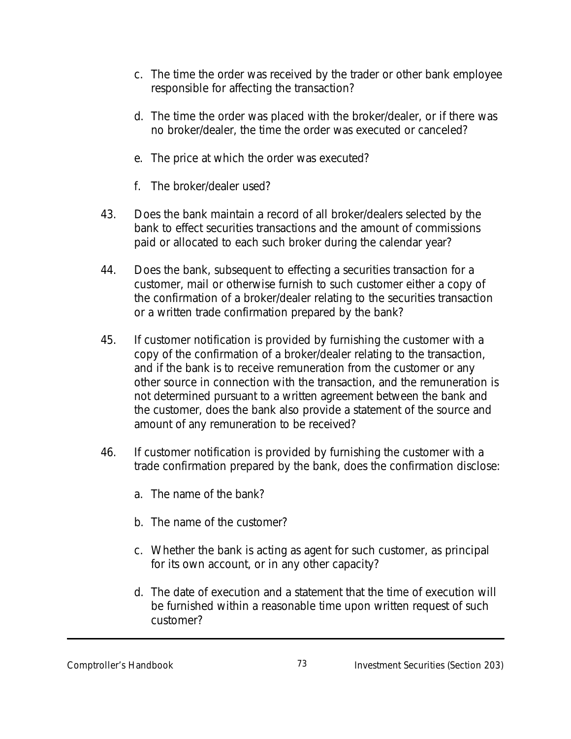c. The time the order was received by the trader or other bank employee responsible for affecting the transaction?

d. The time the order was placed with the broker/dealer, or if there was no broker/dealer, the time the order was executed or canceled?

e. The price at which the order was executed?

f. The broker/dealer used?

43. Does the bank maintain a record of all broker/dealers selected by the bank to effect securities transactions and the amount of commissions paid or allocated to each such broker during the calendar year?

44. Does the bank, subsequent to effecting a securities transaction for a customer, mail or otherwise furnish to such customer either a copy of the confirmation of a broker/dealer relating to the securities transaction or a written trade confirmation prepared by the bank?

45. If customer notification is provided by furnishing the customer with a copy of the confirmation of a broker/dealer relating to the transaction, and if the bank is to receive remuneration from the customer or any other source in connection with the transaction, and the remuneration is not determined pursuant to a written agreement between the bank and the customer, does the bank also provide a statement of the source and amount of any remuneration to be received?

46. If customer notification is provided by furnishing the customer with a trade confirmation prepared by the bank, does the confirmation disclose:

   a. The name of the bank?

   b. The name of the customer?

   c. Whether the bank is acting as agent for such customer, as principal for its own account, or in any other capacity?

   d. The date of execution and a statement that the time of execution will be furnished within a reasonable time upon written request of such customer?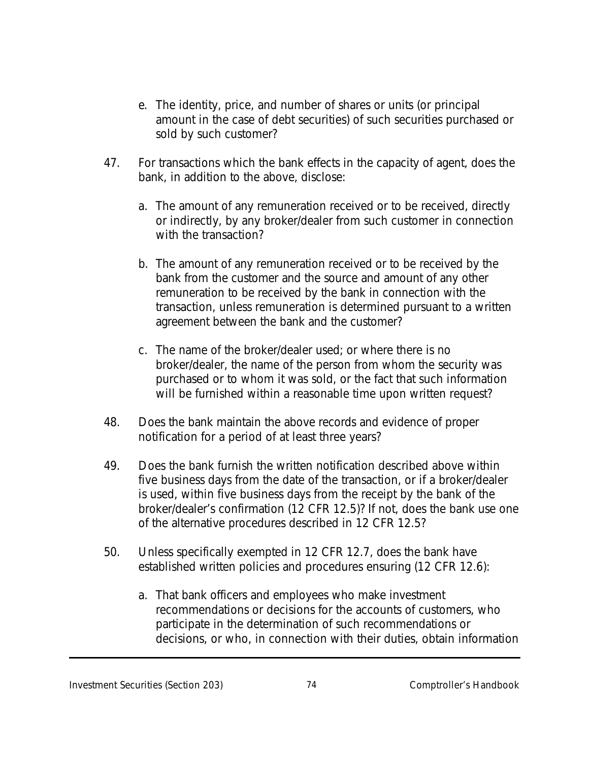e. The identity, price, and number of shares or units (or principal amount in the case of debt securities) of such securities purchased or sold by such customer?

47. For transactions which the bank effects in the capacity of agent, does the bank, in addition to the above, disclose:

    a. The amount of any remuneration received or to be received, directly or indirectly, by any broker/dealer from such customer in connection with the transaction?

    b. The amount of any remuneration received or to be received by the bank from the customer and the source and amount of any other remuneration to be received by the bank in connection with the transaction, unless remuneration is determined pursuant to a written agreement between the bank and the customer?

    c. The name of the broker/dealer used; or where there is no broker/dealer, the name of the person from whom the security was purchased or to whom it was sold, or the fact that such information will be furnished within a reasonable time upon written request?

48. Does the bank maintain the above records and evidence of proper notification for a period of at least three years?

49. Does the bank furnish the written notification described above within five business days from the date of the transaction, or if a broker/dealer is used, within five business days from the receipt by the bank of the broker/dealer's confirmation (12 CFR 12.5)? If not, does the bank use one of the alternative procedures described in 12 CFR 12.5?

50. Unless specifically exempted in 12 CFR 12.7, does the bank have established written policies and procedures ensuring (12 CFR 12.6):

    a. That bank officers and employees who make investment recommendations or decisions for the accounts of customers, who participate in the determination of such recommendations or decisions, or who, in connection with their duties, obtain information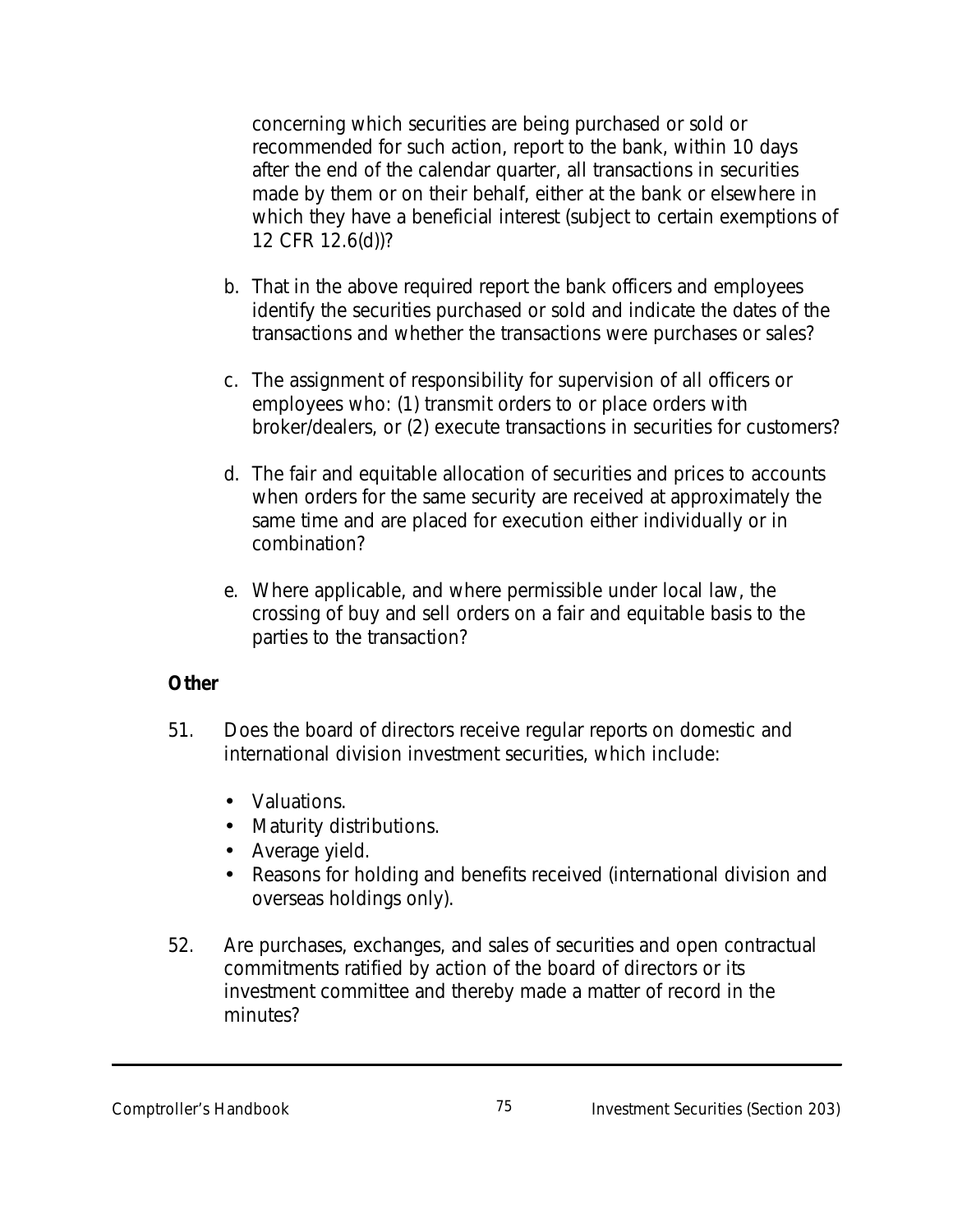concerning which securities are being purchased or sold or recommended for such action, report to the bank, within 10 days after the end of the calendar quarter, all transactions in securities made by them or on their behalf, either at the bank or elsewhere in which they have a beneficial interest (subject to certain exemptions of 12 CFR 12.6(d))?

b. That in the above required report the bank officers and employees identify the securities purchased or sold and indicate the dates of the transactions and whether the transactions were purchases or sales?

c. The assignment of responsibility for supervision of all officers or employees who: (1) transmit orders to or place orders with broker/dealers, or (2) execute transactions in securities for customers?

d. The fair and equitable allocation of securities and prices to accounts when orders for the same security are received at approximately the same time and are placed for execution either individually or in combination?

e. Where applicable, and where permissible under local law, the crossing of buy and sell orders on a fair and equitable basis to the parties to the transaction?

**Other**

51. Does the board of directors receive regular reports on domestic and international division investment securities, which include:

- Valuations.
- Maturity distributions.
- Average yield.
- Reasons for holding and benefits received (international division and overseas holdings only).

52. Are purchases, exchanges, and sales of securities and open contractual commitments ratified by action of the board of directors or its investment committee and thereby made a matter of record in the minutes?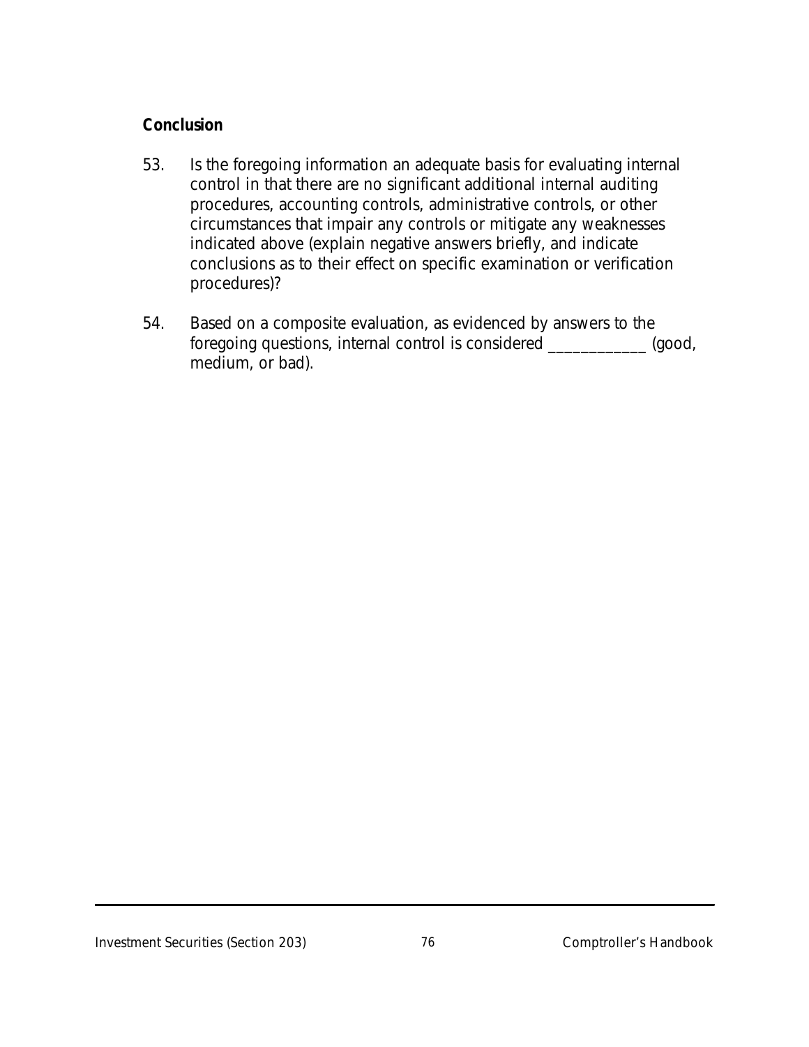**Conclusion**

53. Is the foregoing information an adequate basis for evaluating internal control in that there are no significant additional internal auditing procedures, accounting controls, administrative controls, or other circumstances that impair any controls or mitigate any weaknesses indicated above (explain negative answers briefly, and indicate conclusions as to their effect on specific examination or verification procedures)?

54. Based on a composite evaluation, as evidenced by answers to the foregoing questions, internal control is considered ____________ (good, medium, or bad).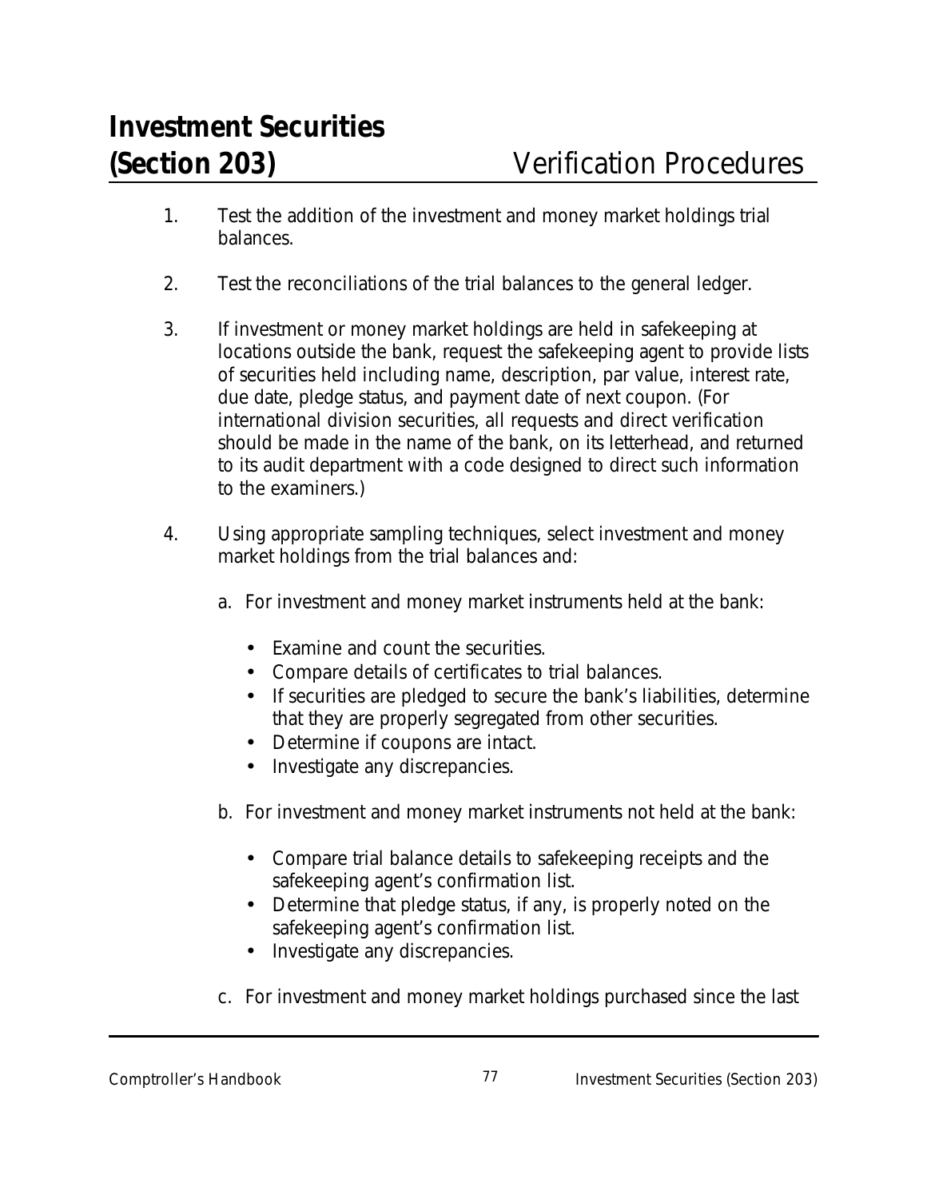# Investment Securities
## (Section 203) Verification Procedures

1. Test the addition of the investment and money market holdings trial balances.

2. Test the reconciliations of the trial balances to the general ledger.

3. If investment or money market holdings are held in safekeeping at locations outside the bank, request the safekeeping agent to provide lists of securities held including name, description, par value, interest rate, due date, pledge status, and payment date of next coupon. (For international division securities, all requests and direct verification should be made in the name of the bank, on its letterhead, and returned to its audit department with a code designed to direct such information to the examiners.)

4. Using appropriate sampling techniques, select investment and money market holdings from the trial balances and:

   a. For investment and money market instruments held at the bank:

      - Examine and count the securities.
      - Compare details of certificates to trial balances.
      - If securities are pledged to secure the bank's liabilities, determine that they are properly segregated from other securities.
      - Determine if coupons are intact.
      - Investigate any discrepancies.

   b. For investment and money market instruments not held at the bank:

      - Compare trial balance details to safekeeping receipts and the safekeeping agent's confirmation list.
      - Determine that pledge status, if any, is properly noted on the safekeeping agent's confirmation list.
      - Investigate any discrepancies.

   c. For investment and money market holdings purchased since the last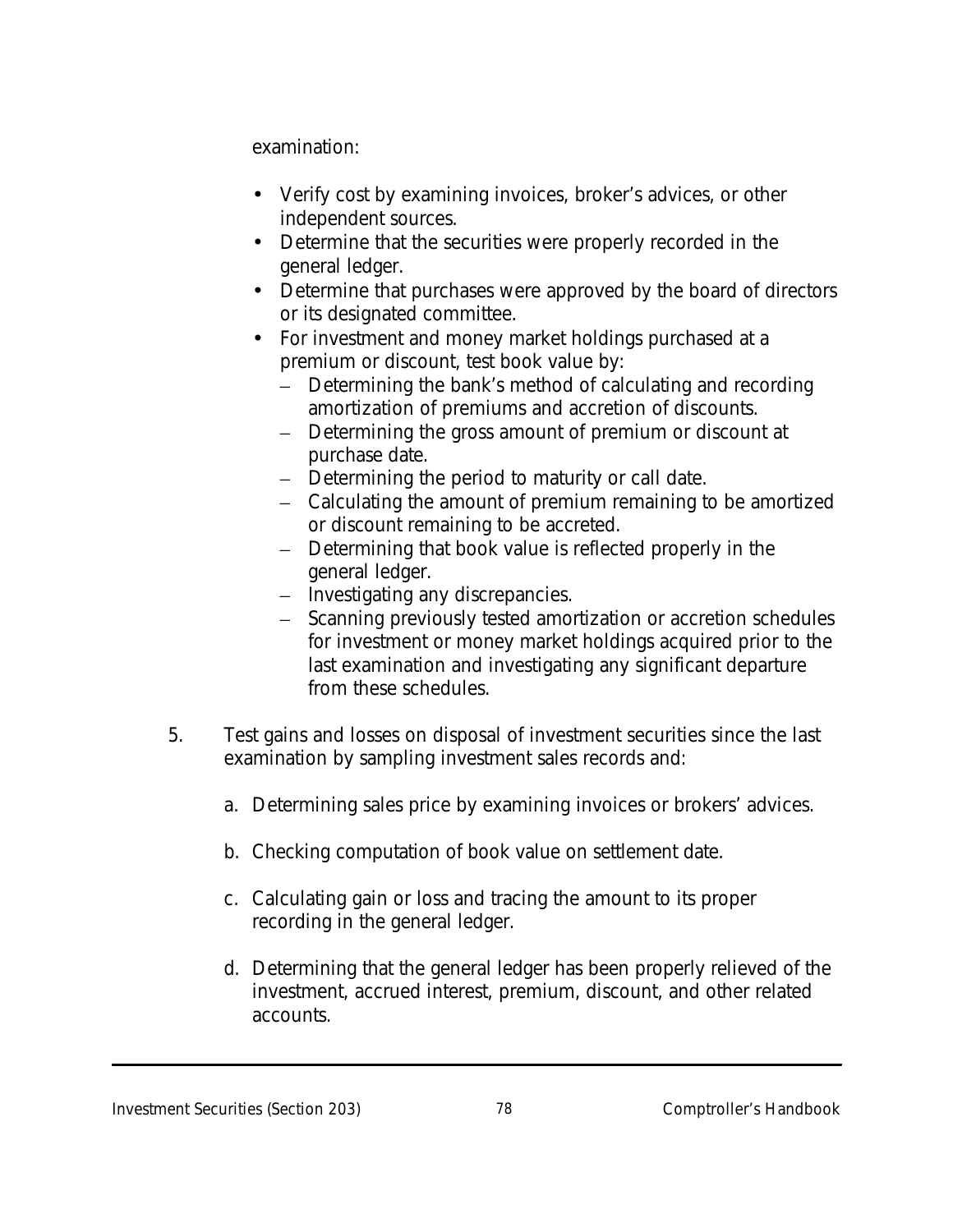examination:

- Verify cost by examining invoices, broker's advices, or other independent sources.
- Determine that the securities were properly recorded in the general ledger.
- Determine that purchases were approved by the board of directors or its designated committee.
- For investment and money market holdings purchased at a premium or discount, test book value by:
  - Determining the bank's method of calculating and recording amortization of premiums and accretion of discounts.
  - Determining the gross amount of premium or discount at purchase date.
  - Determining the period to maturity or call date.
  - Calculating the amount of premium remaining to be amortized or discount remaining to be accreted.
  - Determining that book value is reflected properly in the general ledger.
  - Investigating any discrepancies.
  - Scanning previously tested amortization or accretion schedules for investment or money market holdings acquired prior to the last examination and investigating any significant departure from these schedules.

5. Test gains and losses on disposal of investment securities since the last examination by sampling investment sales records and:

   a. Determining sales price by examining invoices or brokers' advices.

   b. Checking computation of book value on settlement date.

   c. Calculating gain or loss and tracing the amount to its proper recording in the general ledger.

   d. Determining that the general ledger has been properly relieved of the investment, accrued interest, premium, discount, and other related accounts.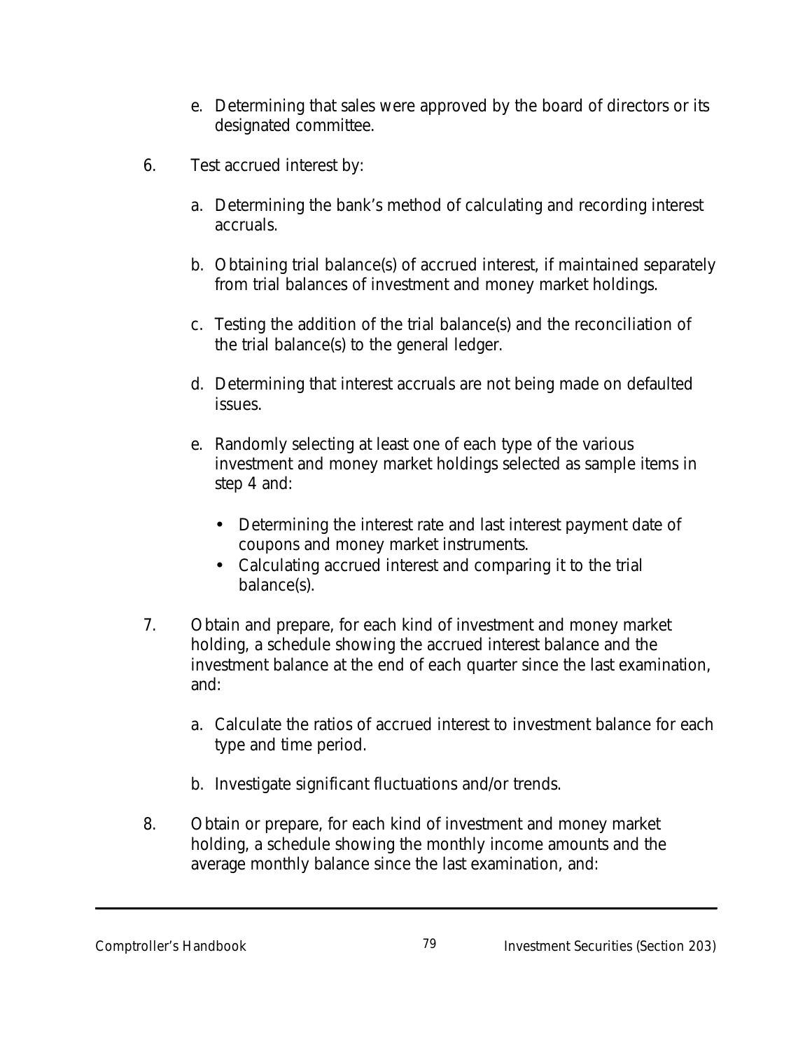e. Determining that sales were approved by the board of directors or its designated committee.

6. Test accrued interest by:

   a. Determining the bank's method of calculating and recording interest accruals.

   b. Obtaining trial balance(s) of accrued interest, if maintained separately from trial balances of investment and money market holdings.

   c. Testing the addition of the trial balance(s) and the reconciliation of the trial balance(s) to the general ledger.

   d. Determining that interest accruals are not being made on defaulted issues.

   e. Randomly selecting at least one of each type of the various investment and money market holdings selected as sample items in step 4 and:

      - Determining the interest rate and last interest payment date of coupons and money market instruments.
      - Calculating accrued interest and comparing it to the trial balance(s).

7. Obtain and prepare, for each kind of investment and money market holding, a schedule showing the accrued interest balance and the investment balance at the end of each quarter since the last examination, and:

   a. Calculate the ratios of accrued interest to investment balance for each type and time period.

   b. Investigate significant fluctuations and/or trends.

8. Obtain or prepare, for each kind of investment and money market holding, a schedule showing the monthly income amounts and the average monthly balance since the last examination, and: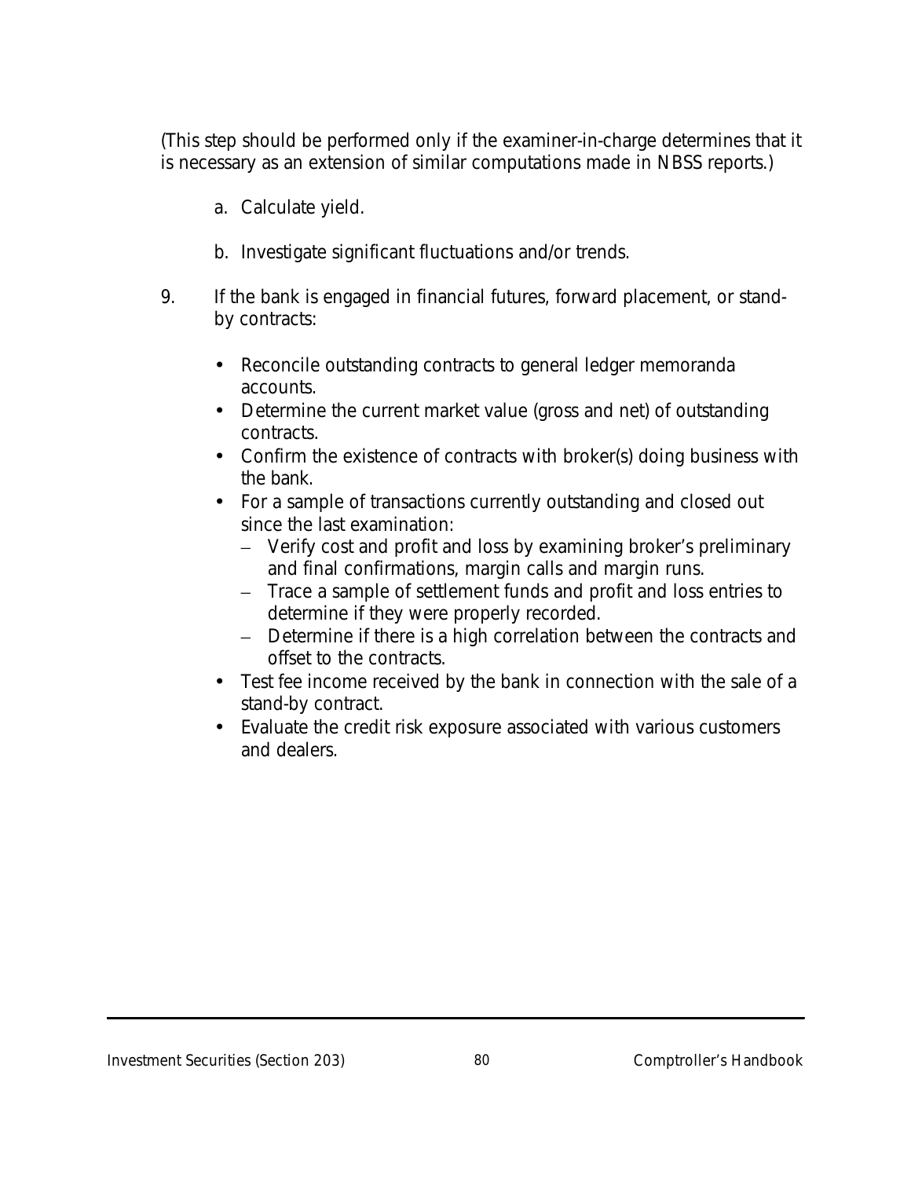(This step should be performed only if the examiner-in-charge determines that it is necessary as an extension of similar computations made in NBSS reports.)

a. Calculate yield.

b. Investigate significant fluctuations and/or trends.

9. If the bank is engaged in financial futures, forward placement, or stand-by contracts:

   - Reconcile outstanding contracts to general ledger memoranda accounts.
   - Determine the current market value (gross and net) of outstanding contracts.
   - Confirm the existence of contracts with broker(s) doing business with the bank.
   - For a sample of transactions currently outstanding and closed out since the last examination:
     - Verify cost and profit and loss by examining broker's preliminary and final confirmations, margin calls and margin runs.
     - Trace a sample of settlement funds and profit and loss entries to determine if they were properly recorded.
     - Determine if there is a high correlation between the contracts and offset to the contracts.
   - Test fee income received by the bank in connection with the sale of a stand-by contract.
   - Evaluate the credit risk exposure associated with various customers and dealers.